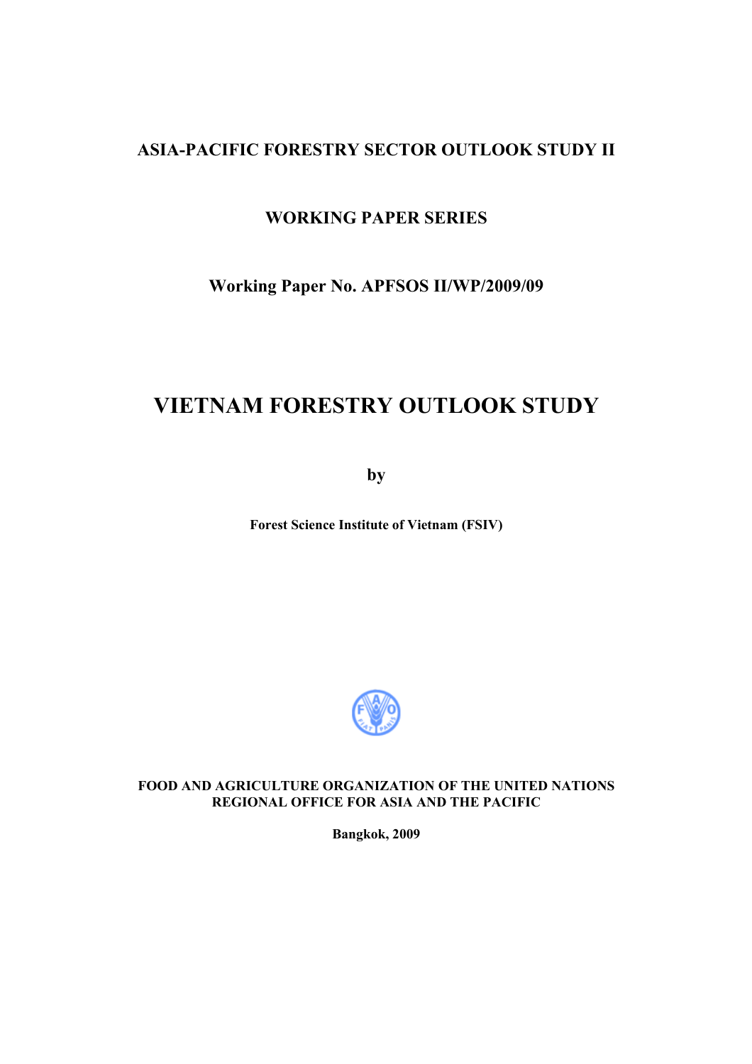**ASIA-PACIFIC FORESTRY SECTOR OUTLOOK STUDY II**

**WORKING PAPER SERIES**

**Working Paper No. APFSOS II/WP/2009/09**

# VIETNAM FORESTRY OUTLOOK STUDY

**by**

**Forest Science Institute of Vietnam (FSIV)**

**FOOD AND AGRICULTURE ORGANIZATION OF THE UNITED NATIONS**
**REGIONAL OFFICE FOR ASIA AND THE PACIFIC**

**Bangkok, 2009**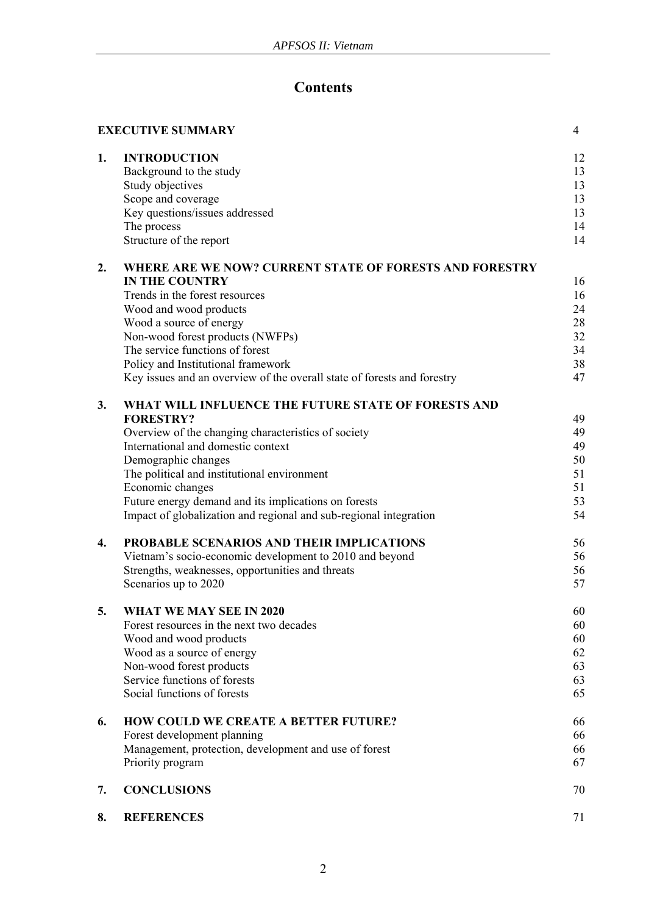# Contents

| | | |
|---|---|---|
| | **EXECUTIVE SUMMARY** | 4 |
| **1.** | **INTRODUCTION** | 12 |
| | Background to the study | 13 |
| | Study objectives | 13 |
| | Scope and coverage | 13 |
| | Key questions/issues addressed | 13 |
| | The process | 14 |
| | Structure of the report | 14 |
| **2.** | **WHERE ARE WE NOW? CURRENT STATE OF FORESTS AND FORESTRY IN THE COUNTRY** | 16 |
| | Trends in the forest resources | 16 |
| | Wood and wood products | 24 |
| | Wood a source of energy | 28 |
| | Non-wood forest products (NWFPs) | 32 |
| | The service functions of forest | 34 |
| | Policy and Institutional framework | 38 |
| | Key issues and an overview of the overall state of forests and forestry | 47 |
| **3.** | **WHAT WILL INFLUENCE THE FUTURE STATE OF FORESTS AND FORESTRY?** | 49 |
| | Overview of the changing characteristics of society | 49 |
| | International and domestic context | 49 |
| | Demographic changes | 50 |
| | The political and institutional environment | 51 |
| | Economic changes | 51 |
| | Future energy demand and its implications on forests | 53 |
| | Impact of globalization and regional and sub-regional integration | 54 |
| **4.** | **PROBABLE SCENARIOS AND THEIR IMPLICATIONS** | 56 |
| | Vietnam's socio-economic development to 2010 and beyond | 56 |
| | Strengths, weaknesses, opportunities and threats | 56 |
| | Scenarios up to 2020 | 57 |
| **5.** | **WHAT WE MAY SEE IN 2020** | 60 |
| | Forest resources in the next two decades | 60 |
| | Wood and wood products | 60 |
| | Wood as a source of energy | 62 |
| | Non-wood forest products | 63 |
| | Service functions of forests | 63 |
| | Social functions of forests | 65 |
| **6.** | **HOW COULD WE CREATE A BETTER FUTURE?** | 66 |
| | Forest development planning | 66 |
| | Management, protection, development and use of forest | 66 |
| | Priority program | 67 |
| **7.** | **CONCLUSIONS** | 70 |
| **8.** | **REFERENCES** | 71 |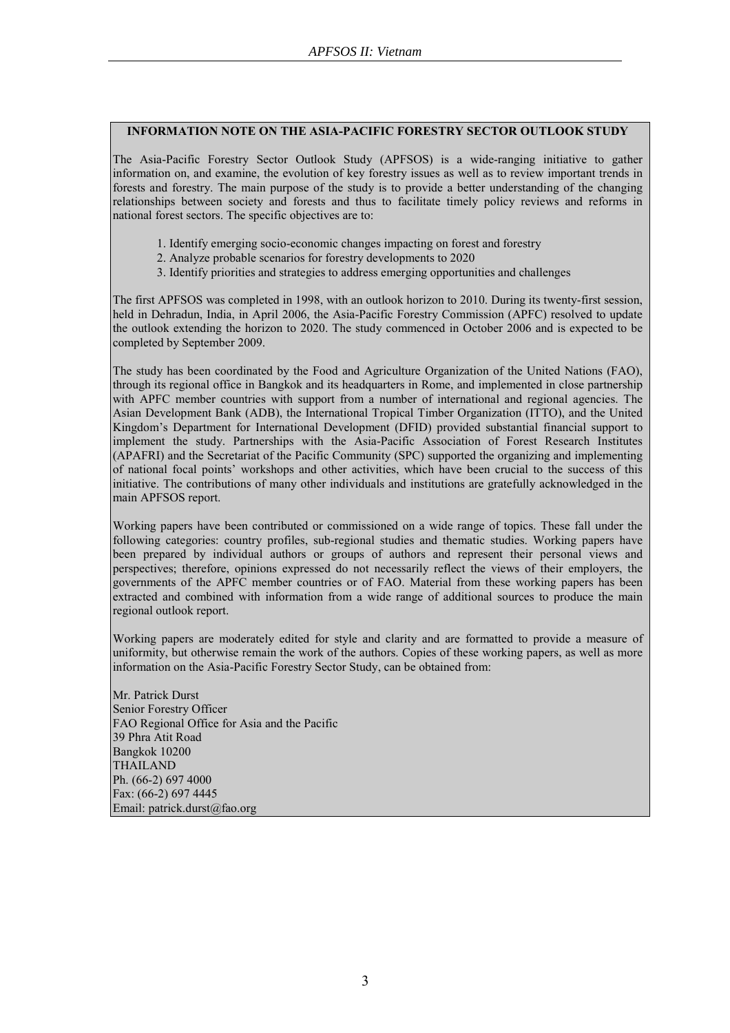## INFORMATION NOTE ON THE ASIA-PACIFIC FORESTRY SECTOR OUTLOOK STUDY

The Asia-Pacific Forestry Sector Outlook Study (APFSOS) is a wide-ranging initiative to gather information on, and examine, the evolution of key forestry issues as well as to review important trends in forests and forestry. The main purpose of the study is to provide a better understanding of the changing relationships between society and forests and thus to facilitate timely policy reviews and reforms in national forest sectors. The specific objectives are to:

1. Identify emerging socio-economic changes impacting on forest and forestry
2. Analyze probable scenarios for forestry developments to 2020
3. Identify priorities and strategies to address emerging opportunities and challenges

The first APFSOS was completed in 1998, with an outlook horizon to 2010. During its twenty-first session, held in Dehradun, India, in April 2006, the Asia-Pacific Forestry Commission (APFC) resolved to update the outlook extending the horizon to 2020. The study commenced in October 2006 and is expected to be completed by September 2009.

The study has been coordinated by the Food and Agriculture Organization of the United Nations (FAO), through its regional office in Bangkok and its headquarters in Rome, and implemented in close partnership with APFC member countries with support from a number of international and regional agencies. The Asian Development Bank (ADB), the International Tropical Timber Organization (ITTO), and the United Kingdom's Department for International Development (DFID) provided substantial financial support to implement the study. Partnerships with the Asia-Pacific Association of Forest Research Institutes (APAFRI) and the Secretariat of the Pacific Community (SPC) supported the organizing and implementing of national focal points' workshops and other activities, which have been crucial to the success of this initiative. The contributions of many other individuals and institutions are gratefully acknowledged in the main APFSOS report.

Working papers have been contributed or commissioned on a wide range of topics. These fall under the following categories: country profiles, sub-regional studies and thematic studies. Working papers have been prepared by individual authors or groups of authors and represent their personal views and perspectives; therefore, opinions expressed do not necessarily reflect the views of their employers, the governments of the APFC member countries or of FAO. Material from these working papers has been extracted and combined with information from a wide range of additional sources to produce the main regional outlook report.

Working papers are moderately edited for style and clarity and are formatted to provide a measure of uniformity, but otherwise remain the work of the authors. Copies of these working papers, as well as more information on the Asia-Pacific Forestry Sector Study, can be obtained from:

Mr. Patrick Durst  
Senior Forestry Officer  
FAO Regional Office for Asia and the Pacific  
39 Phra Atit Road  
Bangkok 10200  
THAILAND  
Ph. (66-2) 697 4000  
Fax: (66-2) 697 4445  
Email: patrick.durst@fao.org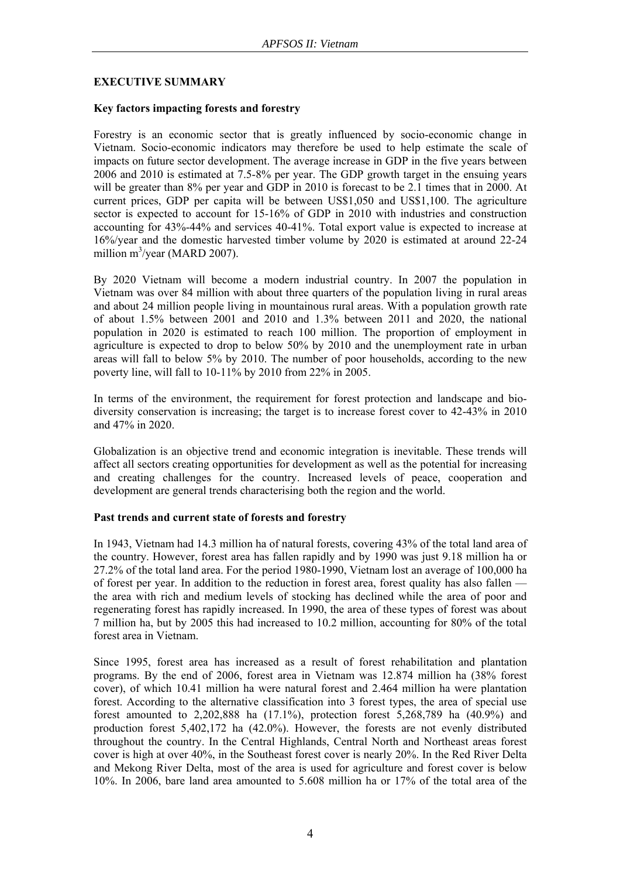## EXECUTIVE SUMMARY

### Key factors impacting forests and forestry

Forestry is an economic sector that is greatly influenced by socio-economic change in Vietnam. Socio-economic indicators may therefore be used to help estimate the scale of impacts on future sector development. The average increase in GDP in the five years between 2006 and 2010 is estimated at 7.5-8% per year. The GDP growth target in the ensuing years will be greater than 8% per year and GDP in 2010 is forecast to be 2.1 times that in 2000. At current prices, GDP per capita will be between US$1,050 and US$1,100. The agriculture sector is expected to account for 15-16% of GDP in 2010 with industries and construction accounting for 43%-44% and services 40-41%. Total export value is expected to increase at 16%/year and the domestic harvested timber volume by 2020 is estimated at around 22-24 million $m^3$/year (MARD 2007).

By 2020 Vietnam will become a modern industrial country. In 2007 the population in Vietnam was over 84 million with about three quarters of the population living in rural areas and about 24 million people living in mountainous rural areas. With a population growth rate of about 1.5% between 2001 and 2010 and 1.3% between 2011 and 2020, the national population in 2020 is estimated to reach 100 million. The proportion of employment in agriculture is expected to drop to below 50% by 2010 and the unemployment rate in urban areas will fall to below 5% by 2010. The number of poor households, according to the new poverty line, will fall to 10-11% by 2010 from 22% in 2005.

In terms of the environment, the requirement for forest protection and landscape and bio-diversity conservation is increasing; the target is to increase forest cover to 42-43% in 2010 and 47% in 2020.

Globalization is an objective trend and economic integration is inevitable. These trends will affect all sectors creating opportunities for development as well as the potential for increasing and creating challenges for the country. Increased levels of peace, cooperation and development are general trends characterising both the region and the world.

### Past trends and current state of forests and forestry

In 1943, Vietnam had 14.3 million ha of natural forests, covering 43% of the total land area of the country. However, forest area has fallen rapidly and by 1990 was just 9.18 million ha or 27.2% of the total land area. For the period 1980-1990, Vietnam lost an average of 100,000 ha of forest per year. In addition to the reduction in forest area, forest quality has also fallen — the area with rich and medium levels of stocking has declined while the area of poor and regenerating forest has rapidly increased. In 1990, the area of these types of forest was about 7 million ha, but by 2005 this had increased to 10.2 million, accounting for 80% of the total forest area in Vietnam.

Since 1995, forest area has increased as a result of forest rehabilitation and plantation programs. By the end of 2006, forest area in Vietnam was 12.874 million ha (38% forest cover), of which 10.41 million ha were natural forest and 2.464 million ha were plantation forest. According to the alternative classification into 3 forest types, the area of special use forest amounted to 2,202,888 ha (17.1%), protection forest 5,268,789 ha (40.9%) and production forest 5,402,172 ha (42.0%). However, the forests are not evenly distributed throughout the country. In the Central Highlands, Central North and Northeast areas forest cover is high at over 40%, in the Southeast forest cover is nearly 20%. In the Red River Delta and Mekong River Delta, most of the area is used for agriculture and forest cover is below 10%. In 2006, bare land area amounted to 5.608 million ha or 17% of the total area of the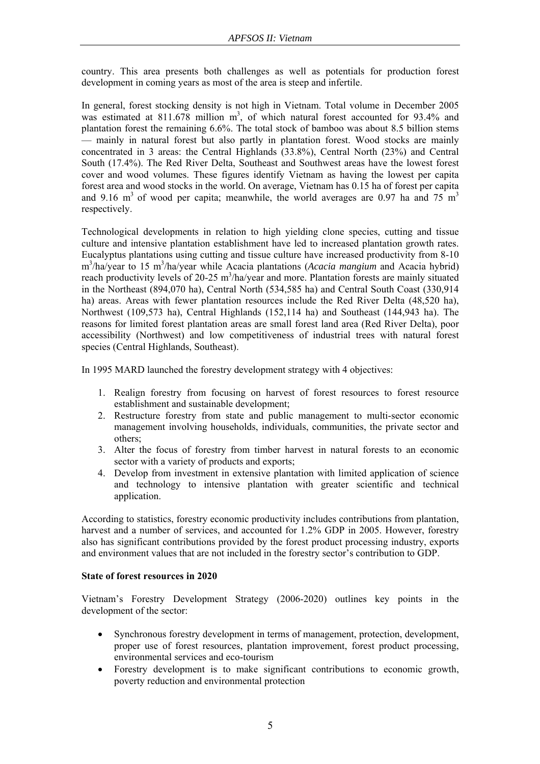country. This area presents both challenges as well as potentials for production forest development in coming years as most of the area is steep and infertile.

In general, forest stocking density is not high in Vietnam. Total volume in December 2005 was estimated at 811.678 million $m^3$, of which natural forest accounted for 93.4% and plantation forest the remaining 6.6%. The total stock of bamboo was about 8.5 billion stems — mainly in natural forest but also partly in plantation forest. Wood stocks are mainly concentrated in 3 areas: the Central Highlands (33.8%), Central North (23%) and Central South (17.4%). The Red River Delta, Southeast and Southwest areas have the lowest forest cover and wood volumes. These figures identify Vietnam as having the lowest per capita forest area and wood stocks in the world. On average, Vietnam has 0.15 ha of forest per capita and 9.16 $m^3$ of wood per capita; meanwhile, the world averages are 0.97 ha and 75 $m^3$ respectively.

Technological developments in relation to high yielding clone species, cutting and tissue culture and intensive plantation establishment have led to increased plantation growth rates. Eucalyptus plantations using cutting and tissue culture have increased productivity from 8-10 $m^3$/ha/year to 15 $m^3$/ha/year while Acacia plantations (*Acacia mangium* and Acacia hybrid) reach productivity levels of 20-25 $m^3$/ha/year and more. Plantation forests are mainly situated in the Northeast (894,070 ha), Central North (534,585 ha) and Central South Coast (330,914 ha) areas. Areas with fewer plantation resources include the Red River Delta (48,520 ha), Northwest (109,573 ha), Central Highlands (152,114 ha) and Southeast (144,943 ha). The reasons for limited forest plantation areas are small forest land area (Red River Delta), poor accessibility (Northwest) and low competitiveness of industrial trees with natural forest species (Central Highlands, Southeast).

In 1995 MARD launched the forestry development strategy with 4 objectives:

1. Realign forestry from focusing on harvest of forest resources to forest resource establishment and sustainable development;
2. Restructure forestry from state and public management to multi-sector economic management involving households, individuals, communities, the private sector and others;
3. Alter the focus of forestry from timber harvest in natural forests to an economic sector with a variety of products and exports;
4. Develop from investment in extensive plantation with limited application of science and technology to intensive plantation with greater scientific and technical application.

According to statistics, forestry economic productivity includes contributions from plantation, harvest and a number of services, and accounted for 1.2% GDP in 2005. However, forestry also has significant contributions provided by the forest product processing industry, exports and environment values that are not included in the forestry sector's contribution to GDP.

**State of forest resources in 2020**

Vietnam's Forestry Development Strategy (2006-2020) outlines key points in the development of the sector:

- Synchronous forestry development in terms of management, protection, development, proper use of forest resources, plantation improvement, forest product processing, environmental services and eco-tourism
- Forestry development is to make significant contributions to economic growth, poverty reduction and environmental protection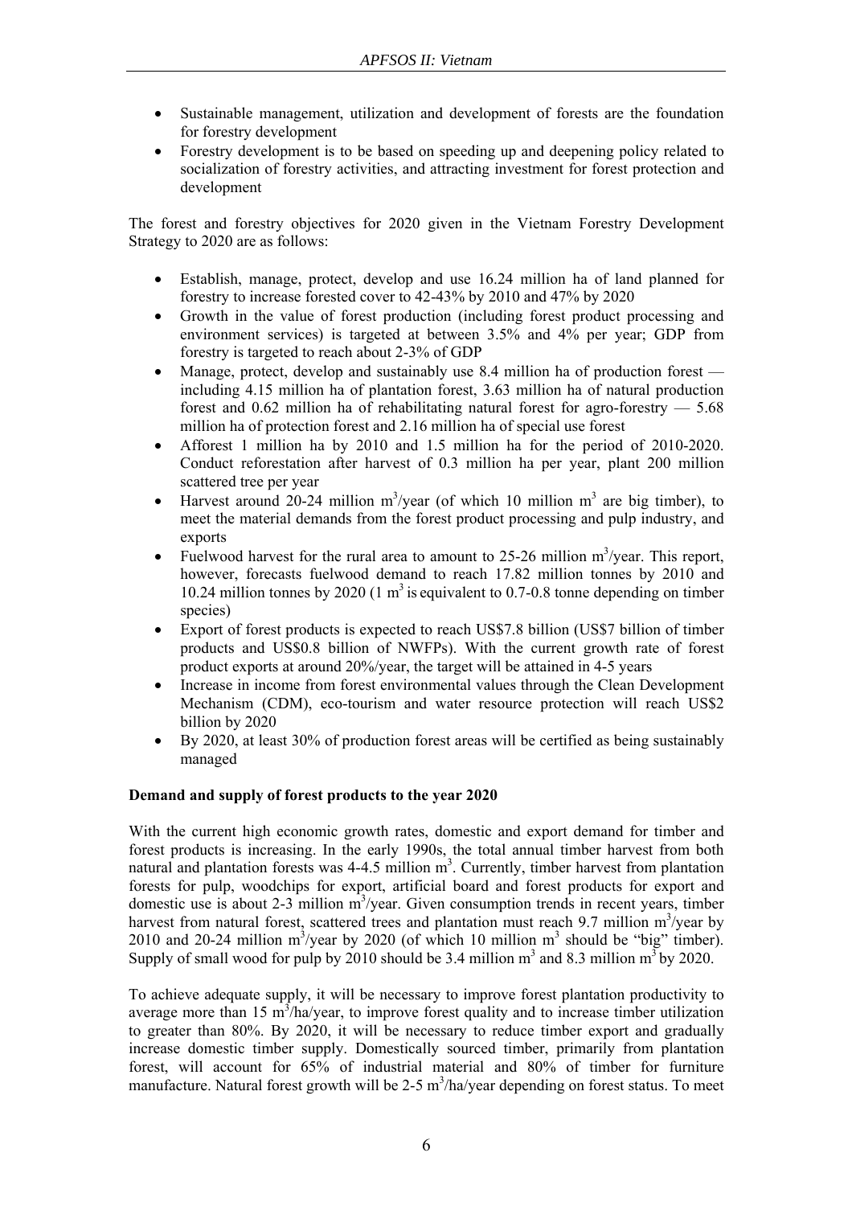- Sustainable management, utilization and development of forests are the foundation for forestry development
- Forestry development is to be based on speeding up and deepening policy related to socialization of forestry activities, and attracting investment for forest protection and development

The forest and forestry objectives for 2020 given in the Vietnam Forestry Development Strategy to 2020 are as follows:

- Establish, manage, protect, develop and use 16.24 million ha of land planned for forestry to increase forested cover to 42-43% by 2010 and 47% by 2020
- Growth in the value of forest production (including forest product processing and environment services) is targeted at between 3.5% and 4% per year; GDP from forestry is targeted to reach about 2-3% of GDP
- Manage, protect, develop and sustainably use 8.4 million ha of production forest — including 4.15 million ha of plantation forest, 3.63 million ha of natural production forest and 0.62 million ha of rehabilitating natural forest for agro-forestry — 5.68 million ha of protection forest and 2.16 million ha of special use forest
- Afforest 1 million ha by 2010 and 1.5 million ha for the period of 2010-2020. Conduct reforestation after harvest of 0.3 million ha per year, plant 200 million scattered tree per year
- Harvest around 20-24 million $m^3$/year (of which 10 million $m^3$ are big timber), to meet the material demands from the forest product processing and pulp industry, and exports
- Fuelwood harvest for the rural area to amount to 25-26 million $m^3$/year. This report, however, forecasts fuelwood demand to reach 17.82 million tonnes by 2010 and 10.24 million tonnes by 2020 (1 $m^3$ is equivalent to 0.7-0.8 tonne depending on timber species)
- Export of forest products is expected to reach US$7.8 billion (US$7 billion of timber products and US$0.8 billion of NWFPs). With the current growth rate of forest product exports at around 20%/year, the target will be attained in 4-5 years
- Increase in income from forest environmental values through the Clean Development Mechanism (CDM), eco-tourism and water resource protection will reach US$2 billion by 2020
- By 2020, at least 30% of production forest areas will be certified as being sustainably managed

**Demand and supply of forest products to the year 2020**

With the current high economic growth rates, domestic and export demand for timber and forest products is increasing. In the early 1990s, the total annual timber harvest from both natural and plantation forests was 4-4.5 million $m^3$. Currently, timber harvest from plantation forests for pulp, woodchips for export, artificial board and forest products for export and domestic use is about 2-3 million $m^3$/year. Given consumption trends in recent years, timber harvest from natural forest, scattered trees and plantation must reach 9.7 million $m^3$/year by 2010 and 20-24 million $m^3$/year by 2020 (of which 10 million $m^3$ should be "big" timber). Supply of small wood for pulp by 2010 should be 3.4 million $m^3$ and 8.3 million $m^3$ by 2020.

To achieve adequate supply, it will be necessary to improve forest plantation productivity to average more than 15 $m^3$/ha/year, to improve forest quality and to increase timber utilization to greater than 80%. By 2020, it will be necessary to reduce timber export and gradually increase domestic timber supply. Domestically sourced timber, primarily from plantation forest, will account for 65% of industrial material and 80% of timber for furniture manufacture. Natural forest growth will be 2-5 $m^3$/ha/year depending on forest status. To meet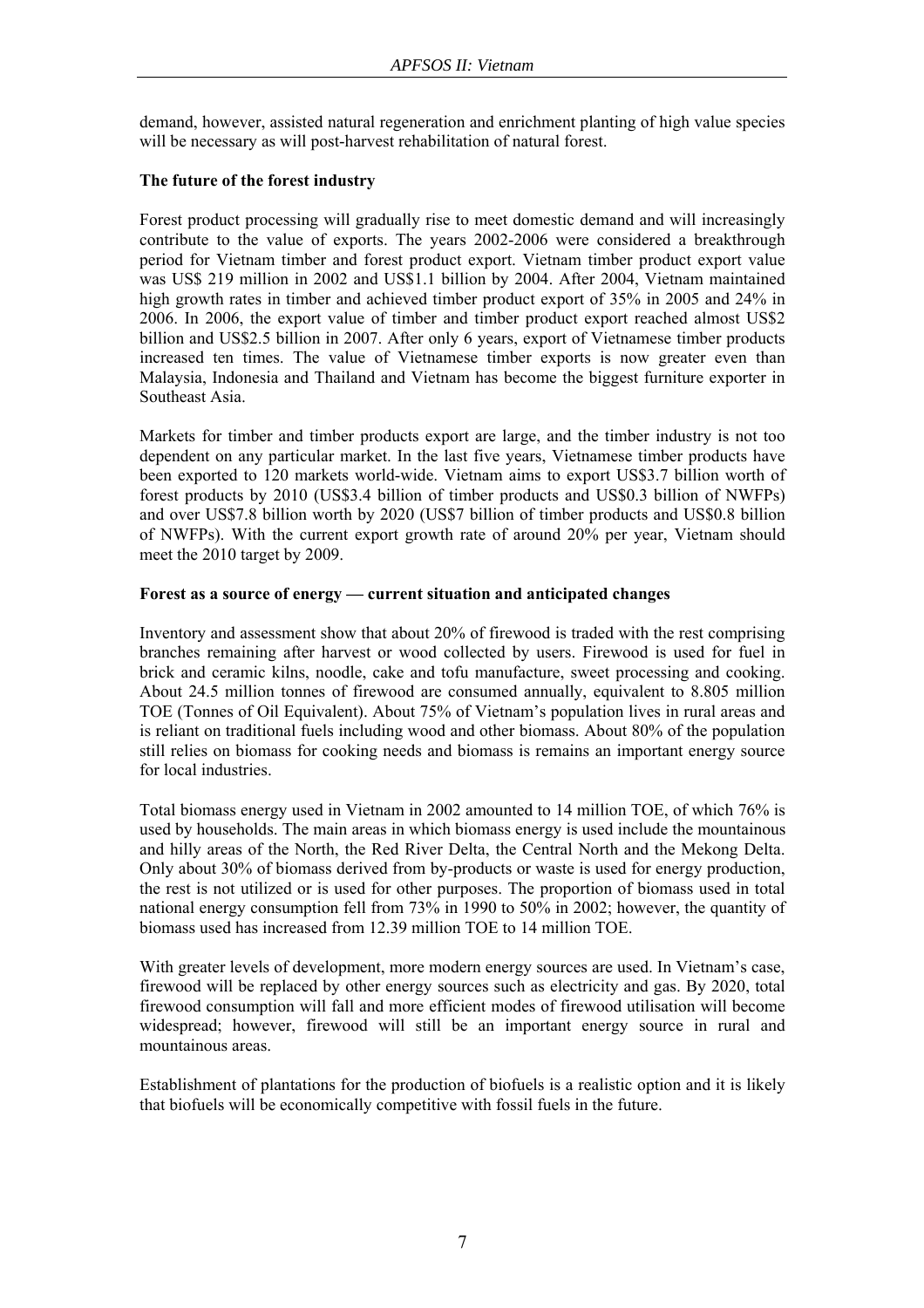demand, however, assisted natural regeneration and enrichment planting of high value species will be necessary as will post-harvest rehabilitation of natural forest.

**The future of the forest industry**

Forest product processing will gradually rise to meet domestic demand and will increasingly contribute to the value of exports. The years 2002-2006 were considered a breakthrough period for Vietnam timber and forest product export. Vietnam timber product export value was US$ 219 million in 2002 and US$1.1 billion by 2004. After 2004, Vietnam maintained high growth rates in timber and achieved timber product export of 35% in 2005 and 24% in 2006. In 2006, the export value of timber and timber product export reached almost US$2 billion and US$2.5 billion in 2007. After only 6 years, export of Vietnamese timber products increased ten times. The value of Vietnamese timber exports is now greater even than Malaysia, Indonesia and Thailand and Vietnam has become the biggest furniture exporter in Southeast Asia.

Markets for timber and timber products export are large, and the timber industry is not too dependent on any particular market. In the last five years, Vietnamese timber products have been exported to 120 markets world-wide. Vietnam aims to export US$3.7 billion worth of forest products by 2010 (US$3.4 billion of timber products and US$0.3 billion of NWFPs) and over US$7.8 billion worth by 2020 (US$7 billion of timber products and US$0.8 billion of NWFPs). With the current export growth rate of around 20% per year, Vietnam should meet the 2010 target by 2009.

**Forest as a source of energy — current situation and anticipated changes**

Inventory and assessment show that about 20% of firewood is traded with the rest comprising branches remaining after harvest or wood collected by users. Firewood is used for fuel in brick and ceramic kilns, noodle, cake and tofu manufacture, sweet processing and cooking. About 24.5 million tonnes of firewood are consumed annually, equivalent to 8.805 million TOE (Tonnes of Oil Equivalent). About 75% of Vietnam's population lives in rural areas and is reliant on traditional fuels including wood and other biomass. About 80% of the population still relies on biomass for cooking needs and biomass is remains an important energy source for local industries.

Total biomass energy used in Vietnam in 2002 amounted to 14 million TOE, of which 76% is used by households. The main areas in which biomass energy is used include the mountainous and hilly areas of the North, the Red River Delta, the Central North and the Mekong Delta. Only about 30% of biomass derived from by-products or waste is used for energy production, the rest is not utilized or is used for other purposes. The proportion of biomass used in total national energy consumption fell from 73% in 1990 to 50% in 2002; however, the quantity of biomass used has increased from 12.39 million TOE to 14 million TOE.

With greater levels of development, more modern energy sources are used. In Vietnam's case, firewood will be replaced by other energy sources such as electricity and gas. By 2020, total firewood consumption will fall and more efficient modes of firewood utilisation will become widespread; however, firewood will still be an important energy source in rural and mountainous areas.

Establishment of plantations for the production of biofuels is a realistic option and it is likely that biofuels will be economically competitive with fossil fuels in the future.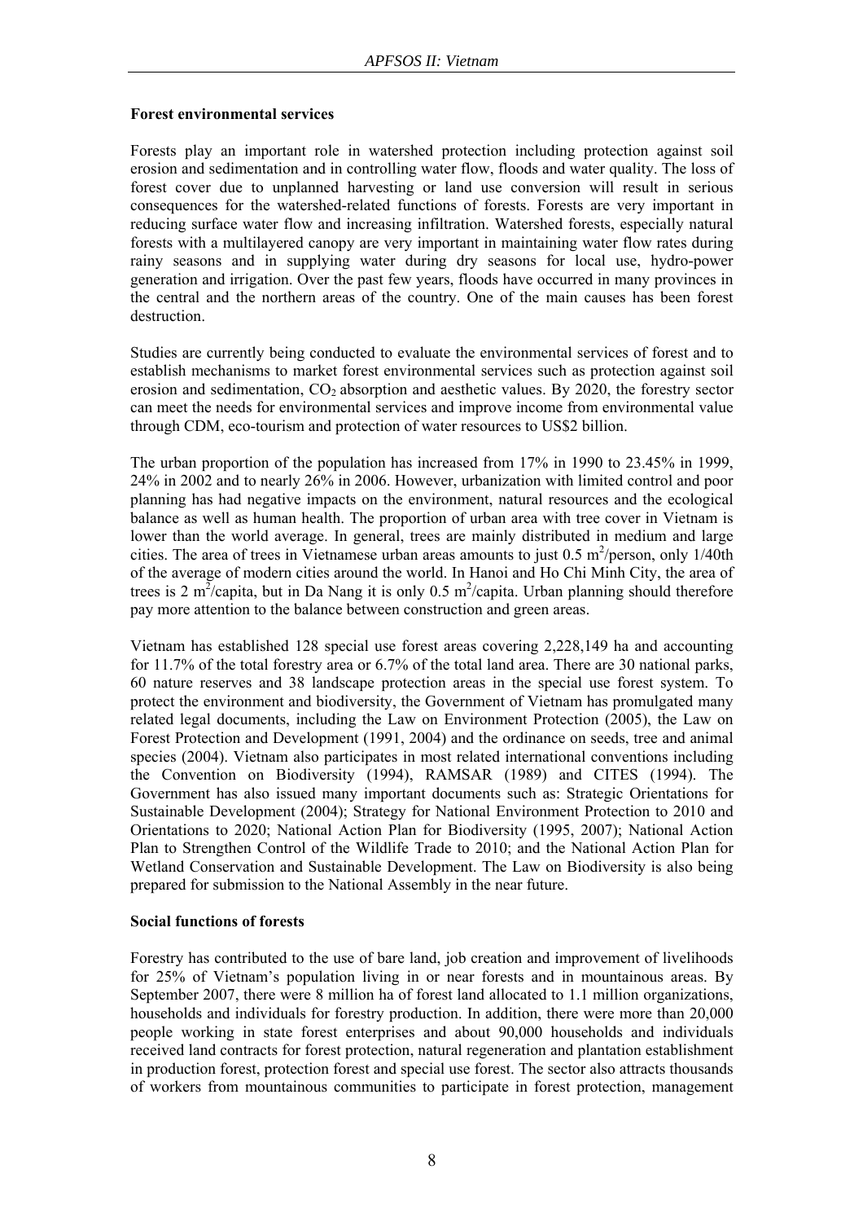**Forest environmental services**

Forests play an important role in watershed protection including protection against soil erosion and sedimentation and in controlling water flow, floods and water quality. The loss of forest cover due to unplanned harvesting or land use conversion will result in serious consequences for the watershed-related functions of forests. Forests are very important in reducing surface water flow and increasing infiltration. Watershed forests, especially natural forests with a multilayered canopy are very important in maintaining water flow rates during rainy seasons and in supplying water during dry seasons for local use, hydro-power generation and irrigation. Over the past few years, floods have occurred in many provinces in the central and the northern areas of the country. One of the main causes has been forest destruction.

Studies are currently being conducted to evaluate the environmental services of forest and to establish mechanisms to market forest environmental services such as protection against soil erosion and sedimentation, $CO_2$ absorption and aesthetic values. By 2020, the forestry sector can meet the needs for environmental services and improve income from environmental value through CDM, eco-tourism and protection of water resources to US$2 billion.

The urban proportion of the population has increased from 17% in 1990 to 23.45% in 1999, 24% in 2002 and to nearly 26% in 2006. However, urbanization with limited control and poor planning has had negative impacts on the environment, natural resources and the ecological balance as well as human health. The proportion of urban area with tree cover in Vietnam is lower than the world average. In general, trees are mainly distributed in medium and large cities. The area of trees in Vietnamese urban areas amounts to just 0.5 $m^2$/person, only 1/40th of the average of modern cities around the world. In Hanoi and Ho Chi Minh City, the area of trees is 2 $m^2$/capita, but in Da Nang it is only 0.5 $m^2$/capita. Urban planning should therefore pay more attention to the balance between construction and green areas.

Vietnam has established 128 special use forest areas covering 2,228,149 ha and accounting for 11.7% of the total forestry area or 6.7% of the total land area. There are 30 national parks, 60 nature reserves and 38 landscape protection areas in the special use forest system. To protect the environment and biodiversity, the Government of Vietnam has promulgated many related legal documents, including the Law on Environment Protection (2005), the Law on Forest Protection and Development (1991, 2004) and the ordinance on seeds, tree and animal species (2004). Vietnam also participates in most related international conventions including the Convention on Biodiversity (1994), RAMSAR (1989) and CITES (1994). The Government has also issued many important documents such as: Strategic Orientations for Sustainable Development (2004); Strategy for National Environment Protection to 2010 and Orientations to 2020; National Action Plan for Biodiversity (1995, 2007); National Action Plan to Strengthen Control of the Wildlife Trade to 2010; and the National Action Plan for Wetland Conservation and Sustainable Development. The Law on Biodiversity is also being prepared for submission to the National Assembly in the near future.

**Social functions of forests**

Forestry has contributed to the use of bare land, job creation and improvement of livelihoods for 25% of Vietnam's population living in or near forests and in mountainous areas. By September 2007, there were 8 million ha of forest land allocated to 1.1 million organizations, households and individuals for forestry production. In addition, there were more than 20,000 people working in state forest enterprises and about 90,000 households and individuals received land contracts for forest protection, natural regeneration and plantation establishment in production forest, protection forest and special use forest. The sector also attracts thousands of workers from mountainous communities to participate in forest protection, management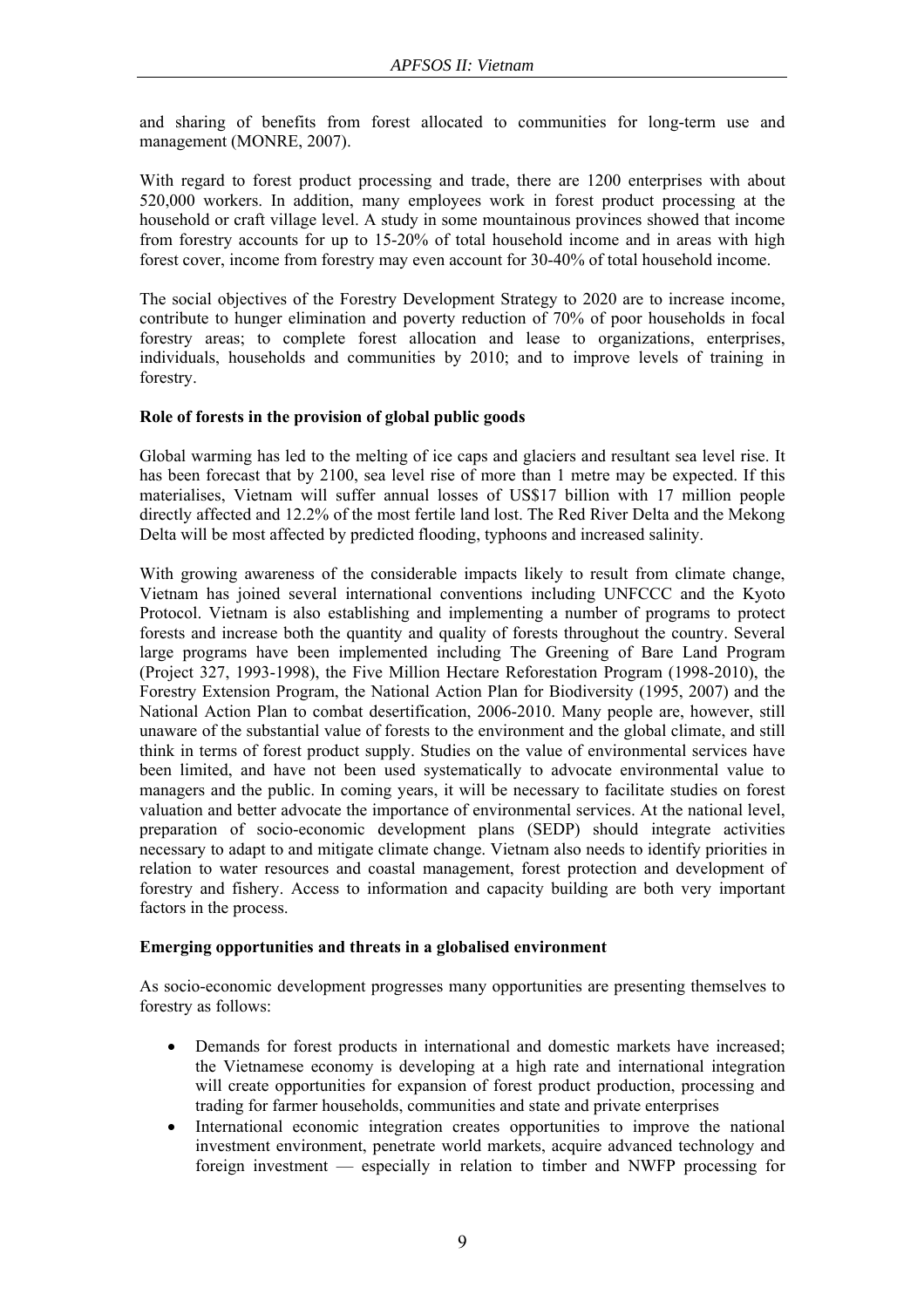and sharing of benefits from forest allocated to communities for long-term use and management (MONRE, 2007).

With regard to forest product processing and trade, there are 1200 enterprises with about 520,000 workers. In addition, many employees work in forest product processing at the household or craft village level. A study in some mountainous provinces showed that income from forestry accounts for up to 15-20% of total household income and in areas with high forest cover, income from forestry may even account for 30-40% of total household income.

The social objectives of the Forestry Development Strategy to 2020 are to increase income, contribute to hunger elimination and poverty reduction of 70% of poor households in focal forestry areas; to complete forest allocation and lease to organizations, enterprises, individuals, households and communities by 2010; and to improve levels of training in forestry.

**Role of forests in the provision of global public goods**

Global warming has led to the melting of ice caps and glaciers and resultant sea level rise. It has been forecast that by 2100, sea level rise of more than 1 metre may be expected. If this materialises, Vietnam will suffer annual losses of US$17 billion with 17 million people directly affected and 12.2% of the most fertile land lost. The Red River Delta and the Mekong Delta will be most affected by predicted flooding, typhoons and increased salinity.

With growing awareness of the considerable impacts likely to result from climate change, Vietnam has joined several international conventions including UNFCCC and the Kyoto Protocol. Vietnam is also establishing and implementing a number of programs to protect forests and increase both the quantity and quality of forests throughout the country. Several large programs have been implemented including The Greening of Bare Land Program (Project 327, 1993-1998), the Five Million Hectare Reforestation Program (1998-2010), the Forestry Extension Program, the National Action Plan for Biodiversity (1995, 2007) and the National Action Plan to combat desertification, 2006-2010. Many people are, however, still unaware of the substantial value of forests to the environment and the global climate, and still think in terms of forest product supply. Studies on the value of environmental services have been limited, and have not been used systematically to advocate environmental value to managers and the public. In coming years, it will be necessary to facilitate studies on forest valuation and better advocate the importance of environmental services. At the national level, preparation of socio-economic development plans (SEDP) should integrate activities necessary to adapt to and mitigate climate change. Vietnam also needs to identify priorities in relation to water resources and coastal management, forest protection and development of forestry and fishery. Access to information and capacity building are both very important factors in the process.

**Emerging opportunities and threats in a globalised environment**

As socio-economic development progresses many opportunities are presenting themselves to forestry as follows:

- Demands for forest products in international and domestic markets have increased; the Vietnamese economy is developing at a high rate and international integration will create opportunities for expansion of forest product production, processing and trading for farmer households, communities and state and private enterprises
- International economic integration creates opportunities to improve the national investment environment, penetrate world markets, acquire advanced technology and foreign investment — especially in relation to timber and NWFP processing for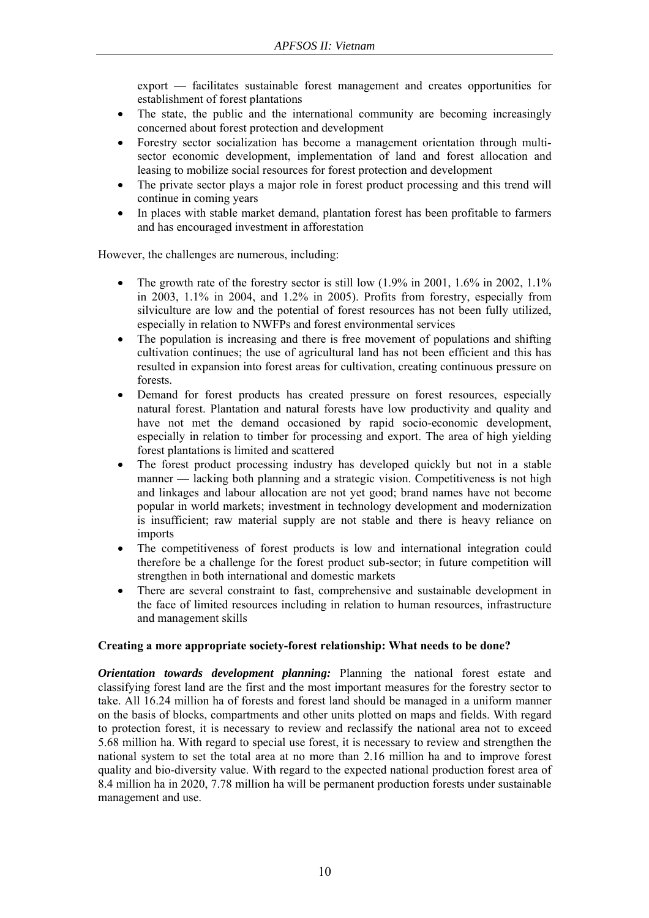export — facilitates sustainable forest management and creates opportunities for establishment of forest plantations

- The state, the public and the international community are becoming increasingly concerned about forest protection and development
- Forestry sector socialization has become a management orientation through multi-sector economic development, implementation of land and forest allocation and leasing to mobilize social resources for forest protection and development
- The private sector plays a major role in forest product processing and this trend will continue in coming years
- In places with stable market demand, plantation forest has been profitable to farmers and has encouraged investment in afforestation

However, the challenges are numerous, including:

- The growth rate of the forestry sector is still low (1.9% in 2001, 1.6% in 2002, 1.1% in 2003, 1.1% in 2004, and 1.2% in 2005). Profits from forestry, especially from silviculture are low and the potential of forest resources has not been fully utilized, especially in relation to NWFPs and forest environmental services
- The population is increasing and there is free movement of populations and shifting cultivation continues; the use of agricultural land has not been efficient and this has resulted in expansion into forest areas for cultivation, creating continuous pressure on forests.
- Demand for forest products has created pressure on forest resources, especially natural forest. Plantation and natural forests have low productivity and quality and have not met the demand occasioned by rapid socio-economic development, especially in relation to timber for processing and export. The area of high yielding forest plantations is limited and scattered
- The forest product processing industry has developed quickly but not in a stable manner — lacking both planning and a strategic vision. Competitiveness is not high and linkages and labour allocation are not yet good; brand names have not become popular in world markets; investment in technology development and modernization is insufficient; raw material supply are not stable and there is heavy reliance on imports
- The competitiveness of forest products is low and international integration could therefore be a challenge for the forest product sub-sector; in future competition will strengthen in both international and domestic markets
- There are several constraint to fast, comprehensive and sustainable development in the face of limited resources including in relation to human resources, infrastructure and management skills

**Creating a more appropriate society-forest relationship: What needs to be done?**

***Orientation towards development planning:*** Planning the national forest estate and classifying forest land are the first and the most important measures for the forestry sector to take. All 16.24 million ha of forests and forest land should be managed in a uniform manner on the basis of blocks, compartments and other units plotted on maps and fields. With regard to protection forest, it is necessary to review and reclassify the national area not to exceed 5.68 million ha. With regard to special use forest, it is necessary to review and strengthen the national system to set the total area at no more than 2.16 million ha and to improve forest quality and bio-diversity value. With regard to the expected national production forest area of 8.4 million ha in 2020, 7.78 million ha will be permanent production forests under sustainable management and use.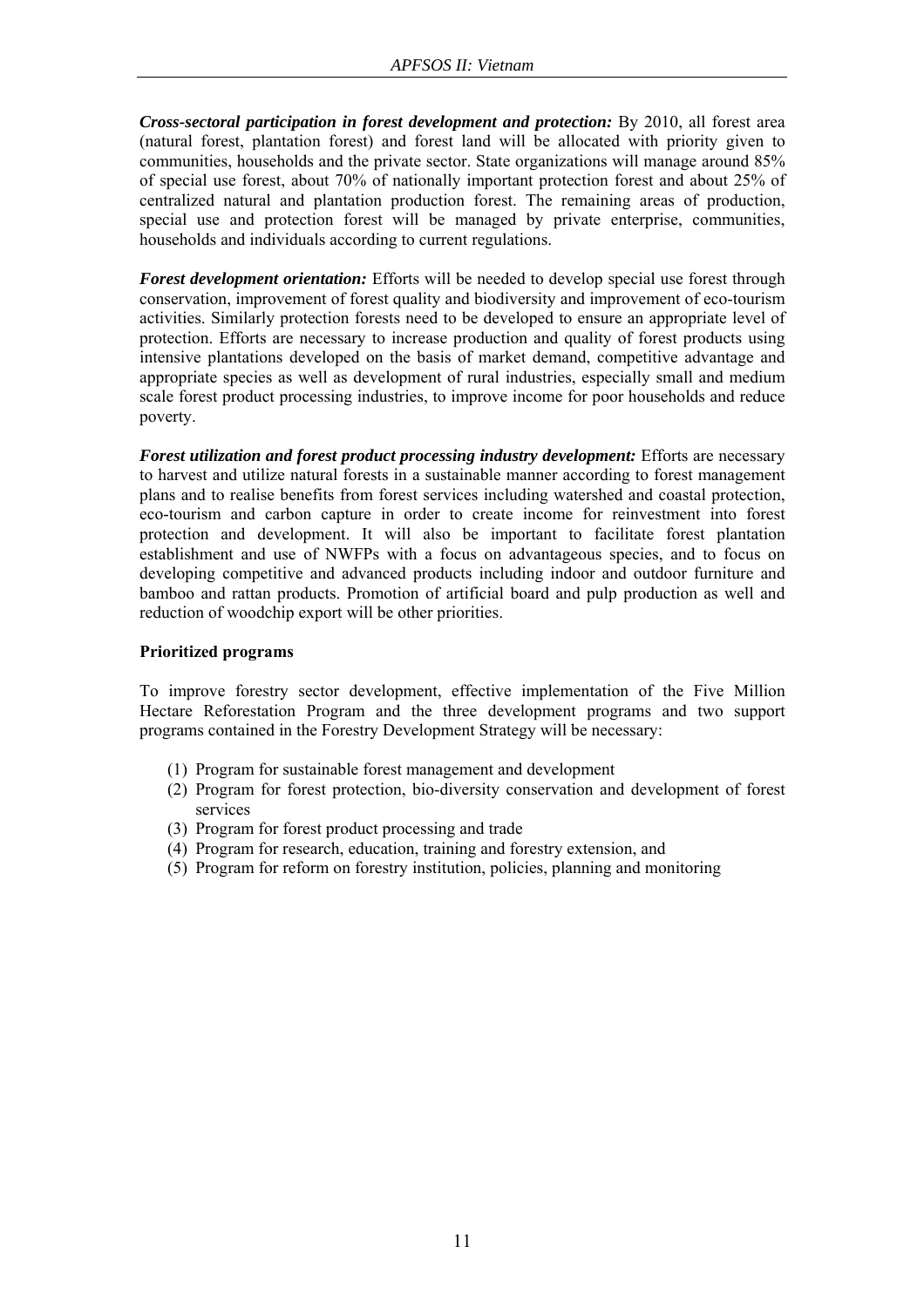***Cross-sectoral participation in forest development and protection:*** By 2010, all forest area (natural forest, plantation forest) and forest land will be allocated with priority given to communities, households and the private sector. State organizations will manage around 85% of special use forest, about 70% of nationally important protection forest and about 25% of centralized natural and plantation production forest. The remaining areas of production, special use and protection forest will be managed by private enterprise, communities, households and individuals according to current regulations.

***Forest development orientation:*** Efforts will be needed to develop special use forest through conservation, improvement of forest quality and biodiversity and improvement of eco-tourism activities. Similarly protection forests need to be developed to ensure an appropriate level of protection. Efforts are necessary to increase production and quality of forest products using intensive plantations developed on the basis of market demand, competitive advantage and appropriate species as well as development of rural industries, especially small and medium scale forest product processing industries, to improve income for poor households and reduce poverty.

***Forest utilization and forest product processing industry development:*** Efforts are necessary to harvest and utilize natural forests in a sustainable manner according to forest management plans and to realise benefits from forest services including watershed and coastal protection, eco-tourism and carbon capture in order to create income for reinvestment into forest protection and development. It will also be important to facilitate forest plantation establishment and use of NWFPs with a focus on advantageous species, and to focus on developing competitive and advanced products including indoor and outdoor furniture and bamboo and rattan products. Promotion of artificial board and pulp production as well and reduction of woodchip export will be other priorities.

**Prioritized programs**

To improve forestry sector development, effective implementation of the Five Million Hectare Reforestation Program and the three development programs and two support programs contained in the Forestry Development Strategy will be necessary:

(1) Program for sustainable forest management and development
(2) Program for forest protection, bio-diversity conservation and development of forest services
(3) Program for forest product processing and trade
(4) Program for research, education, training and forestry extension, and
(5) Program for reform on forestry institution, policies, planning and monitoring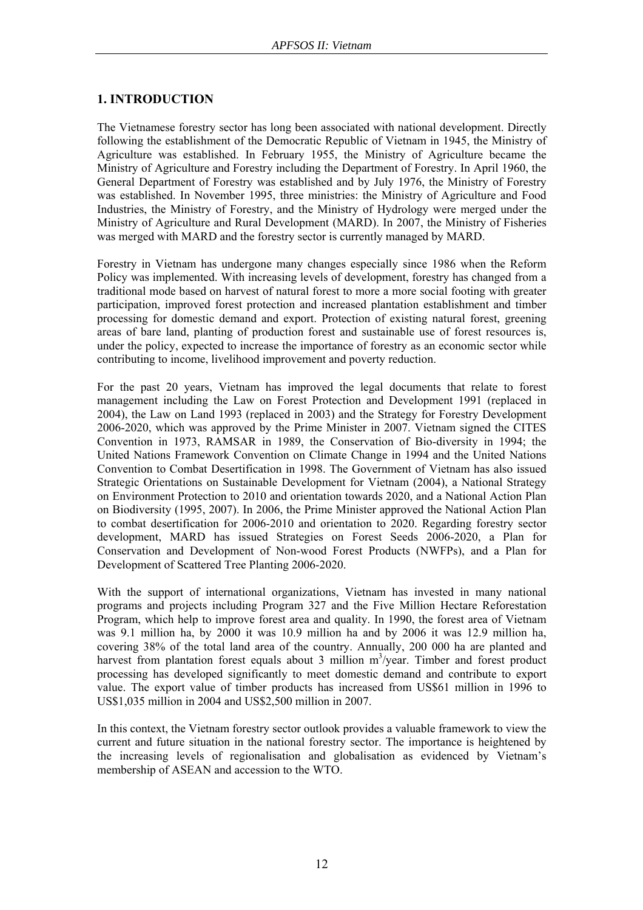# 1. INTRODUCTION

The Vietnamese forestry sector has long been associated with national development. Directly following the establishment of the Democratic Republic of Vietnam in 1945, the Ministry of Agriculture was established. In February 1955, the Ministry of Agriculture became the Ministry of Agriculture and Forestry including the Department of Forestry. In April 1960, the General Department of Forestry was established and by July 1976, the Ministry of Forestry was established. In November 1995, three ministries: the Ministry of Agriculture and Food Industries, the Ministry of Forestry, and the Ministry of Hydrology were merged under the Ministry of Agriculture and Rural Development (MARD). In 2007, the Ministry of Fisheries was merged with MARD and the forestry sector is currently managed by MARD.

Forestry in Vietnam has undergone many changes especially since 1986 when the Reform Policy was implemented. With increasing levels of development, forestry has changed from a traditional mode based on harvest of natural forest to more a more social footing with greater participation, improved forest protection and increased plantation establishment and timber processing for domestic demand and export. Protection of existing natural forest, greening areas of bare land, planting of production forest and sustainable use of forest resources is, under the policy, expected to increase the importance of forestry as an economic sector while contributing to income, livelihood improvement and poverty reduction.

For the past 20 years, Vietnam has improved the legal documents that relate to forest management including the Law on Forest Protection and Development 1991 (replaced in 2004), the Law on Land 1993 (replaced in 2003) and the Strategy for Forestry Development 2006-2020, which was approved by the Prime Minister in 2007. Vietnam signed the CITES Convention in 1973, RAMSAR in 1989, the Conservation of Bio-diversity in 1994; the United Nations Framework Convention on Climate Change in 1994 and the United Nations Convention to Combat Desertification in 1998. The Government of Vietnam has also issued Strategic Orientations on Sustainable Development for Vietnam (2004), a National Strategy on Environment Protection to 2010 and orientation towards 2020, and a National Action Plan on Biodiversity (1995, 2007). In 2006, the Prime Minister approved the National Action Plan to combat desertification for 2006-2010 and orientation to 2020. Regarding forestry sector development, MARD has issued Strategies on Forest Seeds 2006-2020, a Plan for Conservation and Development of Non-wood Forest Products (NWFPs), and a Plan for Development of Scattered Tree Planting 2006-2020.

With the support of international organizations, Vietnam has invested in many national programs and projects including Program 327 and the Five Million Hectare Reforestation Program, which help to improve forest area and quality. In 1990, the forest area of Vietnam was 9.1 million ha, by 2000 it was 10.9 million ha and by 2006 it was 12.9 million ha, covering 38% of the total land area of the country. Annually, 200 000 ha are planted and harvest from plantation forest equals about 3 million $m^3$/year. Timber and forest product processing has developed significantly to meet domestic demand and contribute to export value. The export value of timber products has increased from US$61 million in 1996 to US$1,035 million in 2004 and US$2,500 million in 2007.

In this context, the Vietnam forestry sector outlook provides a valuable framework to view the current and future situation in the national forestry sector. The importance is heightened by the increasing levels of regionalisation and globalisation as evidenced by Vietnam's membership of ASEAN and accession to the WTO.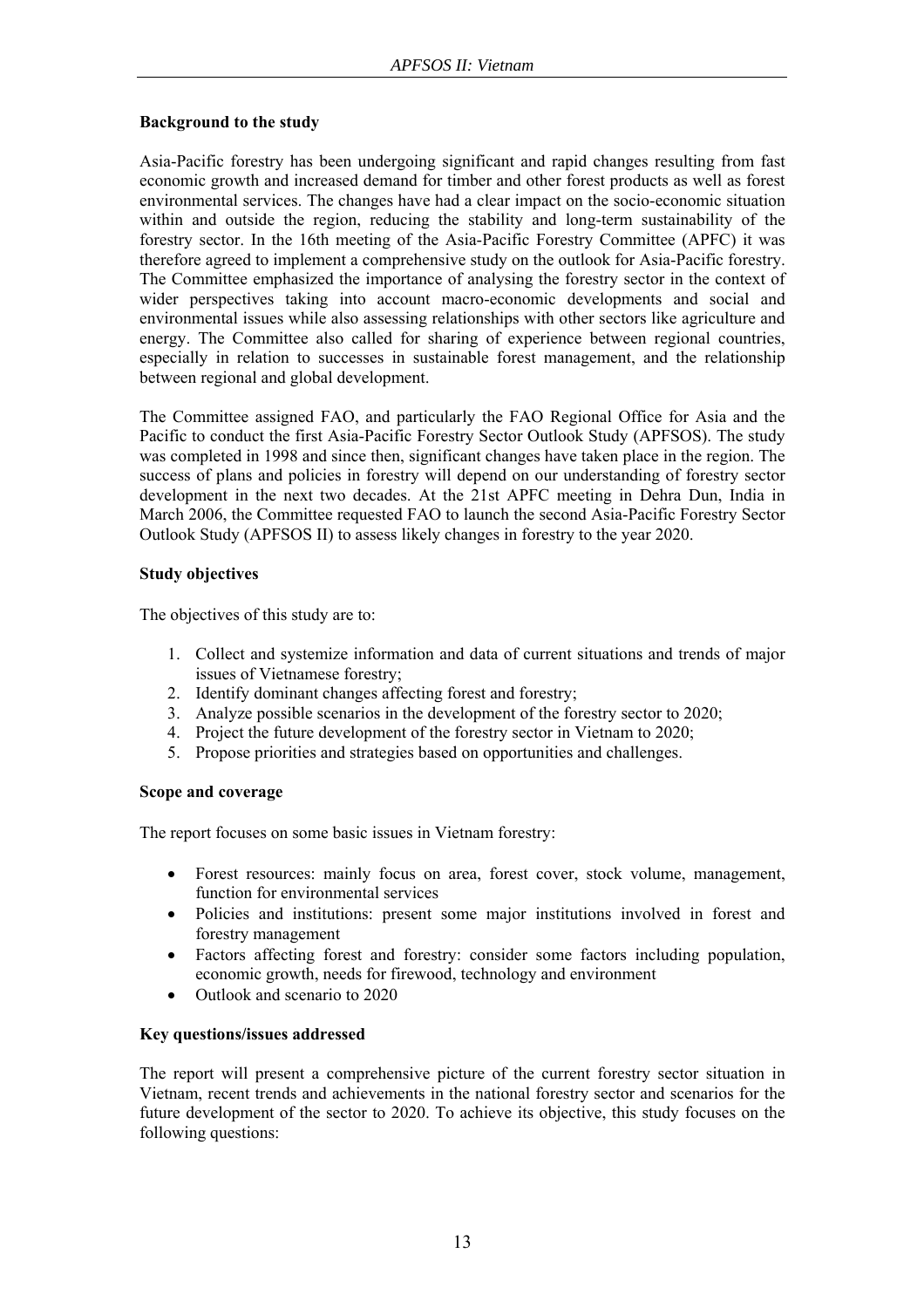## Background to the study

Asia-Pacific forestry has been undergoing significant and rapid changes resulting from fast economic growth and increased demand for timber and other forest products as well as forest environmental services. The changes have had a clear impact on the socio-economic situation within and outside the region, reducing the stability and long-term sustainability of the forestry sector. In the 16th meeting of the Asia-Pacific Forestry Committee (APFC) it was therefore agreed to implement a comprehensive study on the outlook for Asia-Pacific forestry. The Committee emphasized the importance of analysing the forestry sector in the context of wider perspectives taking into account macro-economic developments and social and environmental issues while also assessing relationships with other sectors like agriculture and energy. The Committee also called for sharing of experience between regional countries, especially in relation to successes in sustainable forest management, and the relationship between regional and global development.

The Committee assigned FAO, and particularly the FAO Regional Office for Asia and the Pacific to conduct the first Asia-Pacific Forestry Sector Outlook Study (APFSOS). The study was completed in 1998 and since then, significant changes have taken place in the region. The success of plans and policies in forestry will depend on our understanding of forestry sector development in the next two decades. At the 21st APFC meeting in Dehra Dun, India in March 2006, the Committee requested FAO to launch the second Asia-Pacific Forestry Sector Outlook Study (APFSOS II) to assess likely changes in forestry to the year 2020.

## Study objectives

The objectives of this study are to:

1. Collect and systemize information and data of current situations and trends of major issues of Vietnamese forestry;
2. Identify dominant changes affecting forest and forestry;
3. Analyze possible scenarios in the development of the forestry sector to 2020;
4. Project the future development of the forestry sector in Vietnam to 2020;
5. Propose priorities and strategies based on opportunities and challenges.

## Scope and coverage

The report focuses on some basic issues in Vietnam forestry:

- Forest resources: mainly focus on area, forest cover, stock volume, management, function for environmental services
- Policies and institutions: present some major institutions involved in forest and forestry management
- Factors affecting forest and forestry: consider some factors including population, economic growth, needs for firewood, technology and environment
- Outlook and scenario to 2020

## Key questions/issues addressed

The report will present a comprehensive picture of the current forestry sector situation in Vietnam, recent trends and achievements in the national forestry sector and scenarios for the future development of the sector to 2020. To achieve its objective, this study focuses on the following questions: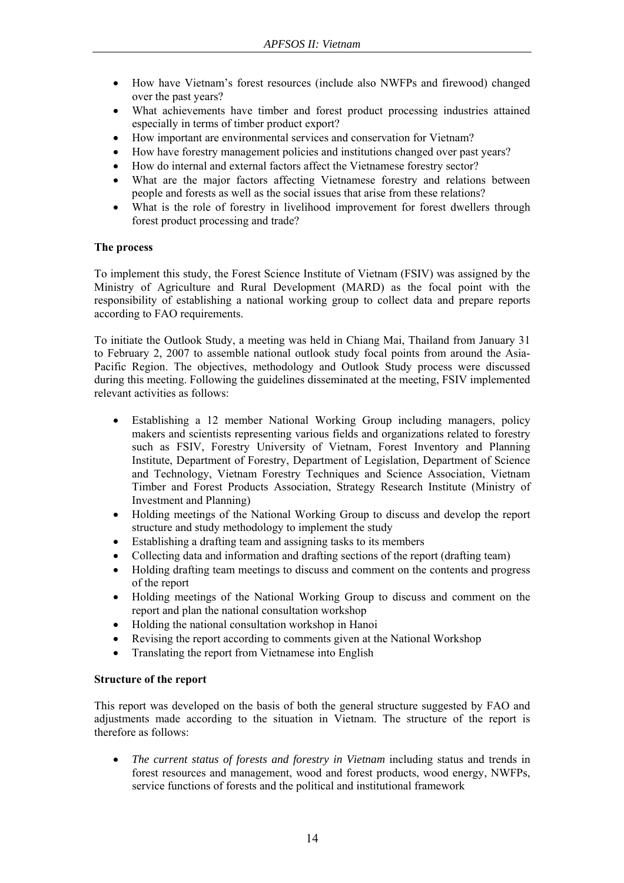- How have Vietnam's forest resources (include also NWFPs and firewood) changed over the past years?
- What achievements have timber and forest product processing industries attained especially in terms of timber product export?
- How important are environmental services and conservation for Vietnam?
- How have forestry management policies and institutions changed over past years?
- How do internal and external factors affect the Vietnamese forestry sector?
- What are the major factors affecting Vietnamese forestry and relations between people and forests as well as the social issues that arise from these relations?
- What is the role of forestry in livelihood improvement for forest dwellers through forest product processing and trade?

**The process**

To implement this study, the Forest Science Institute of Vietnam (FSIV) was assigned by the Ministry of Agriculture and Rural Development (MARD) as the focal point with the responsibility of establishing a national working group to collect data and prepare reports according to FAO requirements.

To initiate the Outlook Study, a meeting was held in Chiang Mai, Thailand from January 31 to February 2, 2007 to assemble national outlook study focal points from around the Asia-Pacific Region. The objectives, methodology and Outlook Study process were discussed during this meeting. Following the guidelines disseminated at the meeting, FSIV implemented relevant activities as follows:

- Establishing a 12 member National Working Group including managers, policy makers and scientists representing various fields and organizations related to forestry such as FSIV, Forestry University of Vietnam, Forest Inventory and Planning Institute, Department of Forestry, Department of Legislation, Department of Science and Technology, Vietnam Forestry Techniques and Science Association, Vietnam Timber and Forest Products Association, Strategy Research Institute (Ministry of Investment and Planning)
- Holding meetings of the National Working Group to discuss and develop the report structure and study methodology to implement the study
- Establishing a drafting team and assigning tasks to its members
- Collecting data and information and drafting sections of the report (drafting team)
- Holding drafting team meetings to discuss and comment on the contents and progress of the report
- Holding meetings of the National Working Group to discuss and comment on the report and plan the national consultation workshop
- Holding the national consultation workshop in Hanoi
- Revising the report according to comments given at the National Workshop
- Translating the report from Vietnamese into English

**Structure of the report**

This report was developed on the basis of both the general structure suggested by FAO and adjustments made according to the situation in Vietnam. The structure of the report is therefore as follows:

- *The current status of forests and forestry in Vietnam* including status and trends in forest resources and management, wood and forest products, wood energy, NWFPs, service functions of forests and the political and institutional framework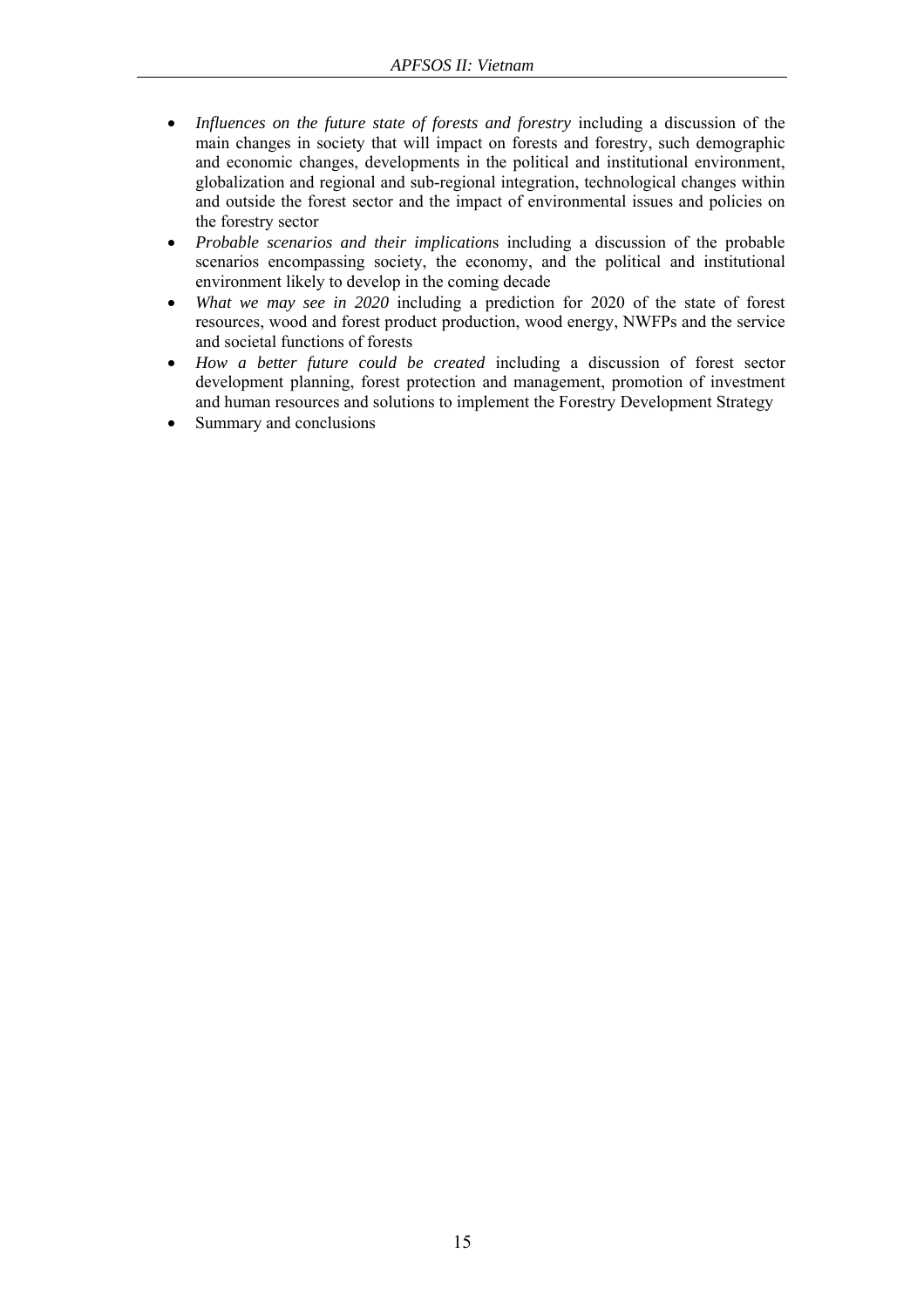- *Influences on the future state of forests and forestry* including a discussion of the main changes in society that will impact on forests and forestry, such demographic and economic changes, developments in the political and institutional environment, globalization and regional and sub-regional integration, technological changes within and outside the forest sector and the impact of environmental issues and policies on the forestry sector
- *Probable scenarios and their implication*s including a discussion of the probable scenarios encompassing society, the economy, and the political and institutional environment likely to develop in the coming decade
- *What we may see in 2020* including a prediction for 2020 of the state of forest resources, wood and forest product production, wood energy, NWFPs and the service and societal functions of forests
- *How a better future could be created* including a discussion of forest sector development planning, forest protection and management, promotion of investment and human resources and solutions to implement the Forestry Development Strategy
- Summary and conclusions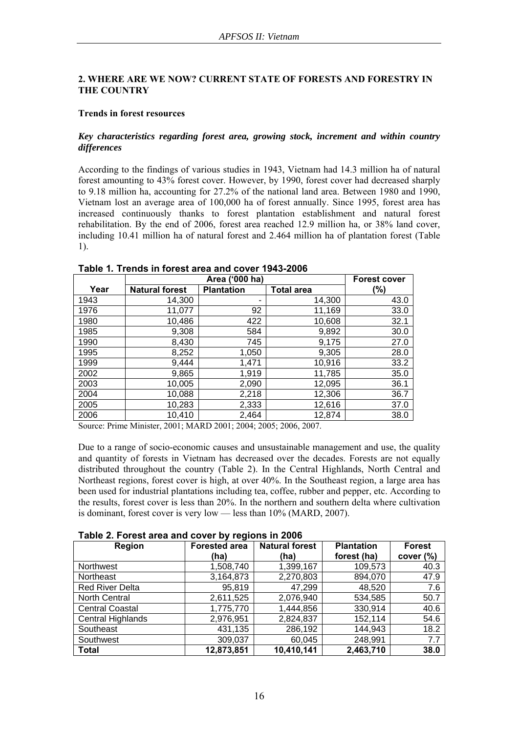## 2. WHERE ARE WE NOW? CURRENT STATE OF FORESTS AND FORESTRY IN THE COUNTRY

### Trends in forest resources

***Key characteristics regarding forest area, growing stock, increment and within country differences***

According to the findings of various studies in 1943, Vietnam had 14.3 million ha of natural forest amounting to 43% forest cover. However, by 1990, forest cover had decreased sharply to 9.18 million ha, accounting for 27.2% of the national land area. Between 1980 and 1990, Vietnam lost an average area of 100,000 ha of forest annually. Since 1995, forest area has increased continuously thanks to forest plantation establishment and natural forest rehabilitation. By the end of 2006, forest area reached 12.9 million ha, or 38% land cover, including 10.41 million ha of natural forest and 2.464 million ha of plantation forest (Table 1).

**Table 1. Trends in forest area and cover 1943-2006**

| Year | Area ('000 ha) | | | Forest cover (%) |
|---|---|---|---|---|
| | Natural forest | Plantation | Total area | |
| 1943 | 14,300 | - | 14,300 | 43.0 |
| 1976 | 11,077 | 92 | 11,169 | 33.0 |
| 1980 | 10,486 | 422 | 10,608 | 32.1 |
| 1985 | 9,308 | 584 | 9,892 | 30.0 |
| 1990 | 8,430 | 745 | 9,175 | 27.0 |
| 1995 | 8,252 | 1,050 | 9,305 | 28.0 |
| 1999 | 9,444 | 1,471 | 10,916 | 33.2 |
| 2002 | 9,865 | 1,919 | 11,785 | 35.0 |
| 2003 | 10,005 | 2,090 | 12,095 | 36.1 |
| 2004 | 10,088 | 2,218 | 12,306 | 36.7 |
| 2005 | 10,283 | 2,333 | 12,616 | 37.0 |
| 2006 | 10,410 | 2,464 | 12,874 | 38.0 |

Source: Prime Minister, 2001; MARD 2001; 2004; 2005; 2006, 2007.

Due to a range of socio-economic causes and unsustainable management and use, the quality and quantity of forests in Vietnam has decreased over the decades. Forests are not equally distributed throughout the country (Table 2). In the Central Highlands, North Central and Northeast regions, forest cover is high, at over 40%. In the Southeast region, a large area has been used for industrial plantations including tea, coffee, rubber and pepper, etc. According to the results, forest cover is less than 20%. In the northern and southern delta where cultivation is dominant, forest cover is very low — less than 10% (MARD, 2007).

**Table 2. Forest area and cover by regions in 2006**

| Region | Forested area (ha) | Natural forest (ha) | Plantation forest (ha) | Forest cover (%) |
|---|---|---|---|---|
| Northwest | 1,508,740 | 1,399,167 | 109,573 | 40.3 |
| Northeast | 3,164,873 | 2,270,803 | 894,070 | 47.9 |
| Red River Delta | 95,819 | 47,299 | 48,520 | 7.6 |
| North Central | 2,611,525 | 2,076,940 | 534,585 | 50.7 |
| Central Coastal | 1,775,770 | 1,444,856 | 330,914 | 40.6 |
| Central Highlands | 2,976,951 | 2,824,837 | 152,114 | 54.6 |
| Southeast | 431,135 | 286,192 | 144,943 | 18.2 |
| Southwest | 309,037 | 60,045 | 248,991 | 7.7 |
| **Total** | **12,873,851** | **10,410,141** | **2,463,710** | **38.0** |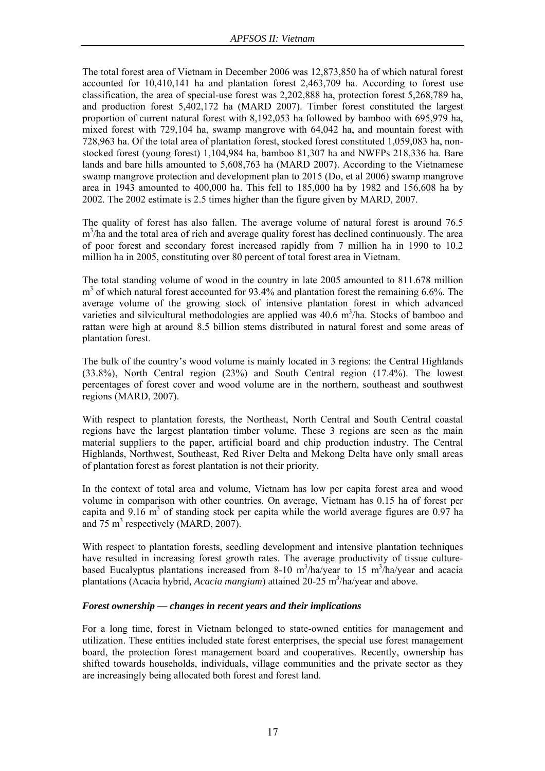The total forest area of Vietnam in December 2006 was 12,873,850 ha of which natural forest accounted for 10,410,141 ha and plantation forest 2,463,709 ha. According to forest use classification, the area of special-use forest was 2,202,888 ha, protection forest 5,268,789 ha, and production forest 5,402,172 ha (MARD 2007). Timber forest constituted the largest proportion of current natural forest with 8,192,053 ha followed by bamboo with 695,979 ha, mixed forest with 729,104 ha, swamp mangrove with 64,042 ha, and mountain forest with 728,963 ha. Of the total area of plantation forest, stocked forest constituted 1,059,083 ha, non-stocked forest (young forest) 1,104,984 ha, bamboo 81,307 ha and NWFPs 218,336 ha. Bare lands and bare hills amounted to 5,608,763 ha (MARD 2007). According to the Vietnamese swamp mangrove protection and development plan to 2015 (Do, et al 2006) swamp mangrove area in 1943 amounted to 400,000 ha. This fell to 185,000 ha by 1982 and 156,608 ha by 2002. The 2002 estimate is 2.5 times higher than the figure given by MARD, 2007.

The quality of forest has also fallen. The average volume of natural forest is around 76.5 $m^3$/ha and the total area of rich and average quality forest has declined continuously. The area of poor forest and secondary forest increased rapidly from 7 million ha in 1990 to 10.2 million ha in 2005, constituting over 80 percent of total forest area in Vietnam.

The total standing volume of wood in the country in late 2005 amounted to 811.678 million $m^3$ of which natural forest accounted for 93.4% and plantation forest the remaining 6.6%. The average volume of the growing stock of intensive plantation forest in which advanced varieties and silvicultural methodologies are applied was 40.6 $m^3$/ha. Stocks of bamboo and rattan were high at around 8.5 billion stems distributed in natural forest and some areas of plantation forest.

The bulk of the country's wood volume is mainly located in 3 regions: the Central Highlands (33.8%), North Central region (23%) and South Central region (17.4%). The lowest percentages of forest cover and wood volume are in the northern, southeast and southwest regions (MARD, 2007).

With respect to plantation forests, the Northeast, North Central and South Central coastal regions have the largest plantation timber volume. These 3 regions are seen as the main material suppliers to the paper, artificial board and chip production industry. The Central Highlands, Northwest, Southeast, Red River Delta and Mekong Delta have only small areas of plantation forest as forest plantation is not their priority.

In the context of total area and volume, Vietnam has low per capita forest area and wood volume in comparison with other countries. On average, Vietnam has 0.15 ha of forest per capita and 9.16 $m^3$ of standing stock per capita while the world average figures are 0.97 ha and 75 $m^3$ respectively (MARD, 2007).

With respect to plantation forests, seedling development and intensive plantation techniques have resulted in increasing forest growth rates. The average productivity of tissue culture-based Eucalyptus plantations increased from 8-10 $m^3$/ha/year to 15 $m^3$/ha/year and acacia plantations (Acacia hybrid*, Acacia mangium*) attained 20-25 $m^3$/ha/year and above.

### *Forest ownership — changes in recent years and their implications*

For a long time, forest in Vietnam belonged to state-owned entities for management and utilization. These entities included state forest enterprises, the special use forest management board, the protection forest management board and cooperatives. Recently, ownership has shifted towards households, individuals, village communities and the private sector as they are increasingly being allocated both forest and forest land.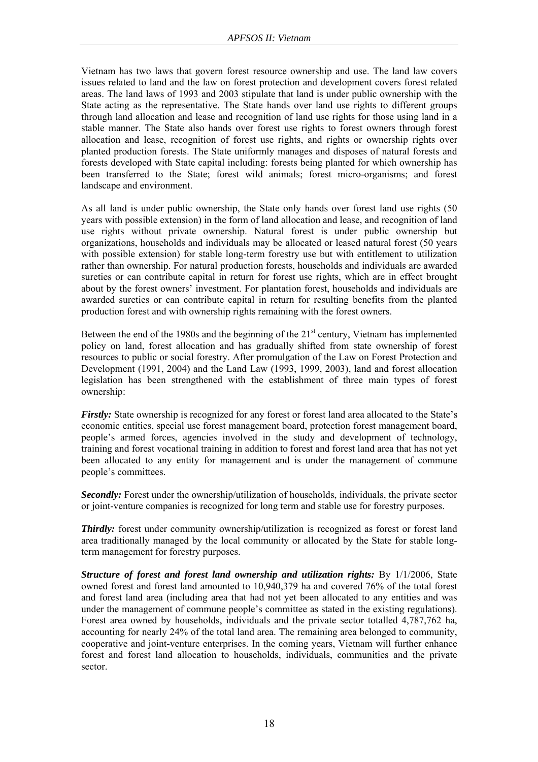Vietnam has two laws that govern forest resource ownership and use. The land law covers issues related to land and the law on forest protection and development covers forest related areas. The land laws of 1993 and 2003 stipulate that land is under public ownership with the State acting as the representative. The State hands over land use rights to different groups through land allocation and lease and recognition of land use rights for those using land in a stable manner. The State also hands over forest use rights to forest owners through forest allocation and lease, recognition of forest use rights, and rights or ownership rights over planted production forests. The State uniformly manages and disposes of natural forests and forests developed with State capital including: forests being planted for which ownership has been transferred to the State; forest wild animals; forest micro-organisms; and forest landscape and environment.

As all land is under public ownership, the State only hands over forest land use rights (50 years with possible extension) in the form of land allocation and lease, and recognition of land use rights without private ownership. Natural forest is under public ownership but organizations, households and individuals may be allocated or leased natural forest (50 years with possible extension) for stable long-term forestry use but with entitlement to utilization rather than ownership. For natural production forests, households and individuals are awarded sureties or can contribute capital in return for forest use rights, which are in effect brought about by the forest owners' investment. For plantation forest, households and individuals are awarded sureties or can contribute capital in return for resulting benefits from the planted production forest and with ownership rights remaining with the forest owners.

Between the end of the 1980s and the beginning of the 21st century, Vietnam has implemented policy on land, forest allocation and has gradually shifted from state ownership of forest resources to public or social forestry. After promulgation of the Law on Forest Protection and Development (1991, 2004) and the Land Law (1993, 1999, 2003), land and forest allocation legislation has been strengthened with the establishment of three main types of forest ownership:

***Firstly:*** State ownership is recognized for any forest or forest land area allocated to the State's economic entities, special use forest management board, protection forest management board, people's armed forces, agencies involved in the study and development of technology, training and forest vocational training in addition to forest and forest land area that has not yet been allocated to any entity for management and is under the management of commune people's committees.

***Secondly:*** Forest under the ownership/utilization of households, individuals, the private sector or joint-venture companies is recognized for long term and stable use for forestry purposes.

***Thirdly:*** forest under community ownership/utilization is recognized as forest or forest land area traditionally managed by the local community or allocated by the State for stable long-term management for forestry purposes.

***Structure of forest and forest land ownership and utilization rights:*** By 1/1/2006, State owned forest and forest land amounted to 10,940,379 ha and covered 76% of the total forest and forest land area (including area that had not yet been allocated to any entities and was under the management of commune people's committee as stated in the existing regulations). Forest area owned by households, individuals and the private sector totalled 4,787,762 ha, accounting for nearly 24% of the total land area. The remaining area belonged to community, cooperative and joint-venture enterprises. In the coming years, Vietnam will further enhance forest and forest land allocation to households, individuals, communities and the private sector.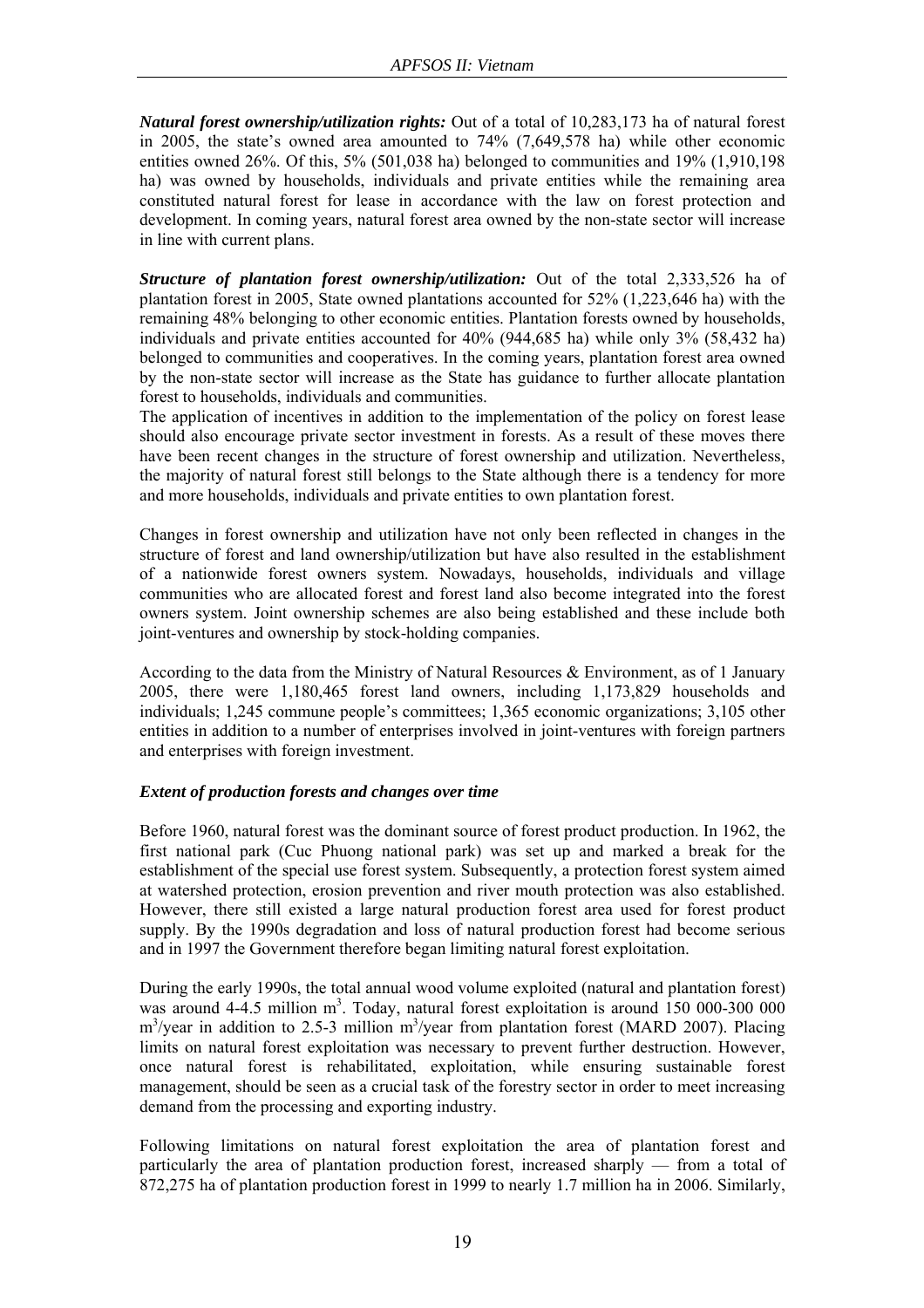***Natural forest ownership/utilization rights:*** Out of a total of 10,283,173 ha of natural forest in 2005, the state's owned area amounted to 74% (7,649,578 ha) while other economic entities owned 26%. Of this, 5% (501,038 ha) belonged to communities and 19% (1,910,198 ha) was owned by households, individuals and private entities while the remaining area constituted natural forest for lease in accordance with the law on forest protection and development. In coming years, natural forest area owned by the non-state sector will increase in line with current plans.

***Structure of plantation forest ownership/utilization:*** Out of the total 2,333,526 ha of plantation forest in 2005, State owned plantations accounted for 52% (1,223,646 ha) with the remaining 48% belonging to other economic entities. Plantation forests owned by households, individuals and private entities accounted for 40% (944,685 ha) while only 3% (58,432 ha) belonged to communities and cooperatives. In the coming years, plantation forest area owned by the non-state sector will increase as the State has guidance to further allocate plantation forest to households, individuals and communities.

The application of incentives in addition to the implementation of the policy on forest lease should also encourage private sector investment in forests. As a result of these moves there have been recent changes in the structure of forest ownership and utilization. Nevertheless, the majority of natural forest still belongs to the State although there is a tendency for more and more households, individuals and private entities to own plantation forest.

Changes in forest ownership and utilization have not only been reflected in changes in the structure of forest and land ownership/utilization but have also resulted in the establishment of a nationwide forest owners system. Nowadays, households, individuals and village communities who are allocated forest and forest land also become integrated into the forest owners system. Joint ownership schemes are also being established and these include both joint-ventures and ownership by stock-holding companies.

According to the data from the Ministry of Natural Resources & Environment, as of 1 January 2005, there were 1,180,465 forest land owners, including 1,173,829 households and individuals; 1,245 commune people's committees; 1,365 economic organizations; 3,105 other entities in addition to a number of enterprises involved in joint-ventures with foreign partners and enterprises with foreign investment.

### *Extent of production forests and changes over time*

Before 1960, natural forest was the dominant source of forest product production. In 1962, the first national park (Cuc Phuong national park) was set up and marked a break for the establishment of the special use forest system. Subsequently, a protection forest system aimed at watershed protection, erosion prevention and river mouth protection was also established. However, there still existed a large natural production forest area used for forest product supply. By the 1990s degradation and loss of natural production forest had become serious and in 1997 the Government therefore began limiting natural forest exploitation.

During the early 1990s, the total annual wood volume exploited (natural and plantation forest) was around 4-4.5 million $m^3$. Today, natural forest exploitation is around 150 000-300 000 $m^3$/year in addition to 2.5-3 million $m^3$/year from plantation forest (MARD 2007). Placing limits on natural forest exploitation was necessary to prevent further destruction. However, once natural forest is rehabilitated, exploitation, while ensuring sustainable forest management, should be seen as a crucial task of the forestry sector in order to meet increasing demand from the processing and exporting industry.

Following limitations on natural forest exploitation the area of plantation forest and particularly the area of plantation production forest, increased sharply — from a total of 872,275 ha of plantation production forest in 1999 to nearly 1.7 million ha in 2006. Similarly,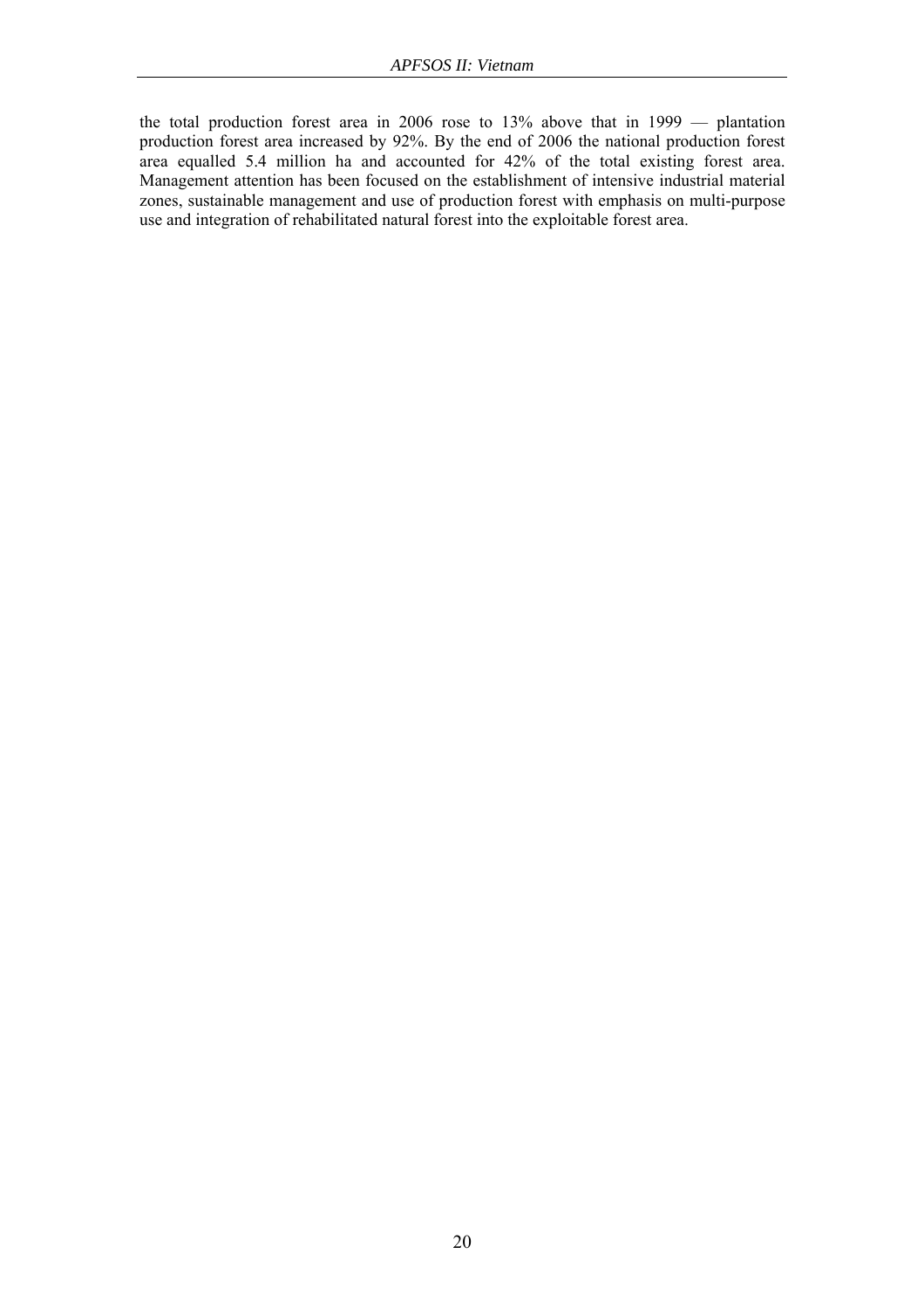the total production forest area in 2006 rose to 13% above that in 1999 — plantation production forest area increased by 92%. By the end of 2006 the national production forest area equalled 5.4 million ha and accounted for 42% of the total existing forest area. Management attention has been focused on the establishment of intensive industrial material zones, sustainable management and use of production forest with emphasis on multi-purpose use and integration of rehabilitated natural forest into the exploitable forest area.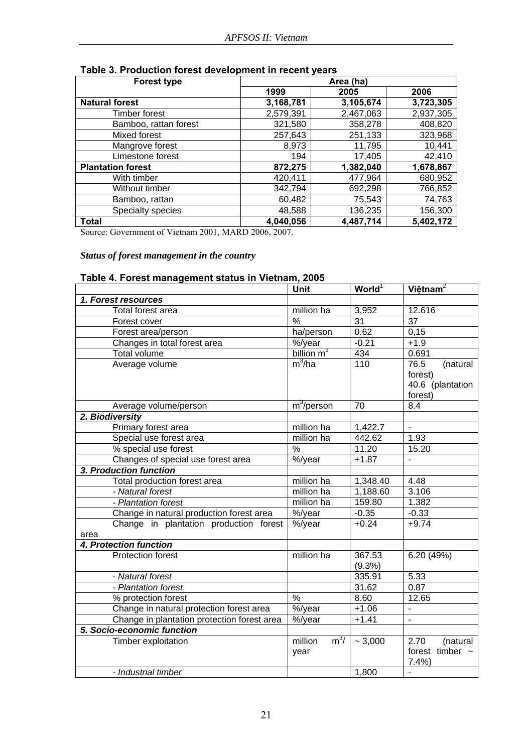**Table 3. Production forest development in recent years**

| Forest type | Area (ha) | | |
|---|---|---|---|
| | 1999 | 2005 | 2006 |
| **Natural forest** | **3,168,781** | **3,105,674** | **3,723,305** |
| Timber forest | 2,579,391 | 2,467,063 | 2,937,305 |
| Bamboo, rattan forest | 321,580 | 358,278 | 408,820 |
| Mixed forest | 257,643 | 251,133 | 323,968 |
| Mangrove forest | 8,973 | 11,795 | 10,441 |
| Limestone forest | 194 | 17,405 | 42,410 |
| **Plantation forest** | **872,275** | **1,382,040** | **1,678,867** |
| With timber | 420,411 | 477,964 | 680,952 |
| Without timber | 342,794 | 692,298 | 766,852 |
| Bamboo, rattan | 60,482 | 75,543 | 74,763 |
| Specialty species | 48,588 | 136,235 | 156,300 |
| **Total** | **4,040,056** | **4,487,714** | **5,402,172** |

Source: Government of Vietnam 2001, MARD 2006, 2007.

***Status of forest management in the country***

**Table 4. Forest management status in Vietnam, 2005**

| | Unit | World[1] | Việtnam[2] |
|---|---|---|---|
| ***1. Forest resources*** | | | |
| Total forest area | million ha | 3,952 | 12.616 |
| Forest cover | % | 31 | 37 |
| Forest area/person | ha/person | 0.62 | 0,15 |
| Changes in total forest area | %/year | -0.21 | +1.9 |
| Total volume | billion $m^3$ | 434 | 0.691 |
| Average volume | $m^3$/ha | 110 | 76.5 (natural forest) 40.6 (plantation forest) |
| Average volume/person | $m^3$/person | 70 | 8.4 |
| ***2. Biodiversity*** | | | |
| Primary forest area | million ha | 1,422.7 | - |
| Special use forest area | million ha | 442.62 | 1.93 |
| % special use forest | % | 11.20 | 15.20 |
| Changes of special use forest area | %/year | +1.87 | - |
| ***3. Production function*** | | | |
| Total production forest area | million ha | 1,348.40 | 4.48 |
| *- Natural forest* | million ha | 1,188.60 | 3.106 |
| *- Plantation forest* | million ha | 159.80 | 1.382 |
| Change in natural production forest area | %/year | -0.35 | -0.33 |
| Change in plantation production forest area | %/year | +0.24 | +9.74 |
| ***4. Protection function*** | | | |
| Protection forest | million ha | 367.53 (9.3%) | 6.20 (49%) |
| *- Natural forest* | | 335.91 | 5.33 |
| *- Plantation forest* | | 31.62 | 0.87 |
| % protection forest | % | 8.60 | 12.65 |
| Change in natural protection forest area | %/year | +1.06 | - |
| Change in plantation protection forest area | %/year | +1.41 | - |
| ***5. Socio-economic function*** | | | |
| Timber exploitation | million $m^3$/ year | ~ 3,000 | 2.70 (natural forest timber ~ 7.4%) |
| *- Industrial timber* | | 1,800 | - |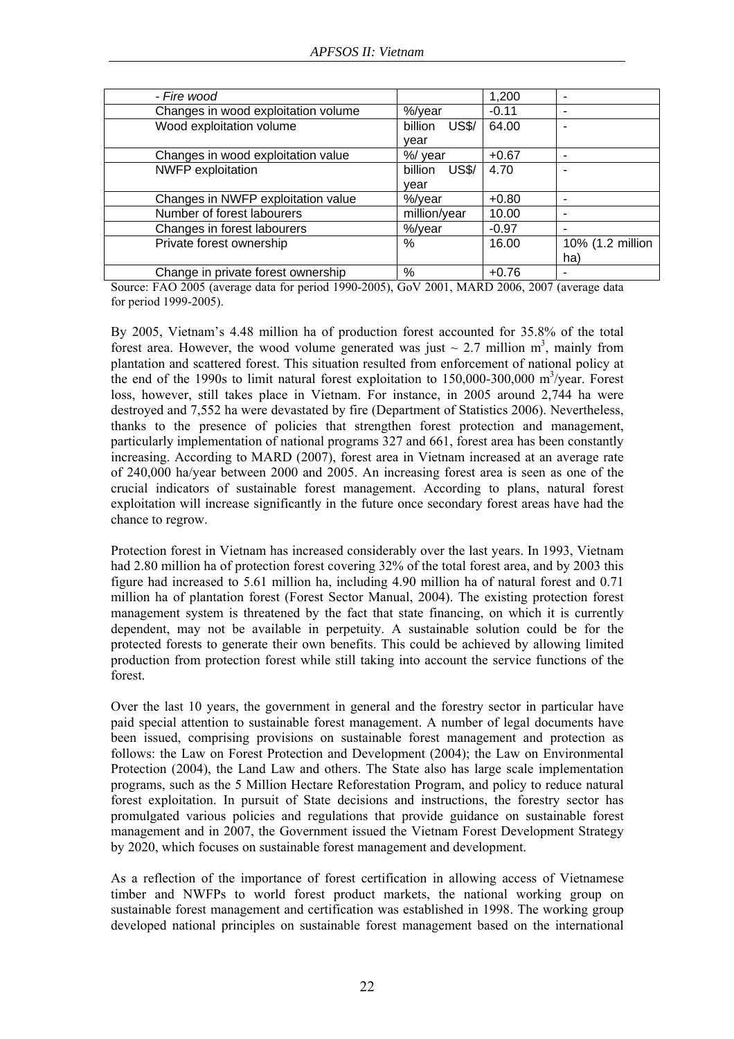| | | | |
|---|---|---|---|
| *- Fire wood* | | 1,200 | - |
| Changes in wood exploitation volume | %/year | -0.11 | - |
| Wood exploitation volume | billion US$/ year | 64.00 | - |
| Changes in wood exploitation value | %/ year | +0.67 | - |
| NWFP exploitation | billion US$/ year | 4.70 | - |
| Changes in NWFP exploitation value | %/year | +0.80 | - |
| Number of forest labourers | million/year | 10.00 | - |
| Changes in forest labourers | %/year | -0.97 | - |
| Private forest ownership | % | 16.00 | 10% (1.2 million ha) |
| Change in private forest ownership | % | +0.76 | - |

Source: FAO 2005 (average data for period 1990-2005), GoV 2001, MARD 2006, 2007 (average data for period 1999-2005).

By 2005, Vietnam's 4.48 million ha of production forest accounted for 35.8% of the total forest area. However, the wood volume generated was just ~ 2.7 million m$^3$, mainly from plantation and scattered forest. This situation resulted from enforcement of national policy at the end of the 1990s to limit natural forest exploitation to 150,000-300,000 m$^3$/year. Forest loss, however, still takes place in Vietnam. For instance, in 2005 around 2,744 ha were destroyed and 7,552 ha were devastated by fire (Department of Statistics 2006). Nevertheless, thanks to the presence of policies that strengthen forest protection and management, particularly implementation of national programs 327 and 661, forest area has been constantly increasing. According to MARD (2007), forest area in Vietnam increased at an average rate of 240,000 ha/year between 2000 and 2005. An increasing forest area is seen as one of the crucial indicators of sustainable forest management. According to plans, natural forest exploitation will increase significantly in the future once secondary forest areas have had the chance to regrow.

Protection forest in Vietnam has increased considerably over the last years. In 1993, Vietnam had 2.80 million ha of protection forest covering 32% of the total forest area, and by 2003 this figure had increased to 5.61 million ha, including 4.90 million ha of natural forest and 0.71 million ha of plantation forest (Forest Sector Manual, 2004). The existing protection forest management system is threatened by the fact that state financing, on which it is currently dependent, may not be available in perpetuity. A sustainable solution could be for the protected forests to generate their own benefits. This could be achieved by allowing limited production from protection forest while still taking into account the service functions of the forest.

Over the last 10 years, the government in general and the forestry sector in particular have paid special attention to sustainable forest management. A number of legal documents have been issued, comprising provisions on sustainable forest management and protection as follows: the Law on Forest Protection and Development (2004); the Law on Environmental Protection (2004), the Land Law and others. The State also has large scale implementation programs, such as the 5 Million Hectare Reforestation Program, and policy to reduce natural forest exploitation. In pursuit of State decisions and instructions, the forestry sector has promulgated various policies and regulations that provide guidance on sustainable forest management and in 2007, the Government issued the Vietnam Forest Development Strategy by 2020, which focuses on sustainable forest management and development.

As a reflection of the importance of forest certification in allowing access of Vietnamese timber and NWFPs to world forest product markets, the national working group on sustainable forest management and certification was established in 1998. The working group developed national principles on sustainable forest management based on the international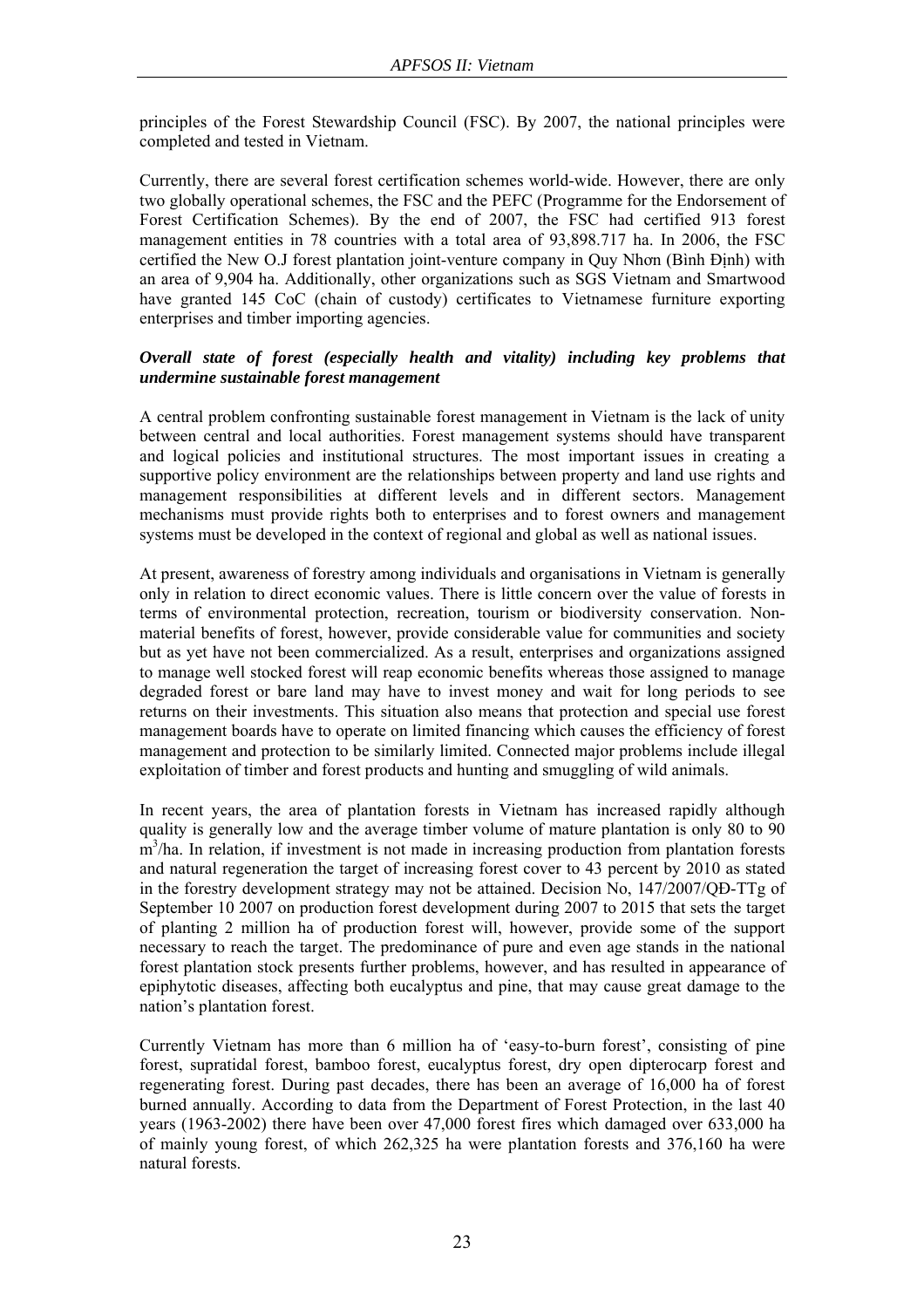principles of the Forest Stewardship Council (FSC). By 2007, the national principles were completed and tested in Vietnam.

Currently, there are several forest certification schemes world-wide. However, there are only two globally operational schemes, the FSC and the PEFC (Programme for the Endorsement of Forest Certification Schemes). By the end of 2007, the FSC had certified 913 forest management entities in 78 countries with a total area of 93,898.717 ha. In 2006, the FSC certified the New O.J forest plantation joint-venture company in Quy Nhơn (Bình Định) with an area of 9,904 ha. Additionally, other organizations such as SGS Vietnam and Smartwood have granted 145 CoC (chain of custody) certificates to Vietnamese furniture exporting enterprises and timber importing agencies.

***Overall state of forest (especially health and vitality) including key problems that undermine sustainable forest management***

A central problem confronting sustainable forest management in Vietnam is the lack of unity between central and local authorities. Forest management systems should have transparent and logical policies and institutional structures. The most important issues in creating a supportive policy environment are the relationships between property and land use rights and management responsibilities at different levels and in different sectors. Management mechanisms must provide rights both to enterprises and to forest owners and management systems must be developed in the context of regional and global as well as national issues.

At present, awareness of forestry among individuals and organisations in Vietnam is generally only in relation to direct economic values. There is little concern over the value of forests in terms of environmental protection, recreation, tourism or biodiversity conservation. Non-material benefits of forest, however, provide considerable value for communities and society but as yet have not been commercialized. As a result, enterprises and organizations assigned to manage well stocked forest will reap economic benefits whereas those assigned to manage degraded forest or bare land may have to invest money and wait for long periods to see returns on their investments. This situation also means that protection and special use forest management boards have to operate on limited financing which causes the efficiency of forest management and protection to be similarly limited. Connected major problems include illegal exploitation of timber and forest products and hunting and smuggling of wild animals.

In recent years, the area of plantation forests in Vietnam has increased rapidly although quality is generally low and the average timber volume of mature plantation is only 80 to 90 $m^3$/ha. In relation, if investment is not made in increasing production from plantation forests and natural regeneration the target of increasing forest cover to 43 percent by 2010 as stated in the forestry development strategy may not be attained. Decision No, 147/2007/QĐ-TTg of September 10 2007 on production forest development during 2007 to 2015 that sets the target of planting 2 million ha of production forest will, however, provide some of the support necessary to reach the target. The predominance of pure and even age stands in the national forest plantation stock presents further problems, however, and has resulted in appearance of epiphytotic diseases, affecting both eucalyptus and pine, that may cause great damage to the nation's plantation forest.

Currently Vietnam has more than 6 million ha of 'easy-to-burn forest', consisting of pine forest, supratidal forest, bamboo forest, eucalyptus forest, dry open dipterocarp forest and regenerating forest. During past decades, there has been an average of 16,000 ha of forest burned annually. According to data from the Department of Forest Protection, in the last 40 years (1963-2002) there have been over 47,000 forest fires which damaged over 633,000 ha of mainly young forest, of which 262,325 ha were plantation forests and 376,160 ha were natural forests.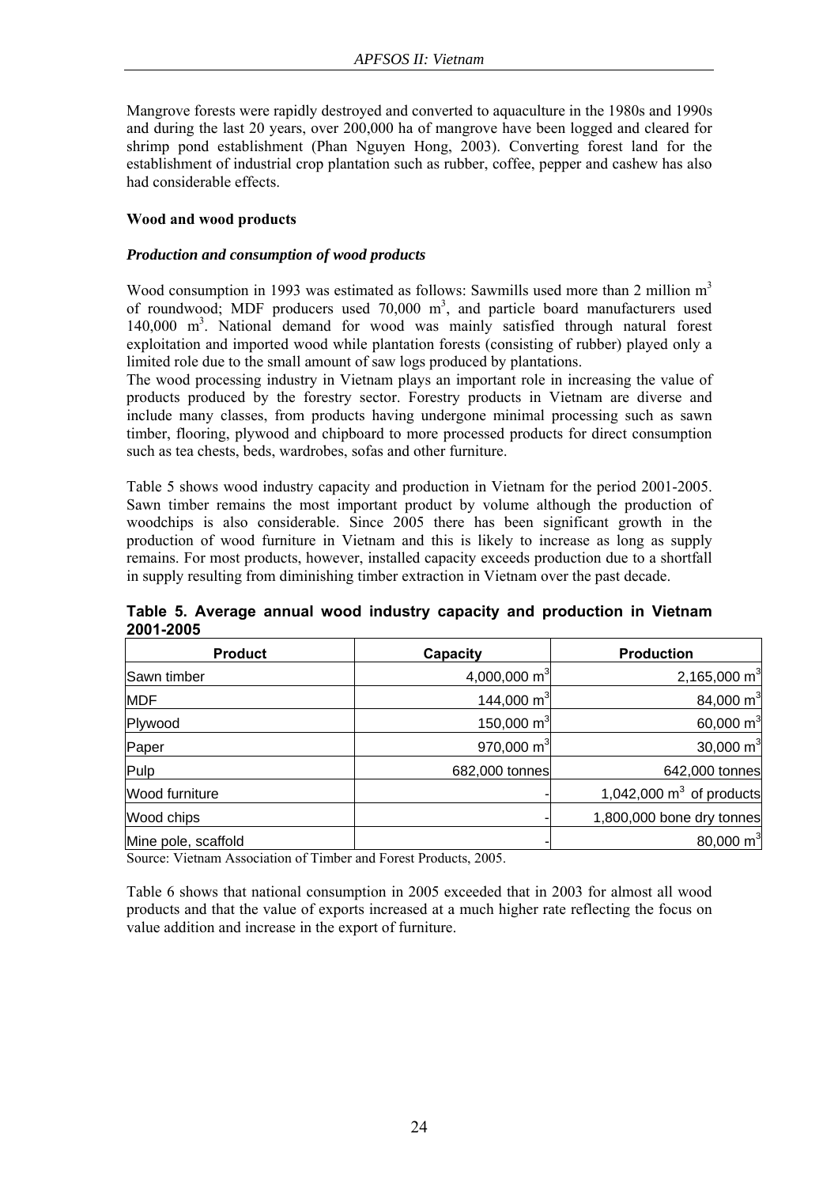Mangrove forests were rapidly destroyed and converted to aquaculture in the 1980s and 1990s and during the last 20 years, over 200,000 ha of mangrove have been logged and cleared for shrimp pond establishment (Phan Nguyen Hong, 2003). Converting forest land for the establishment of industrial crop plantation such as rubber, coffee, pepper and cashew has also had considerable effects.

### Wood and wood products

#### *Production and consumption of wood products*

Wood consumption in 1993 was estimated as follows: Sawmills used more than 2 million $m^3$ of roundwood; MDF producers used 70,000 $m^3$, and particle board manufacturers used 140,000 $m^3$. National demand for wood was mainly satisfied through natural forest exploitation and imported wood while plantation forests (consisting of rubber) played only a limited role due to the small amount of saw logs produced by plantations.

The wood processing industry in Vietnam plays an important role in increasing the value of products produced by the forestry sector. Forestry products in Vietnam are diverse and include many classes, from products having undergone minimal processing such as sawn timber, flooring, plywood and chipboard to more processed products for direct consumption such as tea chests, beds, wardrobes, sofas and other furniture.

Table 5 shows wood industry capacity and production in Vietnam for the period 2001-2005. Sawn timber remains the most important product by volume although the production of woodchips is also considerable. Since 2005 there has been significant growth in the production of wood furniture in Vietnam and this is likely to increase as long as supply remains. For most products, however, installed capacity exceeds production due to a shortfall in supply resulting from diminishing timber extraction in Vietnam over the past decade.

**Table 5. Average annual wood industry capacity and production in Vietnam 2001-2005**

| Product | Capacity | Production |
|---|---|---|
| Sawn timber | 4,000,000 $m^3$ | 2,165,000 $m^3$ |
| MDF | 144,000 $m^3$ | 84,000 $m^3$ |
| Plywood | 150,000 $m^3$ | 60,000 $m^3$ |
| Paper | 970,000 $m^3$ | 30,000 $m^3$ |
| Pulp | 682,000 tonnes | 642,000 tonnes |
| Wood furniture | - | 1,042,000 $m^3$ of products |
| Wood chips | - | 1,800,000 bone dry tonnes |
| Mine pole, scaffold | - | 80,000 $m^3$ |

Source: Vietnam Association of Timber and Forest Products, 2005.

Table 6 shows that national consumption in 2005 exceeded that in 2003 for almost all wood products and that the value of exports increased at a much higher rate reflecting the focus on value addition and increase in the export of furniture.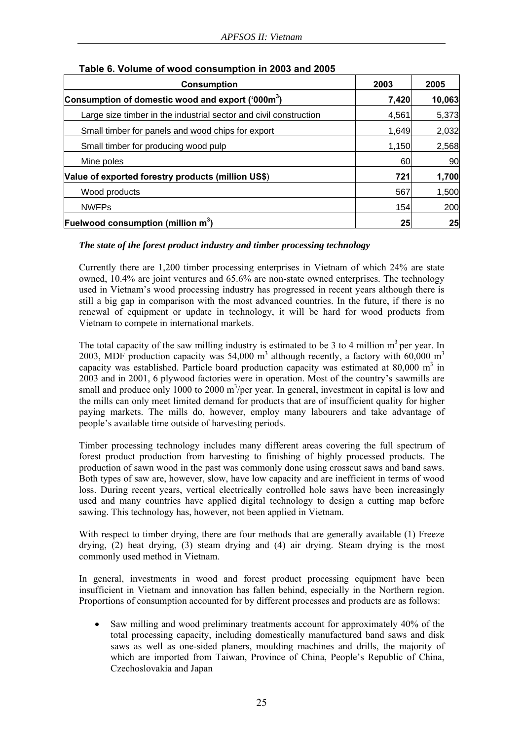**Table 6. Volume of wood consumption in 2003 and 2005**

| Consumption | 2003 | 2005 |
|---|---|---|
| **Consumption of domestic wood and export ('000m$^3$)** | **7,420** | **10,063** |
| Large size timber in the industrial sector and civil construction | 4,561 | 5,373 |
| Small timber for panels and wood chips for export | 1,649 | 2,032 |
| Small timber for producing wood pulp | 1,150 | 2,568 |
| Mine poles | 60 | 90 |
| **Value of exported forestry products (million US$)** | **721** | **1,700** |
| Wood products | 567 | 1,500 |
| NWFPs | 154 | 200 |
| **Fuelwood consumption (million m$^3$)** | **25** | **25** |

***The state of the forest product industry and timber processing technology***

Currently there are 1,200 timber processing enterprises in Vietnam of which 24% are state owned, 10.4% are joint ventures and 65.6% are non-state owned enterprises. The technology used in Vietnam's wood processing industry has progressed in recent years although there is still a big gap in comparison with the most advanced countries. In the future, if there is no renewal of equipment or update in technology, it will be hard for wood products from Vietnam to compete in international markets.

The total capacity of the saw milling industry is estimated to be 3 to 4 million m$^3$ per year. In 2003, MDF production capacity was 54,000 m$^3$ although recently, a factory with 60,000 m$^3$ capacity was established. Particle board production capacity was estimated at 80,000 m$^3$ in 2003 and in 2001, 6 plywood factories were in operation. Most of the country's sawmills are small and produce only 1000 to 2000 m$^3$/per year. In general, investment in capital is low and the mills can only meet limited demand for products that are of insufficient quality for higher paying markets. The mills do, however, employ many labourers and take advantage of people's available time outside of harvesting periods.

Timber processing technology includes many different areas covering the full spectrum of forest product production from harvesting to finishing of highly processed products. The production of sawn wood in the past was commonly done using crosscut saws and band saws. Both types of saw are, however, slow, have low capacity and are inefficient in terms of wood loss. During recent years, vertical electrically controlled hole saws have been increasingly used and many countries have applied digital technology to design a cutting map before sawing. This technology has, however, not been applied in Vietnam.

With respect to timber drying, there are four methods that are generally available (1) Freeze drying, (2) heat drying, (3) steam drying and (4) air drying. Steam drying is the most commonly used method in Vietnam.

In general, investments in wood and forest product processing equipment have been insufficient in Vietnam and innovation has fallen behind, especially in the Northern region. Proportions of consumption accounted for by different processes and products are as follows:

- Saw milling and wood preliminary treatments account for approximately 40% of the total processing capacity, including domestically manufactured band saws and disk saws as well as one-sided planers, moulding machines and drills, the majority of which are imported from Taiwan, Province of China, People's Republic of China, Czechoslovakia and Japan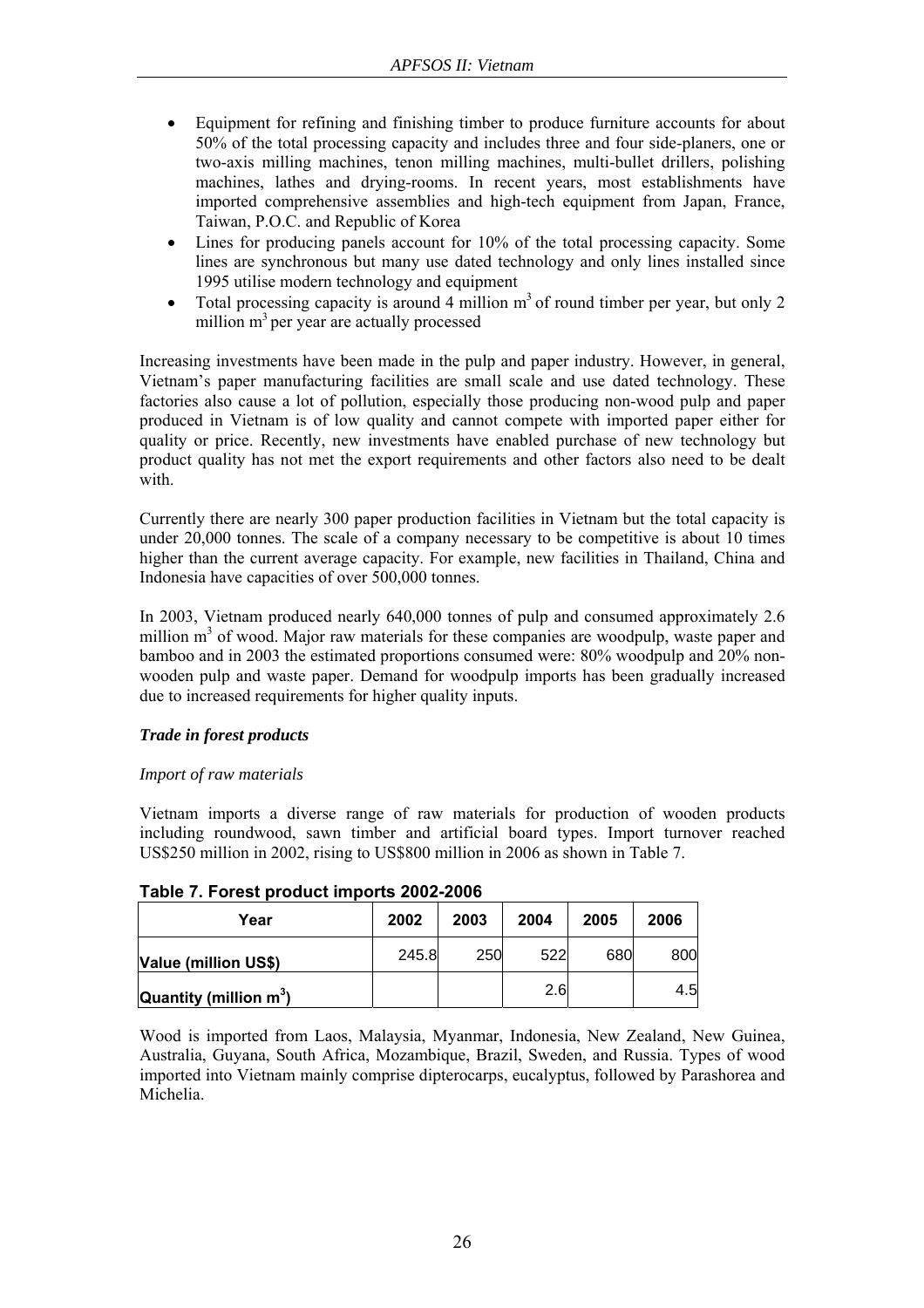- Equipment for refining and finishing timber to produce furniture accounts for about 50% of the total processing capacity and includes three and four side-planers, one or two-axis milling machines, tenon milling machines, multi-bullet drillers, polishing machines, lathes and drying-rooms. In recent years, most establishments have imported comprehensive assemblies and high-tech equipment from Japan, France, Taiwan, P.O.C. and Republic of Korea
- Lines for producing panels account for 10% of the total processing capacity. Some lines are synchronous but many use dated technology and only lines installed since 1995 utilise modern technology and equipment
- Total processing capacity is around 4 million $m^3$ of round timber per year, but only 2 million $m^3$ per year are actually processed

Increasing investments have been made in the pulp and paper industry. However, in general, Vietnam's paper manufacturing facilities are small scale and use dated technology. These factories also cause a lot of pollution, especially those producing non-wood pulp and paper produced in Vietnam is of low quality and cannot compete with imported paper either for quality or price. Recently, new investments have enabled purchase of new technology but product quality has not met the export requirements and other factors also need to be dealt with.

Currently there are nearly 300 paper production facilities in Vietnam but the total capacity is under 20,000 tonnes. The scale of a company necessary to be competitive is about 10 times higher than the current average capacity. For example, new facilities in Thailand, China and Indonesia have capacities of over 500,000 tonnes.

In 2003, Vietnam produced nearly 640,000 tonnes of pulp and consumed approximately 2.6 million $m^3$ of wood. Major raw materials for these companies are woodpulp, waste paper and bamboo and in 2003 the estimated proportions consumed were: 80% woodpulp and 20% non-wooden pulp and waste paper. Demand for woodpulp imports has been gradually increased due to increased requirements for higher quality inputs.

***Trade in forest products***

*Import of raw materials*

Vietnam imports a diverse range of raw materials for production of wooden products including roundwood, sawn timber and artificial board types. Import turnover reached US$250 million in 2002, rising to US$800 million in 2006 as shown in Table 7.

**Table 7. Forest product imports 2002-2006**

| Year | 2002 | 2003 | 2004 | 2005 | 2006 |
|---|---|---|---|---|---|
| Value (million US$) | 245.8 | 250 | 522 | 680 | 800 |
| Quantity (million $m^3$) | | | 2.6 | | 4.5 |

Wood is imported from Laos, Malaysia, Myanmar, Indonesia, New Zealand, New Guinea, Australia, Guyana, South Africa, Mozambique, Brazil, Sweden, and Russia. Types of wood imported into Vietnam mainly comprise dipterocarps, eucalyptus, followed by Parashorea and Michelia.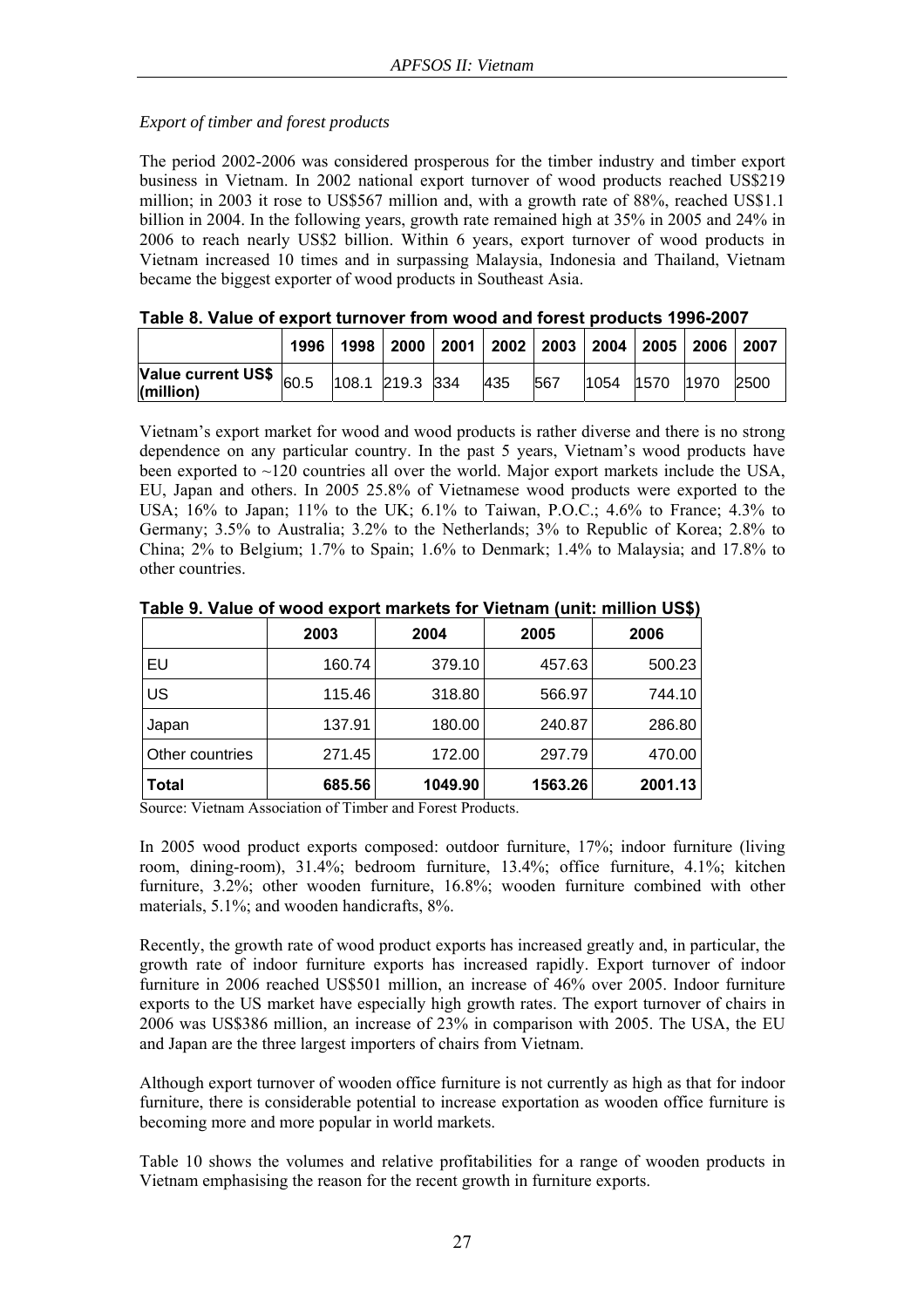*Export of timber and forest products*

The period 2002-2006 was considered prosperous for the timber industry and timber export business in Vietnam. In 2002 national export turnover of wood products reached US$219 million; in 2003 it rose to US$567 million and, with a growth rate of 88%, reached US$1.1 billion in 2004. In the following years, growth rate remained high at 35% in 2005 and 24% in 2006 to reach nearly US$2 billion. Within 6 years, export turnover of wood products in Vietnam increased 10 times and in surpassing Malaysia, Indonesia and Thailand, Vietnam became the biggest exporter of wood products in Southeast Asia.

**Table 8. Value of export turnover from wood and forest products 1996-2007**

| | 1996 | 1998 | 2000 | 2001 | 2002 | 2003 | 2004 | 2005 | 2006 | 2007 |
|---|---|---|---|---|---|---|---|---|---|---|
| **Value current US$ (million)** | 60.5 | 108.1 | 219.3 | 334 | 435 | 567 | 1054 | 1570 | 1970 | 2500 |

Vietnam's export market for wood and wood products is rather diverse and there is no strong dependence on any particular country. In the past 5 years, Vietnam's wood products have been exported to ~120 countries all over the world. Major export markets include the USA, EU, Japan and others. In 2005 25.8% of Vietnamese wood products were exported to the USA; 16% to Japan; 11% to the UK; 6.1% to Taiwan, P.O.C.; 4.6% to France; 4.3% to Germany; 3.5% to Australia; 3.2% to the Netherlands; 3% to Republic of Korea; 2.8% to China; 2% to Belgium; 1.7% to Spain; 1.6% to Denmark; 1.4% to Malaysia; and 17.8% to other countries.

**Table 9. Value of wood export markets for Vietnam (unit: million US$)**

| | 2003 | 2004 | 2005 | 2006 |
|---|---|---|---|---|
| EU | 160.74 | 379.10 | 457.63 | 500.23 |
| US | 115.46 | 318.80 | 566.97 | 744.10 |
| Japan | 137.91 | 180.00 | 240.87 | 286.80 |
| Other countries | 271.45 | 172.00 | 297.79 | 470.00 |
| **Total** | **685.56** | **1049.90** | **1563.26** | **2001.13** |

Source: Vietnam Association of Timber and Forest Products.

In 2005 wood product exports composed: outdoor furniture, 17%; indoor furniture (living room, dining-room), 31.4%; bedroom furniture, 13.4%; office furniture, 4.1%; kitchen furniture, 3.2%; other wooden furniture, 16.8%; wooden furniture combined with other materials, 5.1%; and wooden handicrafts, 8%.

Recently, the growth rate of wood product exports has increased greatly and, in particular, the growth rate of indoor furniture exports has increased rapidly. Export turnover of indoor furniture in 2006 reached US$501 million, an increase of 46% over 2005. Indoor furniture exports to the US market have especially high growth rates. The export turnover of chairs in 2006 was US$386 million, an increase of 23% in comparison with 2005. The USA, the EU and Japan are the three largest importers of chairs from Vietnam.

Although export turnover of wooden office furniture is not currently as high as that for indoor furniture, there is considerable potential to increase exportation as wooden office furniture is becoming more and more popular in world markets.

Table 10 shows the volumes and relative profitabilities for a range of wooden products in Vietnam emphasising the reason for the recent growth in furniture exports.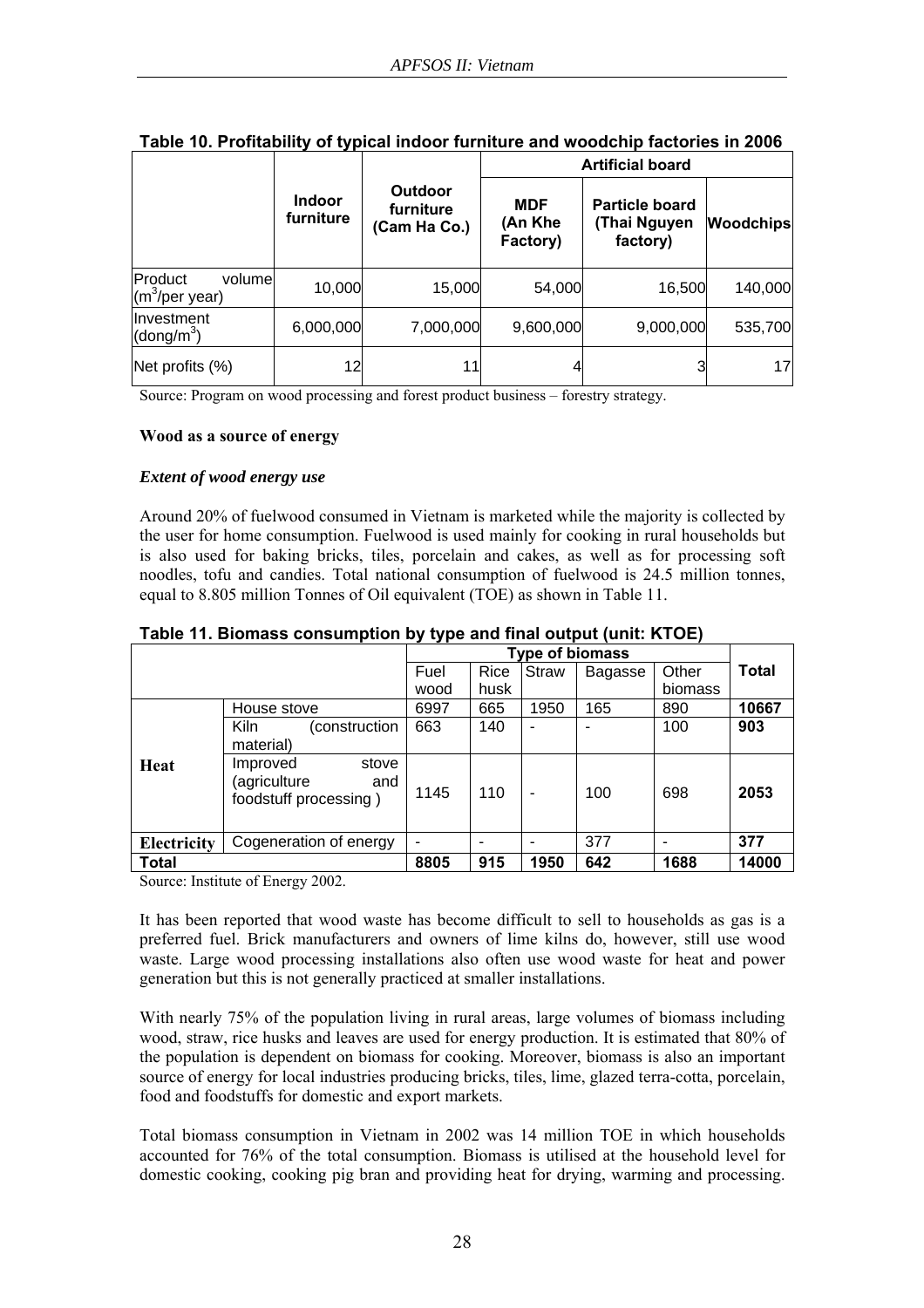**Table 10. Profitability of typical indoor furniture and woodchip factories in 2006**

| | Indoor furniture | Outdoor furniture (Cam Ha Co.) | Artificial board | | |
|---|---|---|---|---|---|
| | | | MDF (An Khe Factory) | Particle board (Thai Nguyen factory) | Woodchips |
| Product volume ($m^3$/per year) | 10,000 | 15,000 | 54,000 | 16,500 | 140,000 |
| Investment (dong/$m^3$) | 6,000,000 | 7,000,000 | 9,600,000 | 9,000,000 | 535,700 |
| Net profits (%) | 12 | 11 | 4 | 3 | 17 |

Source: Program on wood processing and forest product business – forestry strategy.

**Wood as a source of energy**

***Extent of wood energy use***

Around 20% of fuelwood consumed in Vietnam is marketed while the majority is collected by the user for home consumption. Fuelwood is used mainly for cooking in rural households but is also used for baking bricks, tiles, porcelain and cakes, as well as for processing soft noodles, tofu and candies. Total national consumption of fuelwood is 24.5 million tonnes, equal to 8.805 million Tonnes of Oil equivalent (TOE) as shown in Table 11.

**Table 11. Biomass consumption by type and final output (unit: KTOE)**

| | | Type of biomass | | | | | Total |
|---|---|---|---|---|---|---|---|
| | | Fuel wood | Rice husk | Straw | Bagasse | Other biomass | |
| **Heat** | House stove | 6997 | 665 | 1950 | 165 | 890 | **10667** |
| | Kiln (construction material) | 663 | 140 | - | - | 100 | **903** |
| | Improved stove (agriculture and foodstuff processing ) | 1145 | 110 | - | 100 | 698 | **2053** |
| **Electricity** | Cogeneration of energy | - | - | - | 377 | - | **377** |
| **Total** | | **8805** | **915** | **1950** | **642** | **1688** | **14000** |

Source: Institute of Energy 2002.

It has been reported that wood waste has become difficult to sell to households as gas is a preferred fuel. Brick manufacturers and owners of lime kilns do, however, still use wood waste. Large wood processing installations also often use wood waste for heat and power generation but this is not generally practiced at smaller installations.

With nearly 75% of the population living in rural areas, large volumes of biomass including wood, straw, rice husks and leaves are used for energy production. It is estimated that 80% of the population is dependent on biomass for cooking. Moreover, biomass is also an important source of energy for local industries producing bricks, tiles, lime, glazed terra-cotta, porcelain, food and foodstuffs for domestic and export markets.

Total biomass consumption in Vietnam in 2002 was 14 million TOE in which households accounted for 76% of the total consumption. Biomass is utilised at the household level for domestic cooking, cooking pig bran and providing heat for drying, warming and processing.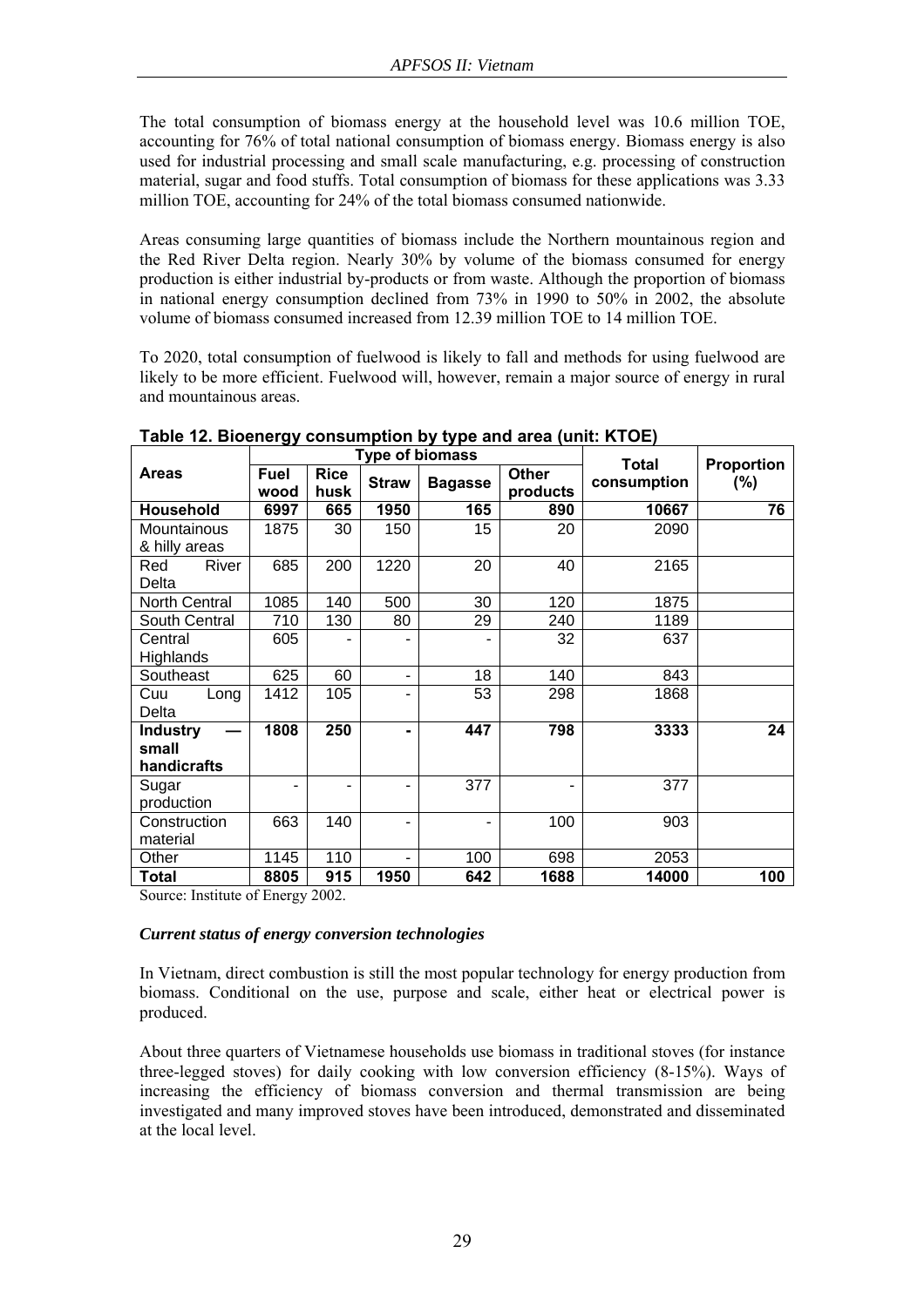The total consumption of biomass energy at the household level was 10.6 million TOE, accounting for 76% of total national consumption of biomass energy. Biomass energy is also used for industrial processing and small scale manufacturing, e.g. processing of construction material, sugar and food stuffs. Total consumption of biomass for these applications was 3.33 million TOE, accounting for 24% of the total biomass consumed nationwide.

Areas consuming large quantities of biomass include the Northern mountainous region and the Red River Delta region. Nearly 30% by volume of the biomass consumed for energy production is either industrial by-products or from waste. Although the proportion of biomass in national energy consumption declined from 73% in 1990 to 50% in 2002, the absolute volume of biomass consumed increased from 12.39 million TOE to 14 million TOE.

To 2020, total consumption of fuelwood is likely to fall and methods for using fuelwood are likely to be more efficient. Fuelwood will, however, remain a major source of energy in rural and mountainous areas.

**Table 12. Bioenergy consumption by type and area (unit: KTOE)**

| Areas | Type of biomass | | | | | Total consumption | Proportion (%) |
|---|---|---|---|---|---|---|---|
| | Fuel wood | Rice husk | Straw | Bagasse | Other products | | |
| **Household** | **6997** | **665** | **1950** | **165** | **890** | **10667** | **76** |
| Mountainous & hilly areas | 1875 | 30 | 150 | 15 | 20 | 2090 | |
| Red River Delta | 685 | 200 | 1220 | 20 | 40 | 2165 | |
| North Central | 1085 | 140 | 500 | 30 | 120 | 1875 | |
| South Central | 710 | 130 | 80 | 29 | 240 | 1189 | |
| Central Highlands | 605 | - | - | - | 32 | 637 | |
| Southeast | 625 | 60 | - | 18 | 140 | 843 | |
| Cuu Long Delta | 1412 | 105 | - | 53 | 298 | 1868 | |
| **Industry — small handicrafts** | **1808** | **250** | **-** | **447** | **798** | **3333** | **24** |
| Sugar production | - | - | - | 377 | - | 377 | |
| Construction material | 663 | 140 | - | - | 100 | 903 | |
| Other | 1145 | 110 | - | 100 | 698 | 2053 | |
| **Total** | **8805** | **915** | **1950** | **642** | **1688** | **14000** | **100** |

Source: Institute of Energy 2002.

***Current status of energy conversion technologies***

In Vietnam, direct combustion is still the most popular technology for energy production from biomass. Conditional on the use, purpose and scale, either heat or electrical power is produced.

About three quarters of Vietnamese households use biomass in traditional stoves (for instance three-legged stoves) for daily cooking with low conversion efficiency (8-15%). Ways of increasing the efficiency of biomass conversion and thermal transmission are being investigated and many improved stoves have been introduced, demonstrated and disseminated at the local level.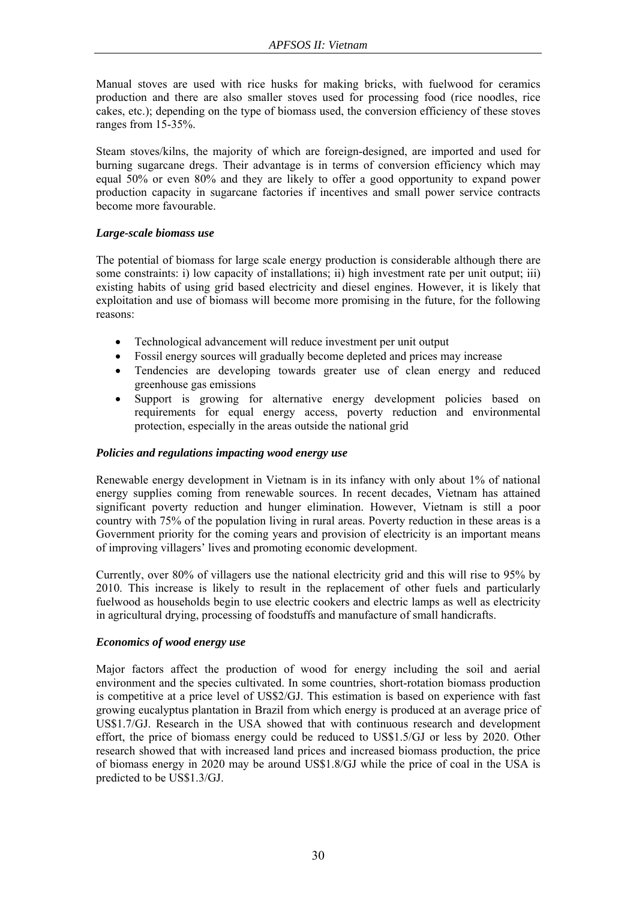Manual stoves are used with rice husks for making bricks, with fuelwood for ceramics production and there are also smaller stoves used for processing food (rice noodles, rice cakes, etc.); depending on the type of biomass used, the conversion efficiency of these stoves ranges from 15-35%.

Steam stoves/kilns, the majority of which are foreign-designed, are imported and used for burning sugarcane dregs. Their advantage is in terms of conversion efficiency which may equal 50% or even 80% and they are likely to offer a good opportunity to expand power production capacity in sugarcane factories if incentives and small power service contracts become more favourable.

***Large-scale biomass use***

The potential of biomass for large scale energy production is considerable although there are some constraints: i) low capacity of installations; ii) high investment rate per unit output; iii) existing habits of using grid based electricity and diesel engines. However, it is likely that exploitation and use of biomass will become more promising in the future, for the following reasons:

- Technological advancement will reduce investment per unit output
- Fossil energy sources will gradually become depleted and prices may increase
- Tendencies are developing towards greater use of clean energy and reduced greenhouse gas emissions
- Support is growing for alternative energy development policies based on requirements for equal energy access, poverty reduction and environmental protection, especially in the areas outside the national grid

***Policies and regulations impacting wood energy use***

Renewable energy development in Vietnam is in its infancy with only about 1% of national energy supplies coming from renewable sources. In recent decades, Vietnam has attained significant poverty reduction and hunger elimination. However, Vietnam is still a poor country with 75% of the population living in rural areas. Poverty reduction in these areas is a Government priority for the coming years and provision of electricity is an important means of improving villagers' lives and promoting economic development.

Currently, over 80% of villagers use the national electricity grid and this will rise to 95% by 2010. This increase is likely to result in the replacement of other fuels and particularly fuelwood as households begin to use electric cookers and electric lamps as well as electricity in agricultural drying, processing of foodstuffs and manufacture of small handicrafts.

***Economics of wood energy use***

Major factors affect the production of wood for energy including the soil and aerial environment and the species cultivated. In some countries, short-rotation biomass production is competitive at a price level of US$2/GJ. This estimation is based on experience with fast growing eucalyptus plantation in Brazil from which energy is produced at an average price of US$1.7/GJ. Research in the USA showed that with continuous research and development effort, the price of biomass energy could be reduced to US$1.5/GJ or less by 2020. Other research showed that with increased land prices and increased biomass production, the price of biomass energy in 2020 may be around US$1.8/GJ while the price of coal in the USA is predicted to be US$1.3/GJ.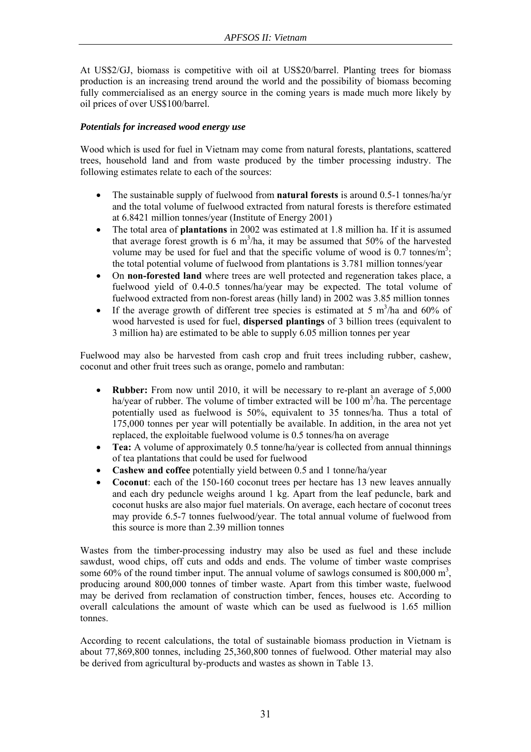At US$2/GJ, biomass is competitive with oil at US$20/barrel. Planting trees for biomass production is an increasing trend around the world and the possibility of biomass becoming fully commercialised as an energy source in the coming years is made much more likely by oil prices of over US$100/barrel.

***Potentials for increased wood energy use***

Wood which is used for fuel in Vietnam may come from natural forests, plantations, scattered trees, household land and from waste produced by the timber processing industry. The following estimates relate to each of the sources:

- The sustainable supply of fuelwood from **natural forests** is around 0.5-1 tonnes/ha/yr and the total volume of fuelwood extracted from natural forests is therefore estimated at 6.8421 million tonnes/year (Institute of Energy 2001)
- The total area of **plantations** in 2002 was estimated at 1.8 million ha. If it is assumed that average forest growth is 6 $m^3$/ha, it may be assumed that 50% of the harvested volume may be used for fuel and that the specific volume of wood is 0.7 tonnes/$m^3$; the total potential volume of fuelwood from plantations is 3.781 million tonnes/year
- On **non-forested land** where trees are well protected and regeneration takes place, a fuelwood yield of 0.4-0.5 tonnes/ha/year may be expected. The total volume of fuelwood extracted from non-forest areas (hilly land) in 2002 was 3.85 million tonnes
- If the average growth of different tree species is estimated at 5 $m^3$/ha and 60% of wood harvested is used for fuel, **dispersed plantings** of 3 billion trees (equivalent to 3 million ha) are estimated to be able to supply 6.05 million tonnes per year

Fuelwood may also be harvested from cash crop and fruit trees including rubber, cashew, coconut and other fruit trees such as orange, pomelo and rambutan:

- **Rubber:** From now until 2010, it will be necessary to re-plant an average of 5,000 ha/year of rubber. The volume of timber extracted will be 100 $m^3$/ha. The percentage potentially used as fuelwood is 50%, equivalent to 35 tonnes/ha. Thus a total of 175,000 tonnes per year will potentially be available. In addition, in the area not yet replaced, the exploitable fuelwood volume is 0.5 tonnes/ha on average
- **Tea:** A volume of approximately 0.5 tonne/ha/year is collected from annual thinnings of tea plantations that could be used for fuelwood
- **Cashew and coffee** potentially yield between 0.5 and 1 tonne/ha/year
- **Coconut**: each of the 150-160 coconut trees per hectare has 13 new leaves annually and each dry peduncle weighs around 1 kg. Apart from the leaf peduncle, bark and coconut husks are also major fuel materials. On average, each hectare of coconut trees may provide 6.5-7 tonnes fuelwood/year. The total annual volume of fuelwood from this source is more than 2.39 million tonnes

Wastes from the timber-processing industry may also be used as fuel and these include sawdust, wood chips, off cuts and odds and ends. The volume of timber waste comprises some 60% of the round timber input. The annual volume of sawlogs consumed is 800,000 $m^3$, producing around 800,000 tonnes of timber waste. Apart from this timber waste, fuelwood may be derived from reclamation of construction timber, fences, houses etc. According to overall calculations the amount of waste which can be used as fuelwood is 1.65 million tonnes.

According to recent calculations, the total of sustainable biomass production in Vietnam is about 77,869,800 tonnes, including 25,360,800 tonnes of fuelwood. Other material may also be derived from agricultural by-products and wastes as shown in Table 13.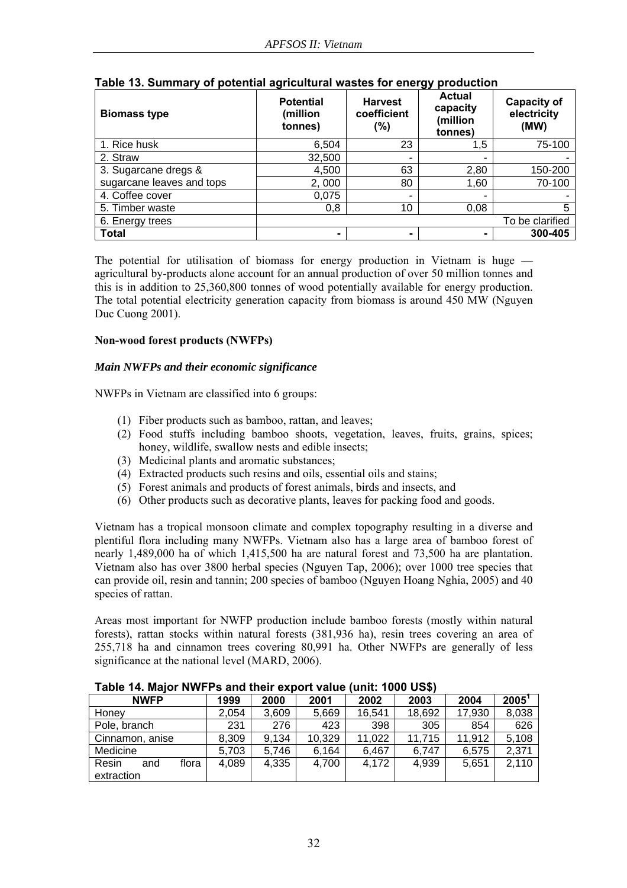**Table 13. Summary of potential agricultural wastes for energy production**

| Biomass type | Potential (million tonnes) | Harvest coefficient (%) | Actual capacity (million tonnes) | Capacity of electricity (MW) |
|---|---|---|---|---|
| 1. Rice husk | 6,504 | 23 | 1,5 | 75-100 |
| 2. Straw | 32,500 | - | - | - |
| 3. Sugarcane dregs & | 4,500 | 63 | 2,80 | 150-200 |
| sugarcane leaves and tops | 2, 000 | 80 | 1,60 | 70-100 |
| 4. Coffee cover | 0,075 | - | - | - |
| 5. Timber waste | 0,8 | 10 | 0,08 | 5 |
| 6. Energy trees | | | | To be clarified |
| **Total** | **-** | **-** | **-** | **300-405** |

The potential for utilisation of biomass for energy production in Vietnam is huge — agricultural by-products alone account for an annual production of over 50 million tonnes and this is in addition to 25,360,800 tonnes of wood potentially available for energy production. The total potential electricity generation capacity from biomass is around 450 MW (Nguyen Duc Cuong 2001).

**Non-wood forest products (NWFPs)**

***Main NWFPs and their economic significance***

NWFPs in Vietnam are classified into 6 groups:

(1) Fiber products such as bamboo, rattan, and leaves;
(2) Food stuffs including bamboo shoots, vegetation, leaves, fruits, grains, spices; honey, wildlife, swallow nests and edible insects;
(3) Medicinal plants and aromatic substances;
(4) Extracted products such resins and oils, essential oils and stains;
(5) Forest animals and products of forest animals, birds and insects, and
(6) Other products such as decorative plants, leaves for packing food and goods.

Vietnam has a tropical monsoon climate and complex topography resulting in a diverse and plentiful flora including many NWFPs. Vietnam also has a large area of bamboo forest of nearly 1,489,000 ha of which 1,415,500 ha are natural forest and 73,500 ha are plantation. Vietnam also has over 3800 herbal species (Nguyen Tap, 2006); over 1000 tree species that can provide oil, resin and tannin; 200 species of bamboo (Nguyen Hoang Nghia, 2005) and 40 species of rattan.

Areas most important for NWFP production include bamboo forests (mostly within natural forests), rattan stocks within natural forests (381,936 ha), resin trees covering an area of 255,718 ha and cinnamon trees covering 80,991 ha. Other NWFPs are generally of less significance at the national level (MARD, 2006).

**Table 14. Major NWFPs and their export value (unit: 1000 US$)**

| NWFP | 1999 | 2000 | 2001 | 2002 | 2003 | 2004 | 2005[1] |
|---|---|---|---|---|---|---|---|
| Honey | 2,054 | 3,609 | 5,669 | 16,541 | 18,692 | 17,930 | 8,038 |
| Pole, branch | 231 | 276 | 423 | 398 | 305 | 854 | 626 |
| Cinnamon, anise | 8,309 | 9,134 | 10,329 | 11,022 | 11,715 | 11,912 | 5,108 |
| Medicine | 5,703 | 5,746 | 6,164 | 6,467 | 6,747 | 6,575 | 2,371 |
| Resin and flora extraction | 4,089 | 4,335 | 4,700 | 4,172 | 4,939 | 5,651 | 2,110 |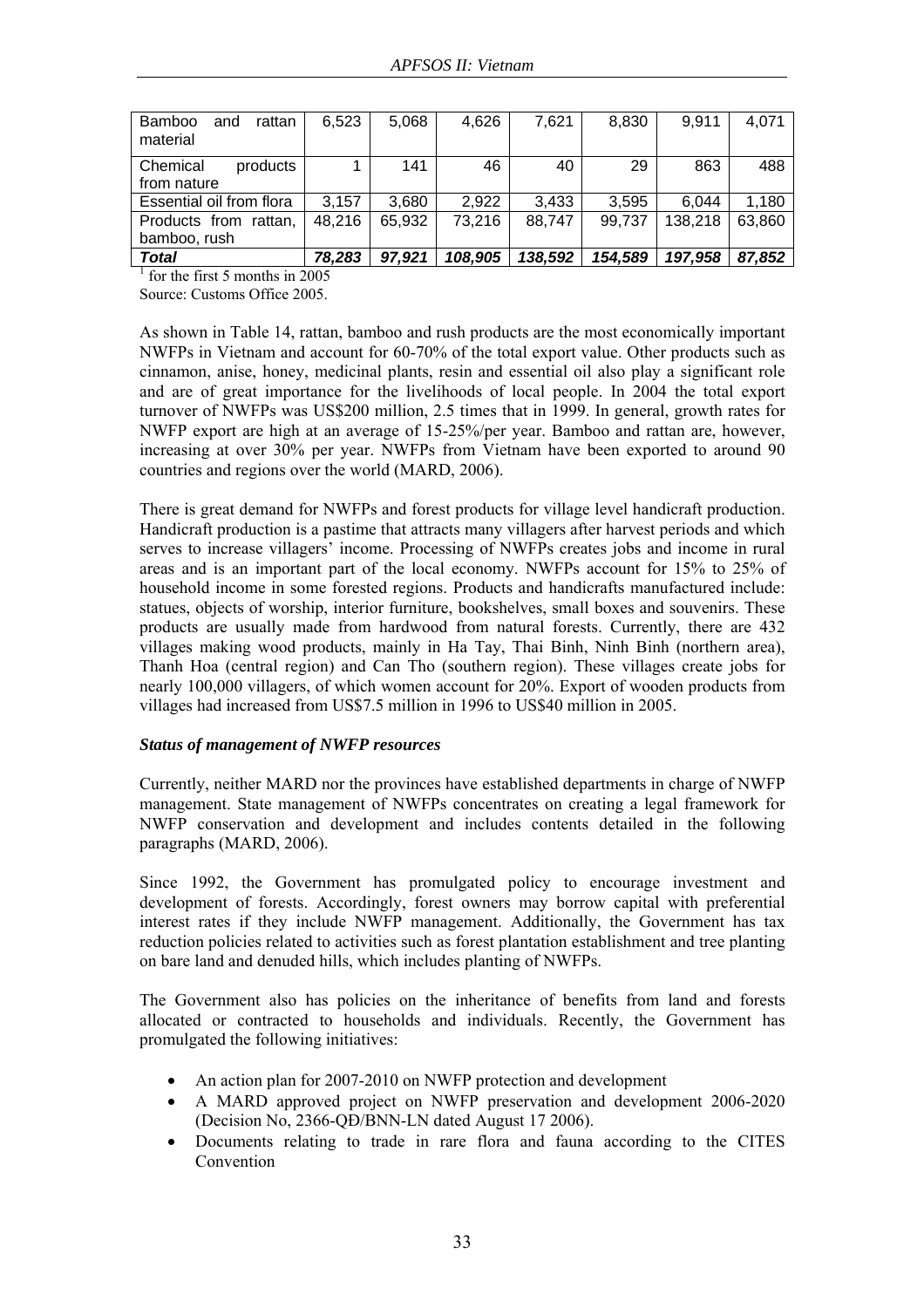| | | | | | | | |
|---|---|---|---|---|---|---|---|
| Bamboo and rattan material | 6,523 | 5,068 | 4,626 | 7,621 | 8,830 | 9,911 | 4,071 |
| Chemical products from nature | 1 | 141 | 46 | 40 | 29 | 863 | 488 |
| Essential oil from flora | 3,157 | 3,680 | 2,922 | 3,433 | 3,595 | 6,044 | 1,180 |
| Products from rattan, bamboo, rush | 48,216 | 65,932 | 73,216 | 88,747 | 99,737 | 138,218 | 63,860 |
| ***Total*** | ***78,283*** | ***97,921*** | ***108,905*** | ***138,592*** | ***154,589*** | ***197,958*** | ***87,852*** |

[1] for the first 5 months in 2005

Source: Customs Office 2005.

As shown in Table 14, rattan, bamboo and rush products are the most economically important NWFPs in Vietnam and account for 60-70% of the total export value. Other products such as cinnamon, anise, honey, medicinal plants, resin and essential oil also play a significant role and are of great importance for the livelihoods of local people. In 2004 the total export turnover of NWFPs was US$200 million, 2.5 times that in 1999. In general, growth rates for NWFP export are high at an average of 15-25%/per year. Bamboo and rattan are, however, increasing at over 30% per year. NWFPs from Vietnam have been exported to around 90 countries and regions over the world (MARD, 2006).

There is great demand for NWFPs and forest products for village level handicraft production. Handicraft production is a pastime that attracts many villagers after harvest periods and which serves to increase villagers' income. Processing of NWFPs creates jobs and income in rural areas and is an important part of the local economy. NWFPs account for 15% to 25% of household income in some forested regions. Products and handicrafts manufactured include: statues, objects of worship, interior furniture, bookshelves, small boxes and souvenirs. These products are usually made from hardwood from natural forests. Currently, there are 432 villages making wood products, mainly in Ha Tay, Thai Binh, Ninh Binh (northern area), Thanh Hoa (central region) and Can Tho (southern region). These villages create jobs for nearly 100,000 villagers, of which women account for 20%. Export of wooden products from villages had increased from US$7.5 million in 1996 to US$40 million in 2005.

***Status of management of NWFP resources***

Currently, neither MARD nor the provinces have established departments in charge of NWFP management. State management of NWFPs concentrates on creating a legal framework for NWFP conservation and development and includes contents detailed in the following paragraphs (MARD, 2006).

Since 1992, the Government has promulgated policy to encourage investment and development of forests. Accordingly, forest owners may borrow capital with preferential interest rates if they include NWFP management. Additionally, the Government has tax reduction policies related to activities such as forest plantation establishment and tree planting on bare land and denuded hills, which includes planting of NWFPs.

The Government also has policies on the inheritance of benefits from land and forests allocated or contracted to households and individuals. Recently, the Government has promulgated the following initiatives:

- An action plan for 2007-2010 on NWFP protection and development
- A MARD approved project on NWFP preservation and development 2006-2020 (Decision No, 2366-QĐ/BNN-LN dated August 17 2006).
- Documents relating to trade in rare flora and fauna according to the CITES Convention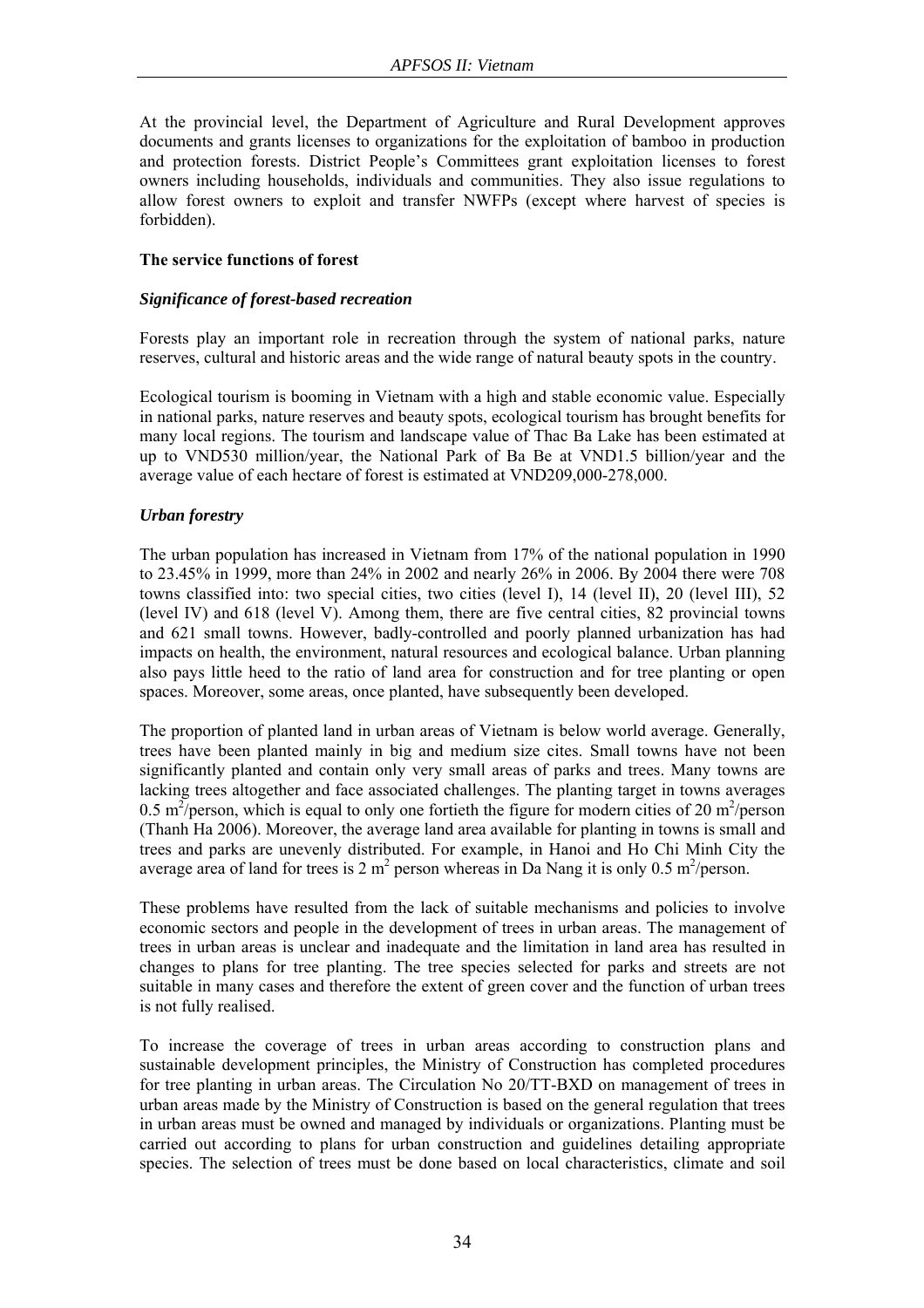At the provincial level, the Department of Agriculture and Rural Development approves documents and grants licenses to organizations for the exploitation of bamboo in production and protection forests. District People's Committees grant exploitation licenses to forest owners including households, individuals and communities. They also issue regulations to allow forest owners to exploit and transfer NWFPs (except where harvest of species is forbidden).

**The service functions of forest**

***Significance of forest-based recreation***

Forests play an important role in recreation through the system of national parks, nature reserves, cultural and historic areas and the wide range of natural beauty spots in the country.

Ecological tourism is booming in Vietnam with a high and stable economic value. Especially in national parks, nature reserves and beauty spots, ecological tourism has brought benefits for many local regions. The tourism and landscape value of Thac Ba Lake has been estimated at up to VND530 million/year, the National Park of Ba Be at VND1.5 billion/year and the average value of each hectare of forest is estimated at VND209,000-278,000.

***Urban forestry***

The urban population has increased in Vietnam from 17% of the national population in 1990 to 23.45% in 1999, more than 24% in 2002 and nearly 26% in 2006. By 2004 there were 708 towns classified into: two special cities, two cities (level I), 14 (level II), 20 (level III), 52 (level IV) and 618 (level V). Among them, there are five central cities, 82 provincial towns and 621 small towns. However, badly-controlled and poorly planned urbanization has had impacts on health, the environment, natural resources and ecological balance. Urban planning also pays little heed to the ratio of land area for construction and for tree planting or open spaces. Moreover, some areas, once planted, have subsequently been developed.

The proportion of planted land in urban areas of Vietnam is below world average. Generally, trees have been planted mainly in big and medium size cites. Small towns have not been significantly planted and contain only very small areas of parks and trees. Many towns are lacking trees altogether and face associated challenges. The planting target in towns averages 0.5 $m^2$/person, which is equal to only one fortieth the figure for modern cities of 20 $m^2$/person (Thanh Ha 2006). Moreover, the average land area available for planting in towns is small and trees and parks are unevenly distributed. For example, in Hanoi and Ho Chi Minh City the average area of land for trees is 2 $m^2$ person whereas in Da Nang it is only 0.5 $m^2$/person.

These problems have resulted from the lack of suitable mechanisms and policies to involve economic sectors and people in the development of trees in urban areas. The management of trees in urban areas is unclear and inadequate and the limitation in land area has resulted in changes to plans for tree planting. The tree species selected for parks and streets are not suitable in many cases and therefore the extent of green cover and the function of urban trees is not fully realised.

To increase the coverage of trees in urban areas according to construction plans and sustainable development principles, the Ministry of Construction has completed procedures for tree planting in urban areas. The Circulation No 20/TT-BXD on management of trees in urban areas made by the Ministry of Construction is based on the general regulation that trees in urban areas must be owned and managed by individuals or organizations. Planting must be carried out according to plans for urban construction and guidelines detailing appropriate species. The selection of trees must be done based on local characteristics, climate and soil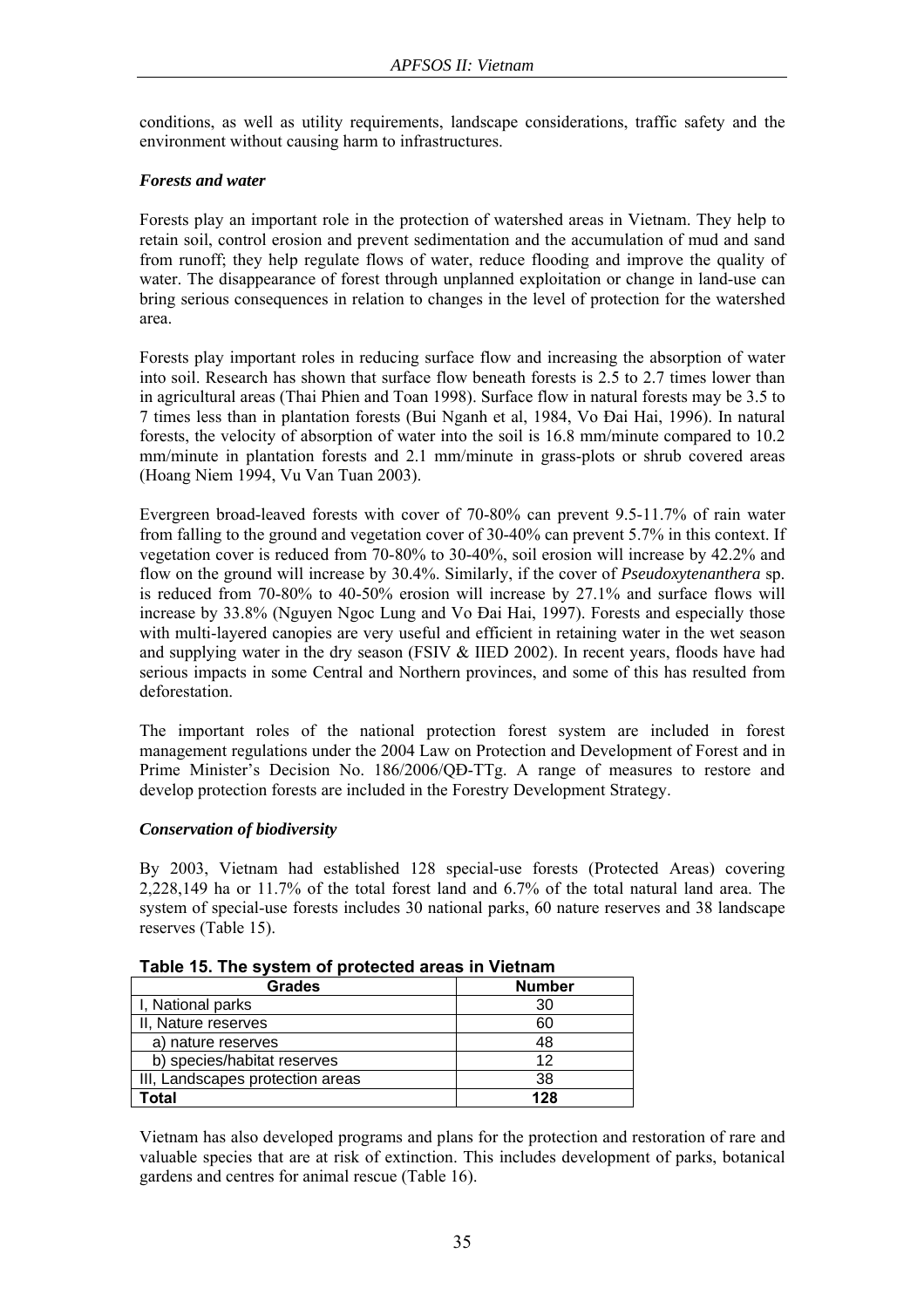conditions, as well as utility requirements, landscape considerations, traffic safety and the environment without causing harm to infrastructures.

***Forests and water***

Forests play an important role in the protection of watershed areas in Vietnam. They help to retain soil, control erosion and prevent sedimentation and the accumulation of mud and sand from runoff; they help regulate flows of water, reduce flooding and improve the quality of water. The disappearance of forest through unplanned exploitation or change in land-use can bring serious consequences in relation to changes in the level of protection for the watershed area.

Forests play important roles in reducing surface flow and increasing the absorption of water into soil. Research has shown that surface flow beneath forests is 2.5 to 2.7 times lower than in agricultural areas (Thai Phien and Toan 1998). Surface flow in natural forests may be 3.5 to 7 times less than in plantation forests (Bui Nganh et al, 1984, Vo Đai Hai, 1996). In natural forests, the velocity of absorption of water into the soil is 16.8 mm/minute compared to 10.2 mm/minute in plantation forests and 2.1 mm/minute in grass-plots or shrub covered areas (Hoang Niem 1994, Vu Van Tuan 2003).

Evergreen broad-leaved forests with cover of 70-80% can prevent 9.5-11.7% of rain water from falling to the ground and vegetation cover of 30-40% can prevent 5.7% in this context. If vegetation cover is reduced from 70-80% to 30-40%, soil erosion will increase by 42.2% and flow on the ground will increase by 30.4%. Similarly, if the cover of *Pseudoxytenanthera* sp. is reduced from 70-80% to 40-50% erosion will increase by 27.1% and surface flows will increase by 33.8% (Nguyen Ngoc Lung and Vo Đai Hai, 1997). Forests and especially those with multi-layered canopies are very useful and efficient in retaining water in the wet season and supplying water in the dry season (FSIV & IIED 2002). In recent years, floods have had serious impacts in some Central and Northern provinces, and some of this has resulted from deforestation.

The important roles of the national protection forest system are included in forest management regulations under the 2004 Law on Protection and Development of Forest and in Prime Minister's Decision No. 186/2006/QĐ-TTg. A range of measures to restore and develop protection forests are included in the Forestry Development Strategy.

***Conservation of biodiversity***

By 2003, Vietnam had established 128 special-use forests (Protected Areas) covering 2,228,149 ha or 11.7% of the total forest land and 6.7% of the total natural land area. The system of special-use forests includes 30 national parks, 60 nature reserves and 38 landscape reserves (Table 15).

**Table 15. The system of protected areas in Vietnam**

| Grades | Number |
|---|---|
| I, National parks | 30 |
| II, Nature reserves | 60 |
| a) nature reserves | 48 |
| b) species/habitat reserves | 12 |
| III, Landscapes protection areas | 38 |
| **Total** | **128** |

Vietnam has also developed programs and plans for the protection and restoration of rare and valuable species that are at risk of extinction. This includes development of parks, botanical gardens and centres for animal rescue (Table 16).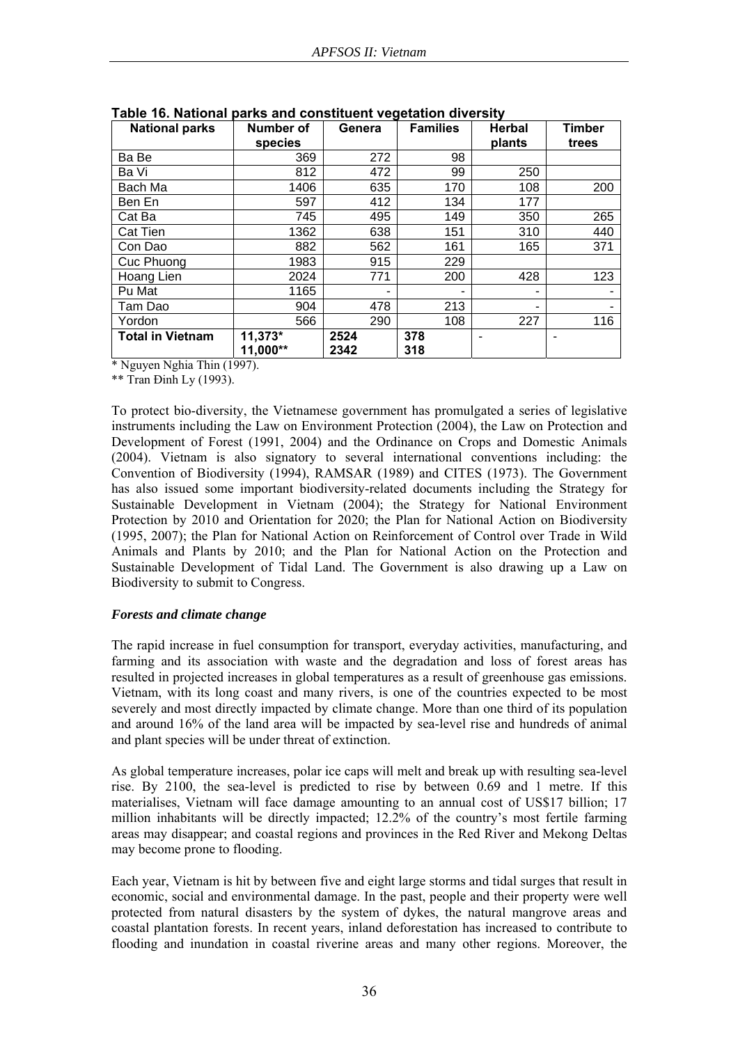**Table 16. National parks and constituent vegetation diversity**

| National parks | Number of species | Genera | Families | Herbal plants | Timber trees |
|---|---|---|---|---|---|
| Ba Be | 369 | 272 | 98 | | |
| Ba Vi | 812 | 472 | 99 | 250 | |
| Bach Ma | 1406 | 635 | 170 | 108 | 200 |
| Ben En | 597 | 412 | 134 | 177 | |
| Cat Ba | 745 | 495 | 149 | 350 | 265 |
| Cat Tien | 1362 | 638 | 151 | 310 | 440 |
| Con Dao | 882 | 562 | 161 | 165 | 371 |
| Cuc Phuong | 1983 | 915 | 229 | | |
| Hoang Lien | 2024 | 771 | 200 | 428 | 123 |
| Pu Mat | 1165 | - | - | - | - |
| Tam Dao | 904 | 478 | 213 | - | - |
| Yordon | 566 | 290 | 108 | 227 | 116 |
| **Total in Vietnam** | **11,373*** **11,000**** | **2524** **2342** | **378** **318** | - | - |

\* Nguyen Nghia Thin (1997).

** Tran Đinh Ly (1993).

To protect bio-diversity, the Vietnamese government has promulgated a series of legislative instruments including the Law on Environment Protection (2004), the Law on Protection and Development of Forest (1991, 2004) and the Ordinance on Crops and Domestic Animals (2004). Vietnam is also signatory to several international conventions including: the Convention of Biodiversity (1994), RAMSAR (1989) and CITES (1973). The Government has also issued some important biodiversity-related documents including the Strategy for Sustainable Development in Vietnam (2004); the Strategy for National Environment Protection by 2010 and Orientation for 2020; the Plan for National Action on Biodiversity (1995, 2007); the Plan for National Action on Reinforcement of Control over Trade in Wild Animals and Plants by 2010; and the Plan for National Action on the Protection and Sustainable Development of Tidal Land. The Government is also drawing up a Law on Biodiversity to submit to Congress.

***Forests and climate change***

The rapid increase in fuel consumption for transport, everyday activities, manufacturing, and farming and its association with waste and the degradation and loss of forest areas has resulted in projected increases in global temperatures as a result of greenhouse gas emissions. Vietnam, with its long coast and many rivers, is one of the countries expected to be most severely and most directly impacted by climate change. More than one third of its population and around 16% of the land area will be impacted by sea-level rise and hundreds of animal and plant species will be under threat of extinction.

As global temperature increases, polar ice caps will melt and break up with resulting sea-level rise. By 2100, the sea-level is predicted to rise by between 0.69 and 1 metre. If this materialises, Vietnam will face damage amounting to an annual cost of US$17 billion; 17 million inhabitants will be directly impacted; 12.2% of the country's most fertile farming areas may disappear; and coastal regions and provinces in the Red River and Mekong Deltas may become prone to flooding.

Each year, Vietnam is hit by between five and eight large storms and tidal surges that result in economic, social and environmental damage. In the past, people and their property were well protected from natural disasters by the system of dykes, the natural mangrove areas and coastal plantation forests. In recent years, inland deforestation has increased to contribute to flooding and inundation in coastal riverine areas and many other regions. Moreover, the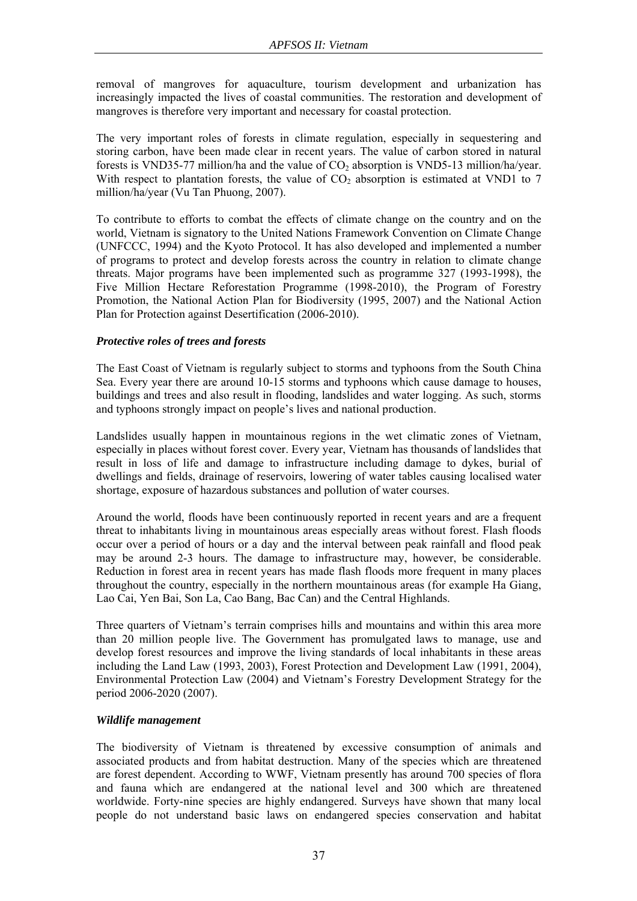removal of mangroves for aquaculture, tourism development and urbanization has increasingly impacted the lives of coastal communities. The restoration and development of mangroves is therefore very important and necessary for coastal protection.

The very important roles of forests in climate regulation, especially in sequestering and storing carbon, have been made clear in recent years. The value of carbon stored in natural forests is VND35-77 million/ha and the value of $CO_2$ absorption is VND5-13 million/ha/year. With respect to plantation forests, the value of $CO_2$ absorption is estimated at VND1 to 7 million/ha/year (Vu Tan Phuong, 2007).

To contribute to efforts to combat the effects of climate change on the country and on the world, Vietnam is signatory to the United Nations Framework Convention on Climate Change (UNFCCC, 1994) and the Kyoto Protocol. It has also developed and implemented a number of programs to protect and develop forests across the country in relation to climate change threats. Major programs have been implemented such as programme 327 (1993-1998), the Five Million Hectare Reforestation Programme (1998-2010), the Program of Forestry Promotion, the National Action Plan for Biodiversity (1995, 2007) and the National Action Plan for Protection against Desertification (2006-2010).

### *Protective roles of trees and forests*

The East Coast of Vietnam is regularly subject to storms and typhoons from the South China Sea. Every year there are around 10-15 storms and typhoons which cause damage to houses, buildings and trees and also result in flooding, landslides and water logging. As such, storms and typhoons strongly impact on people's lives and national production.

Landslides usually happen in mountainous regions in the wet climatic zones of Vietnam, especially in places without forest cover. Every year, Vietnam has thousands of landslides that result in loss of life and damage to infrastructure including damage to dykes, burial of dwellings and fields, drainage of reservoirs, lowering of water tables causing localised water shortage, exposure of hazardous substances and pollution of water courses.

Around the world, floods have been continuously reported in recent years and are a frequent threat to inhabitants living in mountainous areas especially areas without forest. Flash floods occur over a period of hours or a day and the interval between peak rainfall and flood peak may be around 2-3 hours. The damage to infrastructure may, however, be considerable. Reduction in forest area in recent years has made flash floods more frequent in many places throughout the country, especially in the northern mountainous areas (for example Ha Giang, Lao Cai, Yen Bai, Son La, Cao Bang, Bac Can) and the Central Highlands.

Three quarters of Vietnam's terrain comprises hills and mountains and within this area more than 20 million people live. The Government has promulgated laws to manage, use and develop forest resources and improve the living standards of local inhabitants in these areas including the Land Law (1993, 2003), Forest Protection and Development Law (1991, 2004), Environmental Protection Law (2004) and Vietnam's Forestry Development Strategy for the period 2006-2020 (2007).

### *Wildlife management*

The biodiversity of Vietnam is threatened by excessive consumption of animals and associated products and from habitat destruction. Many of the species which are threatened are forest dependent. According to WWF, Vietnam presently has around 700 species of flora and fauna which are endangered at the national level and 300 which are threatened worldwide. Forty-nine species are highly endangered. Surveys have shown that many local people do not understand basic laws on endangered species conservation and habitat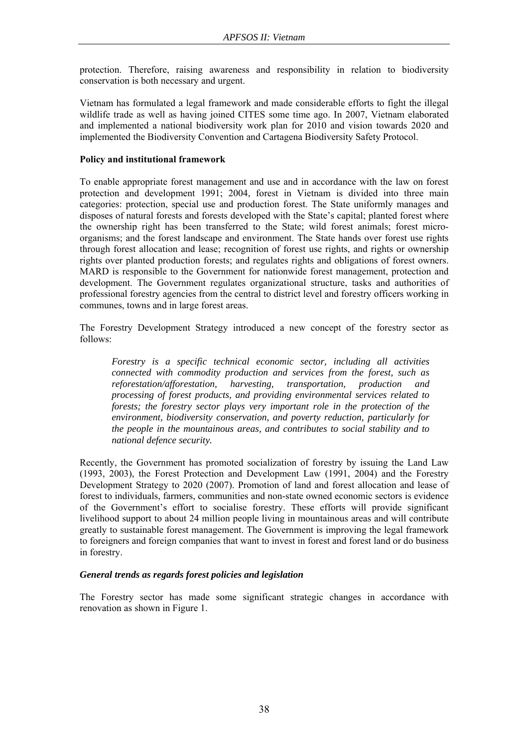protection. Therefore, raising awareness and responsibility in relation to biodiversity conservation is both necessary and urgent.

Vietnam has formulated a legal framework and made considerable efforts to fight the illegal wildlife trade as well as having joined CITES some time ago. In 2007, Vietnam elaborated and implemented a national biodiversity work plan for 2010 and vision towards 2020 and implemented the Biodiversity Convention and Cartagena Biodiversity Safety Protocol.

**Policy and institutional framework**

To enable appropriate forest management and use and in accordance with the law on forest protection and development 1991; 2004, forest in Vietnam is divided into three main categories: protection, special use and production forest. The State uniformly manages and disposes of natural forests and forests developed with the State's capital; planted forest where the ownership right has been transferred to the State; wild forest animals; forest micro-organisms; and the forest landscape and environment. The State hands over forest use rights through forest allocation and lease; recognition of forest use rights, and rights or ownership rights over planted production forests; and regulates rights and obligations of forest owners. MARD is responsible to the Government for nationwide forest management, protection and development. The Government regulates organizational structure, tasks and authorities of professional forestry agencies from the central to district level and forestry officers working in communes, towns and in large forest areas.

The Forestry Development Strategy introduced a new concept of the forestry sector as follows:

> *Forestry is a specific technical economic sector, including all activities connected with commodity production and services from the forest, such as reforestation/afforestation, harvesting, transportation, production and processing of forest products, and providing environmental services related to forests; the forestry sector plays very important role in the protection of the environment, biodiversity conservation, and poverty reduction, particularly for the people in the mountainous areas, and contributes to social stability and to national defence security.*

Recently, the Government has promoted socialization of forestry by issuing the Land Law (1993, 2003), the Forest Protection and Development Law (1991, 2004) and the Forestry Development Strategy to 2020 (2007). Promotion of land and forest allocation and lease of forest to individuals, farmers, communities and non-state owned economic sectors is evidence of the Government's effort to socialise forestry. These efforts will provide significant livelihood support to about 24 million people living in mountainous areas and will contribute greatly to sustainable forest management. The Government is improving the legal framework to foreigners and foreign companies that want to invest in forest and forest land or do business in forestry.

***General trends as regards forest policies and legislation***

The Forestry sector has made some significant strategic changes in accordance with renovation as shown in Figure 1.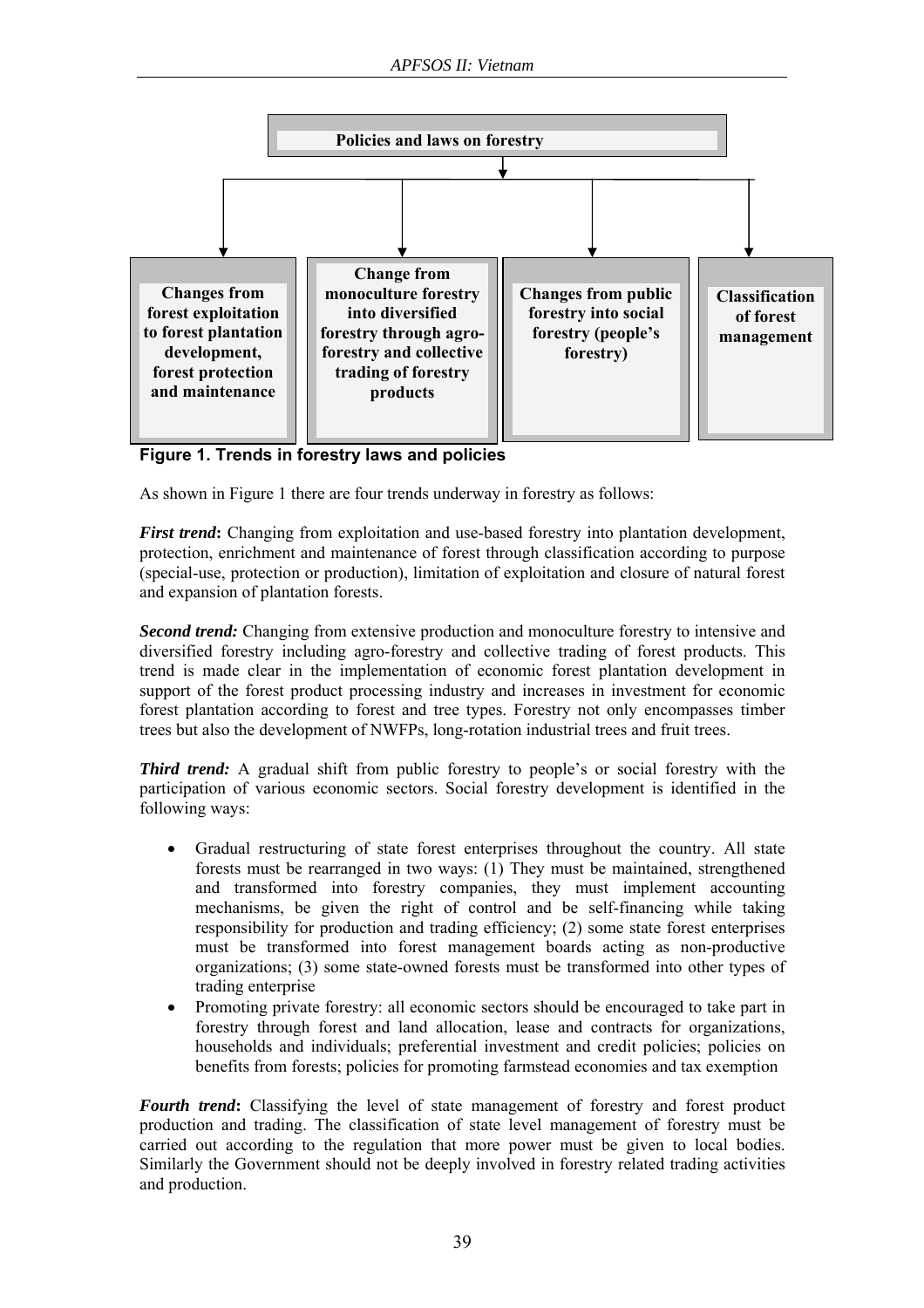Policies and laws on forestry

- Changes from forest exploitation to forest plantation development, forest protection and maintenance
- Change from monoculture forestry into diversified forestry through agro-forestry and collective trading of forestry products
- Changes from public forestry into social forestry (people's forestry)
- Classification of forest management

**Figure 1. Trends in forestry laws and policies**

As shown in Figure 1 there are four trends underway in forestry as follows:

***First trend*:** Changing from exploitation and use-based forestry into plantation development, protection, enrichment and maintenance of forest through classification according to purpose (special-use, protection or production), limitation of exploitation and closure of natural forest and expansion of plantation forests.

***Second trend:*** Changing from extensive production and monoculture forestry to intensive and diversified forestry including agro-forestry and collective trading of forest products. This trend is made clear in the implementation of economic forest plantation development in support of the forest product processing industry and increases in investment for economic forest plantation according to forest and tree types. Forestry not only encompasses timber trees but also the development of NWFPs, long-rotation industrial trees and fruit trees.

***Third trend:*** A gradual shift from public forestry to people's or social forestry with the participation of various economic sectors. Social forestry development is identified in the following ways:

- Gradual restructuring of state forest enterprises throughout the country. All state forests must be rearranged in two ways: (1) They must be maintained, strengthened and transformed into forestry companies, they must implement accounting mechanisms, be given the right of control and be self-financing while taking responsibility for production and trading efficiency; (2) some state forest enterprises must be transformed into forest management boards acting as non-productive organizations; (3) some state-owned forests must be transformed into other types of trading enterprise
- Promoting private forestry: all economic sectors should be encouraged to take part in forestry through forest and land allocation, lease and contracts for organizations, households and individuals; preferential investment and credit policies; policies on benefits from forests; policies for promoting farmstead economies and tax exemption

***Fourth trend*:** Classifying the level of state management of forestry and forest product production and trading. The classification of state level management of forestry must be carried out according to the regulation that more power must be given to local bodies. Similarly the Government should not be deeply involved in forestry related trading activities and production.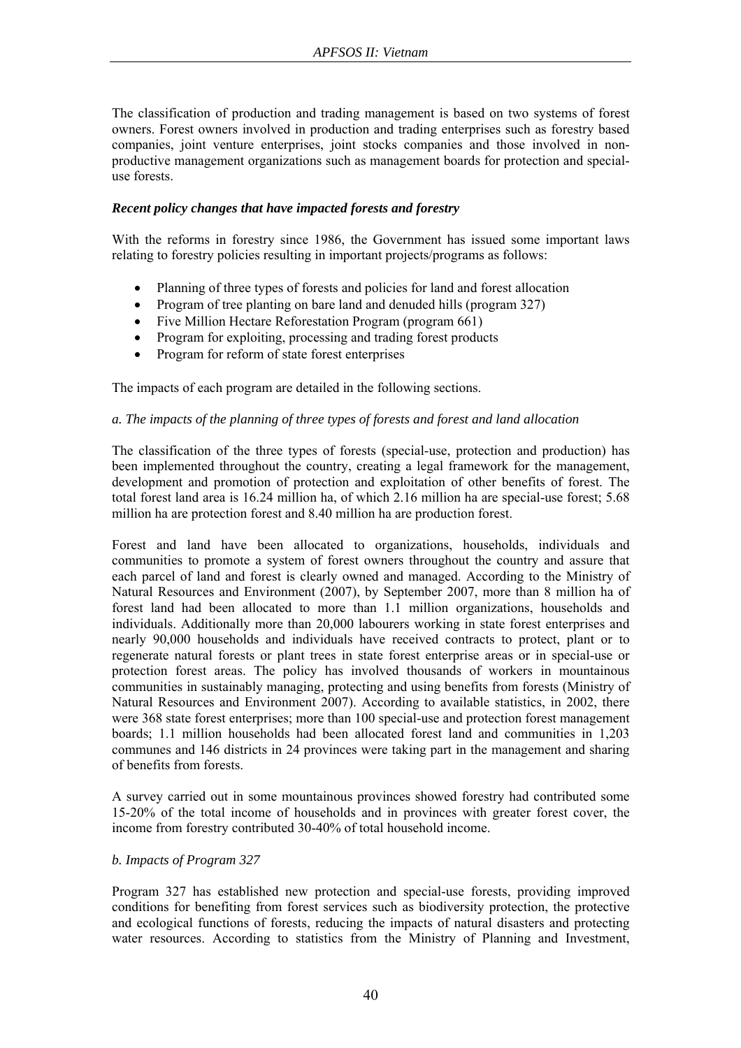The classification of production and trading management is based on two systems of forest owners. Forest owners involved in production and trading enterprises such as forestry based companies, joint venture enterprises, joint stocks companies and those involved in non-productive management organizations such as management boards for protection and special-use forests.

### *Recent policy changes that have impacted forests and forestry*

With the reforms in forestry since 1986, the Government has issued some important laws relating to forestry policies resulting in important projects/programs as follows:

- Planning of three types of forests and policies for land and forest allocation
- Program of tree planting on bare land and denuded hills (program 327)
- Five Million Hectare Reforestation Program (program 661)
- Program for exploiting, processing and trading forest products
- Program for reform of state forest enterprises

The impacts of each program are detailed in the following sections.

*a. The impacts of the planning of three types of forests and forest and land allocation*

The classification of the three types of forests (special-use, protection and production) has been implemented throughout the country, creating a legal framework for the management, development and promotion of protection and exploitation of other benefits of forest. The total forest land area is 16.24 million ha, of which 2.16 million ha are special-use forest; 5.68 million ha are protection forest and 8.40 million ha are production forest.

Forest and land have been allocated to organizations, households, individuals and communities to promote a system of forest owners throughout the country and assure that each parcel of land and forest is clearly owned and managed. According to the Ministry of Natural Resources and Environment (2007), by September 2007, more than 8 million ha of forest land had been allocated to more than 1.1 million organizations, households and individuals. Additionally more than 20,000 labourers working in state forest enterprises and nearly 90,000 households and individuals have received contracts to protect, plant or to regenerate natural forests or plant trees in state forest enterprise areas or in special-use or protection forest areas. The policy has involved thousands of workers in mountainous communities in sustainably managing, protecting and using benefits from forests (Ministry of Natural Resources and Environment 2007). According to available statistics, in 2002, there were 368 state forest enterprises; more than 100 special-use and protection forest management boards; 1.1 million households had been allocated forest land and communities in 1,203 communes and 146 districts in 24 provinces were taking part in the management and sharing of benefits from forests.

A survey carried out in some mountainous provinces showed forestry had contributed some 15-20% of the total income of households and in provinces with greater forest cover, the income from forestry contributed 30-40% of total household income.

*b. Impacts of Program 327*

Program 327 has established new protection and special-use forests, providing improved conditions for benefiting from forest services such as biodiversity protection, the protective and ecological functions of forests, reducing the impacts of natural disasters and protecting water resources. According to statistics from the Ministry of Planning and Investment,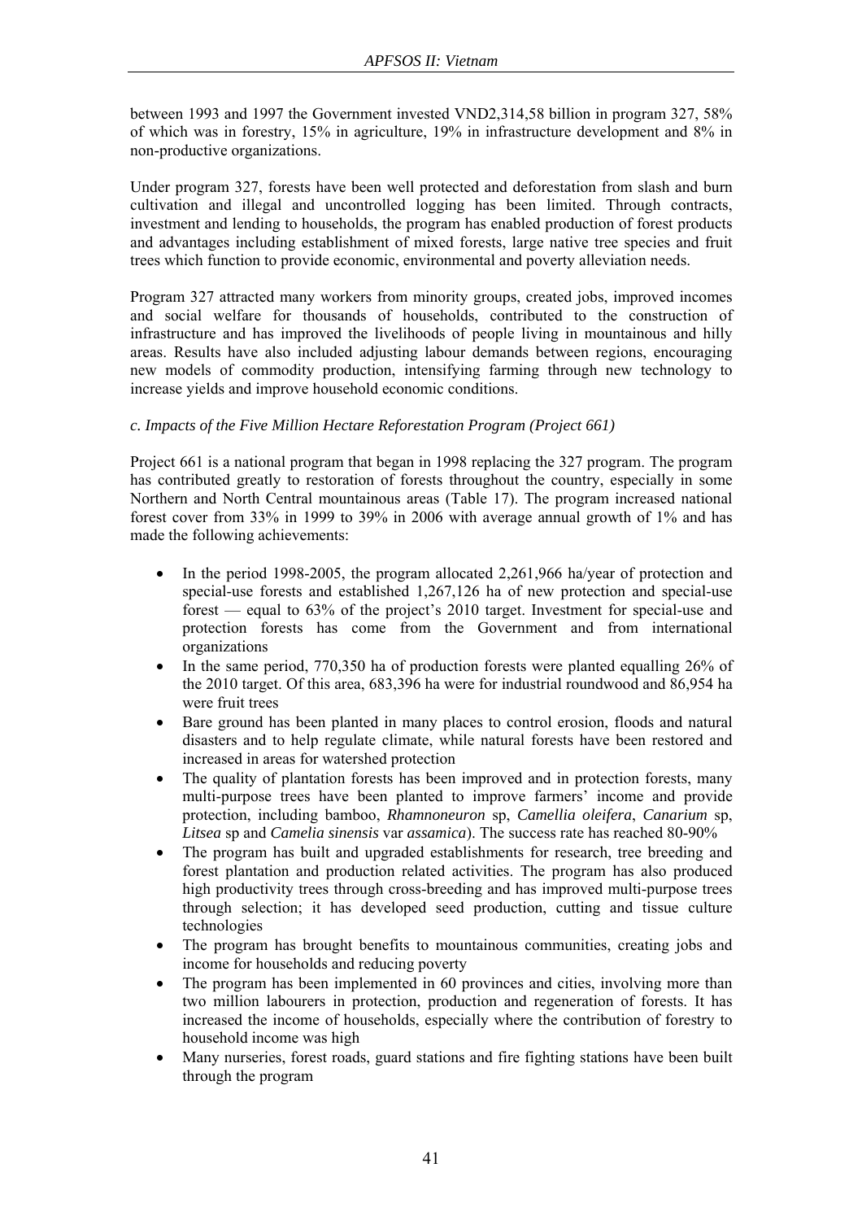between 1993 and 1997 the Government invested VND2,314,58 billion in program 327, 58% of which was in forestry, 15% in agriculture, 19% in infrastructure development and 8% in non-productive organizations.

Under program 327, forests have been well protected and deforestation from slash and burn cultivation and illegal and uncontrolled logging has been limited. Through contracts, investment and lending to households, the program has enabled production of forest products and advantages including establishment of mixed forests, large native tree species and fruit trees which function to provide economic, environmental and poverty alleviation needs.

Program 327 attracted many workers from minority groups, created jobs, improved incomes and social welfare for thousands of households, contributed to the construction of infrastructure and has improved the livelihoods of people living in mountainous and hilly areas. Results have also included adjusting labour demands between regions, encouraging new models of commodity production, intensifying farming through new technology to increase yields and improve household economic conditions.

*c. Impacts of the Five Million Hectare Reforestation Program (Project 661)*

Project 661 is a national program that began in 1998 replacing the 327 program. The program has contributed greatly to restoration of forests throughout the country, especially in some Northern and North Central mountainous areas (Table 17). The program increased national forest cover from 33% in 1999 to 39% in 2006 with average annual growth of 1% and has made the following achievements:

- In the period 1998-2005, the program allocated 2,261,966 ha/year of protection and special-use forests and established 1,267,126 ha of new protection and special-use forest — equal to 63% of the project's 2010 target. Investment for special-use and protection forests has come from the Government and from international organizations
- In the same period, 770,350 ha of production forests were planted equalling 26% of the 2010 target. Of this area, 683,396 ha were for industrial roundwood and 86,954 ha were fruit trees
- Bare ground has been planted in many places to control erosion, floods and natural disasters and to help regulate climate, while natural forests have been restored and increased in areas for watershed protection
- The quality of plantation forests has been improved and in protection forests, many multi-purpose trees have been planted to improve farmers' income and provide protection, including bamboo, *Rhamnoneuron* sp, *Camellia oleifera*, *Canarium* sp, *Litsea* sp and *Camelia sinensis* var *assamica*). The success rate has reached 80-90%
- The program has built and upgraded establishments for research, tree breeding and forest plantation and production related activities. The program has also produced high productivity trees through cross-breeding and has improved multi-purpose trees through selection; it has developed seed production, cutting and tissue culture technologies
- The program has brought benefits to mountainous communities, creating jobs and income for households and reducing poverty
- The program has been implemented in 60 provinces and cities, involving more than two million labourers in protection, production and regeneration of forests. It has increased the income of households, especially where the contribution of forestry to household income was high
- Many nurseries, forest roads, guard stations and fire fighting stations have been built through the program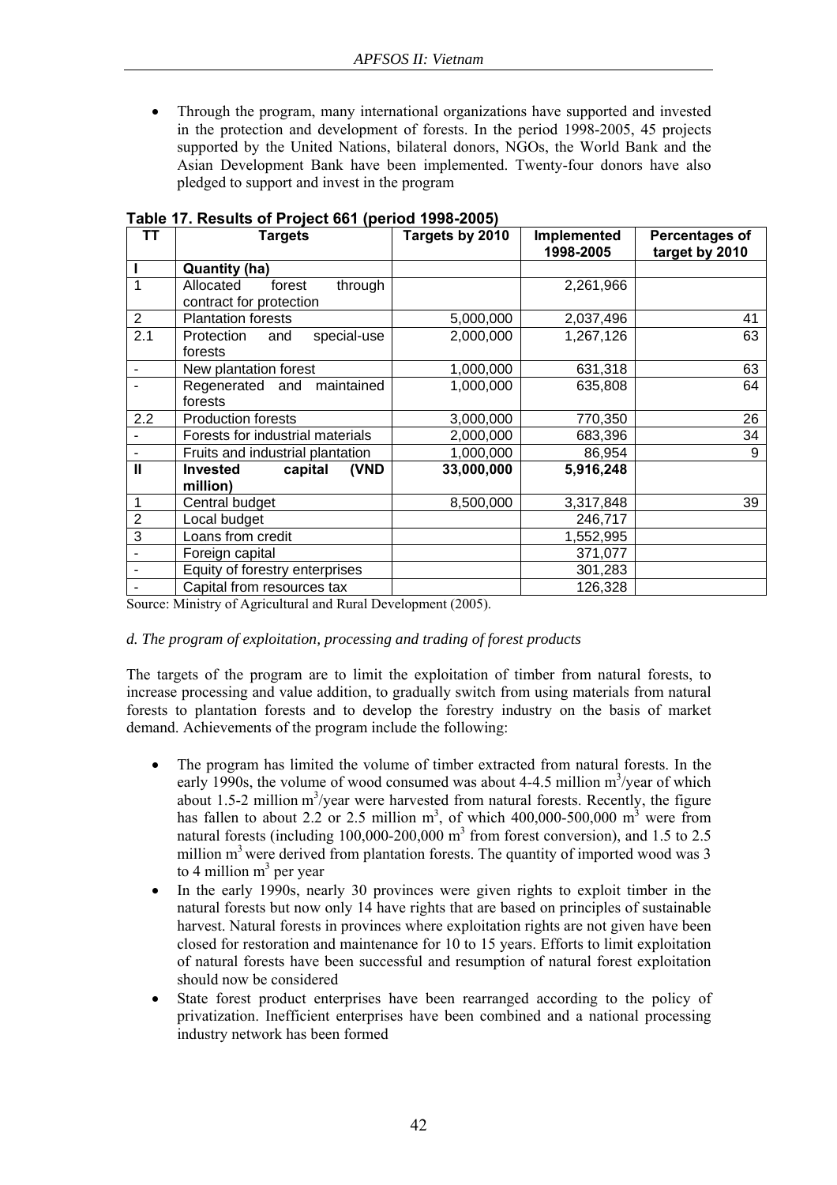- Through the program, many international organizations have supported and invested in the protection and development of forests. In the period 1998-2005, 45 projects supported by the United Nations, bilateral donors, NGOs, the World Bank and the Asian Development Bank have been implemented. Twenty-four donors have also pledged to support and invest in the program

**Table 17. Results of Project 661 (period 1998-2005)**

| TT | Targets | Targets by 2010 | Implemented 1998-2005 | Percentages of target by 2010 |
|---|---|---|---|---|
| **I** | **Quantity (ha)** | | | |
| 1 | Allocated forest through contract for protection | | 2,261,966 | |
| 2 | Plantation forests | 5,000,000 | 2,037,496 | 41 |
| 2.1 | Protection and special-use forests | 2,000,000 | 1,267,126 | 63 |
| - | New plantation forest | 1,000,000 | 631,318 | 63 |
| - | Regenerated and maintained forests | 1,000,000 | 635,808 | 64 |
| 2.2 | Production forests | 3,000,000 | 770,350 | 26 |
| - | Forests for industrial materials | 2,000,000 | 683,396 | 34 |
| - | Fruits and industrial plantation | 1,000,000 | 86,954 | 9 |
| **II** | **Invested capital (VND million)** | **33,000,000** | **5,916,248** | |
| 1 | Central budget | 8,500,000 | 3,317,848 | 39 |
| 2 | Local budget | | 246,717 | |
| 3 | Loans from credit | | 1,552,995 | |
| - | Foreign capital | | 371,077 | |
| - | Equity of forestry enterprises | | 301,283 | |
| - | Capital from resources tax | | 126,328 | |

Source: Ministry of Agricultural and Rural Development (2005).

*d. The program of exploitation, processing and trading of forest products*

The targets of the program are to limit the exploitation of timber from natural forests, to increase processing and value addition, to gradually switch from using materials from natural forests to plantation forests and to develop the forestry industry on the basis of market demand. Achievements of the program include the following:

- The program has limited the volume of timber extracted from natural forests. In the early 1990s, the volume of wood consumed was about 4-4.5 million $m^3$/year of which about 1.5-2 million $m^3$/year were harvested from natural forests. Recently, the figure has fallen to about 2.2 or 2.5 million $m^3$, of which 400,000-500,000 $m^3$ were from natural forests (including 100,000-200,000 $m^3$ from forest conversion), and 1.5 to 2.5 million $m^3$ were derived from plantation forests. The quantity of imported wood was 3 to 4 million $m^3$ per year
- In the early 1990s, nearly 30 provinces were given rights to exploit timber in the natural forests but now only 14 have rights that are based on principles of sustainable harvest. Natural forests in provinces where exploitation rights are not given have been closed for restoration and maintenance for 10 to 15 years. Efforts to limit exploitation of natural forests have been successful and resumption of natural forest exploitation should now be considered
- State forest product enterprises have been rearranged according to the policy of privatization. Inefficient enterprises have been combined and a national processing industry network has been formed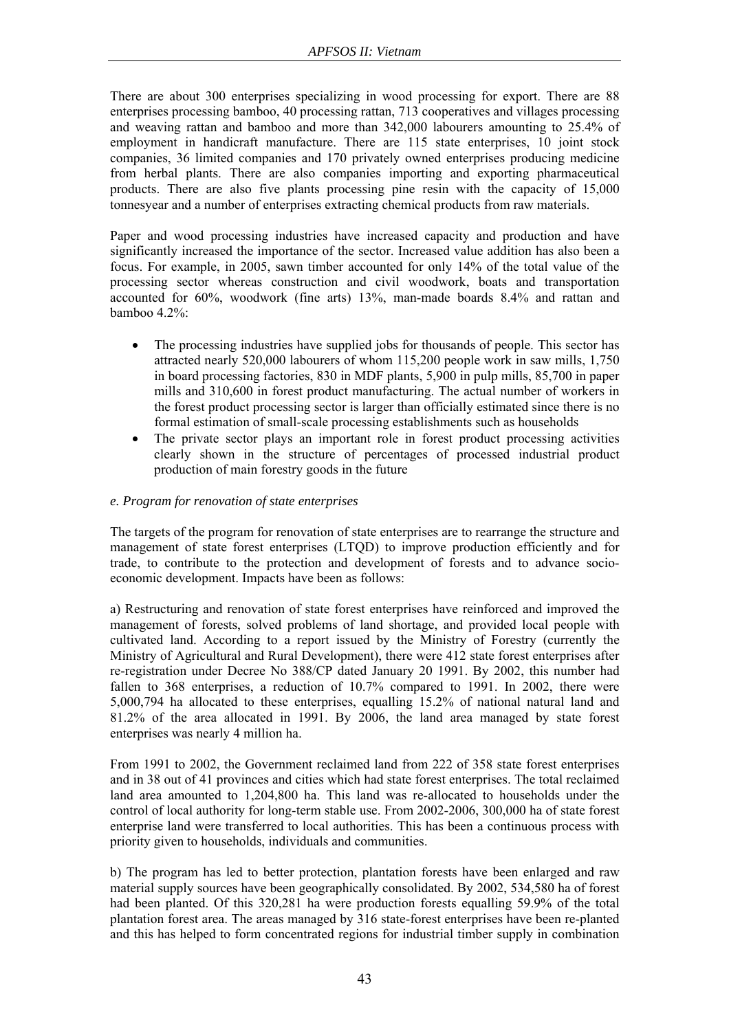There are about 300 enterprises specializing in wood processing for export. There are 88 enterprises processing bamboo, 40 processing rattan, 713 cooperatives and villages processing and weaving rattan and bamboo and more than 342,000 labourers amounting to 25.4% of employment in handicraft manufacture. There are 115 state enterprises, 10 joint stock companies, 36 limited companies and 170 privately owned enterprises producing medicine from herbal plants. There are also companies importing and exporting pharmaceutical products. There are also five plants processing pine resin with the capacity of 15,000 tonnesyear and a number of enterprises extracting chemical products from raw materials.

Paper and wood processing industries have increased capacity and production and have significantly increased the importance of the sector. Increased value addition has also been a focus. For example, in 2005, sawn timber accounted for only 14% of the total value of the processing sector whereas construction and civil woodwork, boats and transportation accounted for 60%, woodwork (fine arts) 13%, man-made boards 8.4% and rattan and bamboo 4.2%:

- The processing industries have supplied jobs for thousands of people. This sector has attracted nearly 520,000 labourers of whom 115,200 people work in saw mills, 1,750 in board processing factories, 830 in MDF plants, 5,900 in pulp mills, 85,700 in paper mills and 310,600 in forest product manufacturing. The actual number of workers in the forest product processing sector is larger than officially estimated since there is no formal estimation of small-scale processing establishments such as households
- The private sector plays an important role in forest product processing activities clearly shown in the structure of percentages of processed industrial product production of main forestry goods in the future

*e. Program for renovation of state enterprises*

The targets of the program for renovation of state enterprises are to rearrange the structure and management of state forest enterprises (LTQD) to improve production efficiently and for trade, to contribute to the protection and development of forests and to advance socio-economic development. Impacts have been as follows:

a) Restructuring and renovation of state forest enterprises have reinforced and improved the management of forests, solved problems of land shortage, and provided local people with cultivated land. According to a report issued by the Ministry of Forestry (currently the Ministry of Agricultural and Rural Development), there were 412 state forest enterprises after re-registration under Decree No 388/CP dated January 20 1991. By 2002, this number had fallen to 368 enterprises, a reduction of 10.7% compared to 1991. In 2002, there were 5,000,794 ha allocated to these enterprises, equalling 15.2% of national natural land and 81.2% of the area allocated in 1991. By 2006, the land area managed by state forest enterprises was nearly 4 million ha.

From 1991 to 2002, the Government reclaimed land from 222 of 358 state forest enterprises and in 38 out of 41 provinces and cities which had state forest enterprises. The total reclaimed land area amounted to 1,204,800 ha. This land was re-allocated to households under the control of local authority for long-term stable use. From 2002-2006, 300,000 ha of state forest enterprise land were transferred to local authorities. This has been a continuous process with priority given to households, individuals and communities.

b) The program has led to better protection, plantation forests have been enlarged and raw material supply sources have been geographically consolidated. By 2002, 534,580 ha of forest had been planted. Of this 320,281 ha were production forests equalling 59.9% of the total plantation forest area. The areas managed by 316 state-forest enterprises have been re-planted and this has helped to form concentrated regions for industrial timber supply in combination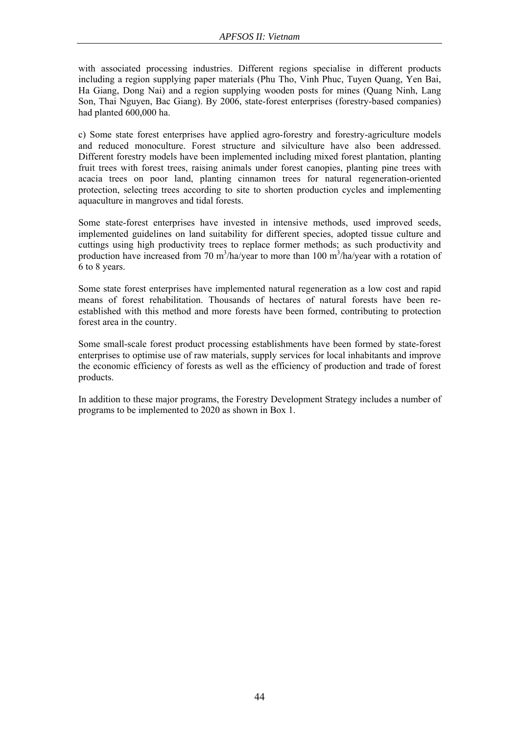with associated processing industries. Different regions specialise in different products including a region supplying paper materials (Phu Tho, Vinh Phuc, Tuyen Quang, Yen Bai, Ha Giang, Dong Nai) and a region supplying wooden posts for mines (Quang Ninh, Lang Son, Thai Nguyen, Bac Giang). By 2006, state-forest enterprises (forestry-based companies) had planted 600,000 ha.

c) Some state forest enterprises have applied agro-forestry and forestry-agriculture models and reduced monoculture. Forest structure and silviculture have also been addressed. Different forestry models have been implemented including mixed forest plantation, planting fruit trees with forest trees, raising animals under forest canopies, planting pine trees with acacia trees on poor land, planting cinnamon trees for natural regeneration-oriented protection, selecting trees according to site to shorten production cycles and implementing aquaculture in mangroves and tidal forests.

Some state-forest enterprises have invested in intensive methods, used improved seeds, implemented guidelines on land suitability for different species, adopted tissue culture and cuttings using high productivity trees to replace former methods; as such productivity and production have increased from 70 $m^3$/ha/year to more than 100 $m^3$/ha/year with a rotation of 6 to 8 years.

Some state forest enterprises have implemented natural regeneration as a low cost and rapid means of forest rehabilitation. Thousands of hectares of natural forests have been re-established with this method and more forests have been formed, contributing to protection forest area in the country.

Some small-scale forest product processing establishments have been formed by state-forest enterprises to optimise use of raw materials, supply services for local inhabitants and improve the economic efficiency of forests as well as the efficiency of production and trade of forest products.

In addition to these major programs, the Forestry Development Strategy includes a number of programs to be implemented to 2020 as shown in Box 1.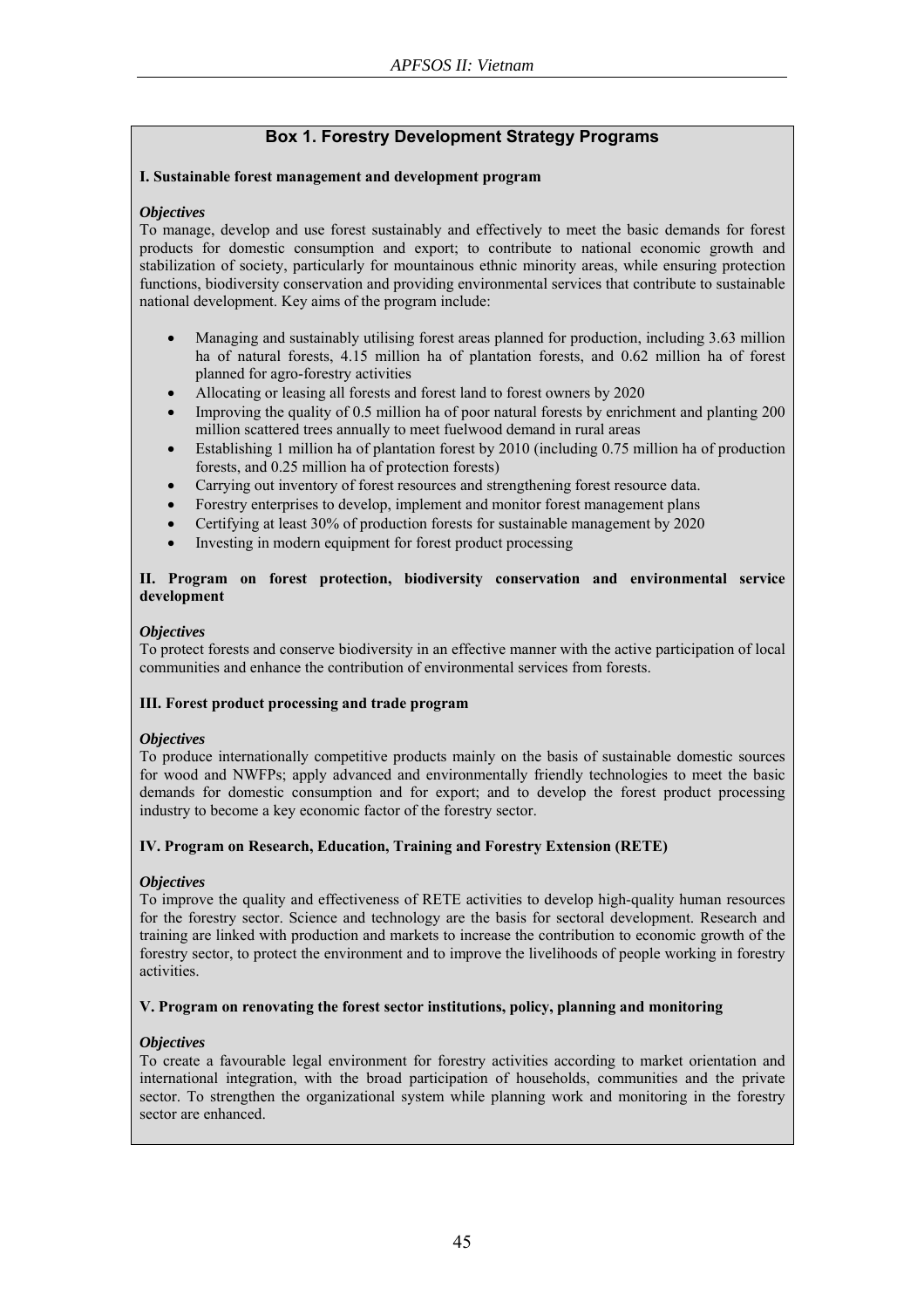## Box 1. Forestry Development Strategy Programs

**I. Sustainable forest management and development program**

***Objectives***

To manage, develop and use forest sustainably and effectively to meet the basic demands for forest products for domestic consumption and export; to contribute to national economic growth and stabilization of society, particularly for mountainous ethnic minority areas, while ensuring protection functions, biodiversity conservation and providing environmental services that contribute to sustainable national development. Key aims of the program include:

- Managing and sustainably utilising forest areas planned for production, including 3.63 million ha of natural forests, 4.15 million ha of plantation forests, and 0.62 million ha of forest planned for agro-forestry activities
- Allocating or leasing all forests and forest land to forest owners by 2020
- Improving the quality of 0.5 million ha of poor natural forests by enrichment and planting 200 million scattered trees annually to meet fuelwood demand in rural areas
- Establishing 1 million ha of plantation forest by 2010 (including 0.75 million ha of production forests, and 0.25 million ha of protection forests)
- Carrying out inventory of forest resources and strengthening forest resource data.
- Forestry enterprises to develop, implement and monitor forest management plans
- Certifying at least 30% of production forests for sustainable management by 2020
- Investing in modern equipment for forest product processing

**II. Program on forest protection, biodiversity conservation and environmental service development**

***Objectives***

To protect forests and conserve biodiversity in an effective manner with the active participation of local communities and enhance the contribution of environmental services from forests.

**III. Forest product processing and trade program**

***Objectives***

To produce internationally competitive products mainly on the basis of sustainable domestic sources for wood and NWFPs; apply advanced and environmentally friendly technologies to meet the basic demands for domestic consumption and for export; and to develop the forest product processing industry to become a key economic factor of the forestry sector.

**IV. Program on Research, Education, Training and Forestry Extension (RETE)**

***Objectives***

To improve the quality and effectiveness of RETE activities to develop high-quality human resources for the forestry sector. Science and technology are the basis for sectoral development. Research and training are linked with production and markets to increase the contribution to economic growth of the forestry sector, to protect the environment and to improve the livelihoods of people working in forestry activities.

**V. Program on renovating the forest sector institutions, policy, planning and monitoring**

***Objectives***

To create a favourable legal environment for forestry activities according to market orientation and international integration, with the broad participation of households, communities and the private sector. To strengthen the organizational system while planning work and monitoring in the forestry sector are enhanced.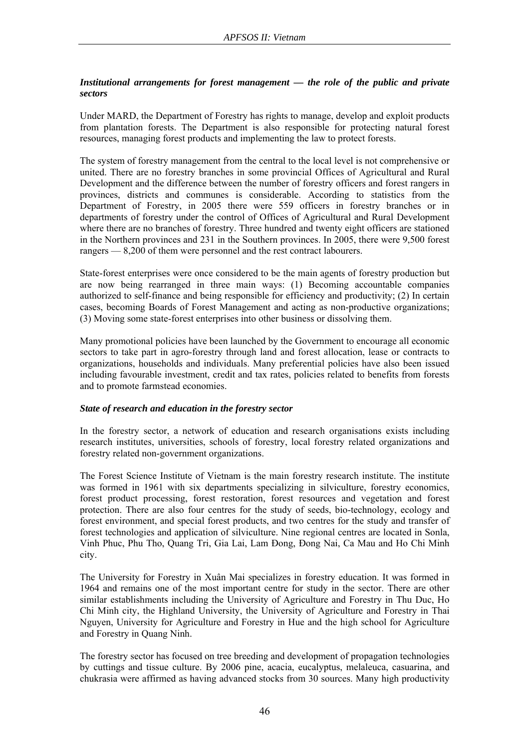### *Institutional arrangements for forest management — the role of the public and private sectors*

Under MARD, the Department of Forestry has rights to manage, develop and exploit products from plantation forests. The Department is also responsible for protecting natural forest resources, managing forest products and implementing the law to protect forests.

The system of forestry management from the central to the local level is not comprehensive or united. There are no forestry branches in some provincial Offices of Agricultural and Rural Development and the difference between the number of forestry officers and forest rangers in provinces, districts and communes is considerable. According to statistics from the Department of Forestry, in 2005 there were 559 officers in forestry branches or in departments of forestry under the control of Offices of Agricultural and Rural Development where there are no branches of forestry. Three hundred and twenty eight officers are stationed in the Northern provinces and 231 in the Southern provinces. In 2005, there were 9,500 forest rangers — 8,200 of them were personnel and the rest contract labourers.

State-forest enterprises were once considered to be the main agents of forestry production but are now being rearranged in three main ways: (1) Becoming accountable companies authorized to self-finance and being responsible for efficiency and productivity; (2) In certain cases, becoming Boards of Forest Management and acting as non-productive organizations; (3) Moving some state-forest enterprises into other business or dissolving them.

Many promotional policies have been launched by the Government to encourage all economic sectors to take part in agro-forestry through land and forest allocation, lease or contracts to organizations, households and individuals. Many preferential policies have also been issued including favourable investment, credit and tax rates, policies related to benefits from forests and to promote farmstead economies.

### *State of research and education in the forestry sector*

In the forestry sector, a network of education and research organisations exists including research institutes, universities, schools of forestry, local forestry related organizations and forestry related non-government organizations.

The Forest Science Institute of Vietnam is the main forestry research institute. The institute was formed in 1961 with six departments specializing in silviculture, forestry economics, forest product processing, forest restoration, forest resources and vegetation and forest protection. There are also four centres for the study of seeds, bio-technology, ecology and forest environment, and special forest products, and two centres for the study and transfer of forest technologies and application of silviculture. Nine regional centres are located in Sonla, Vinh Phuc, Phu Tho, Quang Tri, Gia Lai, Lam Đong, Đong Nai, Ca Mau and Ho Chi Minh city.

The University for Forestry in Xuân Mai specializes in forestry education. It was formed in 1964 and remains one of the most important centre for study in the sector. There are other similar establishments including the University of Agriculture and Forestry in Thu Duc, Ho Chi Minh city, the Highland University, the University of Agriculture and Forestry in Thai Nguyen, University for Agriculture and Forestry in Hue and the high school for Agriculture and Forestry in Quang Ninh.

The forestry sector has focused on tree breeding and development of propagation technologies by cuttings and tissue culture. By 2006 pine, acacia, eucalyptus, melaleuca, casuarina, and chukrasia were affirmed as having advanced stocks from 30 sources. Many high productivity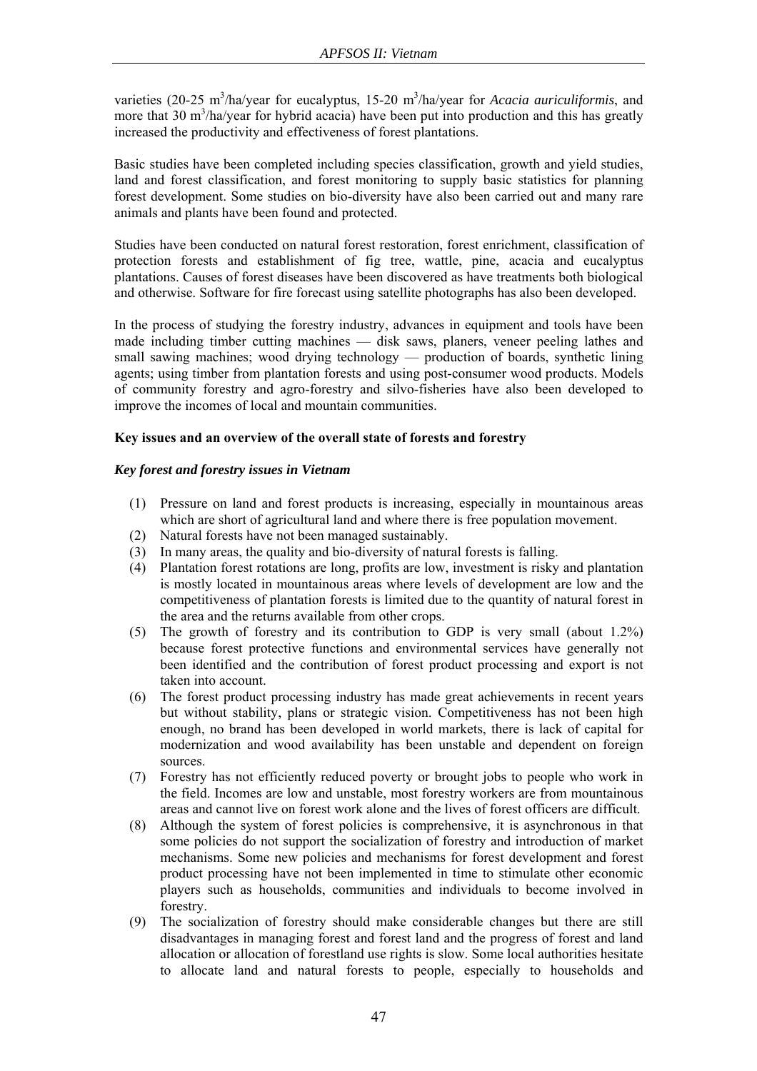varieties (20-25 $m^3$/ha/year for eucalyptus, 15-20 $m^3$/ha/year for *Acacia auriculiformis*, and more that 30 $m^3$/ha/year for hybrid acacia) have been put into production and this has greatly increased the productivity and effectiveness of forest plantations.

Basic studies have been completed including species classification, growth and yield studies, land and forest classification, and forest monitoring to supply basic statistics for planning forest development. Some studies on bio-diversity have also been carried out and many rare animals and plants have been found and protected.

Studies have been conducted on natural forest restoration, forest enrichment, classification of protection forests and establishment of fig tree, wattle, pine, acacia and eucalyptus plantations. Causes of forest diseases have been discovered as have treatments both biological and otherwise. Software for fire forecast using satellite photographs has also been developed.

In the process of studying the forestry industry, advances in equipment and tools have been made including timber cutting machines — disk saws, planers, veneer peeling lathes and small sawing machines; wood drying technology — production of boards, synthetic lining agents; using timber from plantation forests and using post-consumer wood products. Models of community forestry and agro-forestry and silvo-fisheries have also been developed to improve the incomes of local and mountain communities.

**Key issues and an overview of the overall state of forests and forestry**

***Key forest and forestry issues in Vietnam***

(1) Pressure on land and forest products is increasing, especially in mountainous areas which are short of agricultural land and where there is free population movement.
(2) Natural forests have not been managed sustainably.
(3) In many areas, the quality and bio-diversity of natural forests is falling.
(4) Plantation forest rotations are long, profits are low, investment is risky and plantation is mostly located in mountainous areas where levels of development are low and the competitiveness of plantation forests is limited due to the quantity of natural forest in the area and the returns available from other crops.
(5) The growth of forestry and its contribution to GDP is very small (about 1.2%) because forest protective functions and environmental services have generally not been identified and the contribution of forest product processing and export is not taken into account.
(6) The forest product processing industry has made great achievements in recent years but without stability, plans or strategic vision. Competitiveness has not been high enough, no brand has been developed in world markets, there is lack of capital for modernization and wood availability has been unstable and dependent on foreign sources.
(7) Forestry has not efficiently reduced poverty or brought jobs to people who work in the field. Incomes are low and unstable, most forestry workers are from mountainous areas and cannot live on forest work alone and the lives of forest officers are difficult.
(8) Although the system of forest policies is comprehensive, it is asynchronous in that some policies do not support the socialization of forestry and introduction of market mechanisms. Some new policies and mechanisms for forest development and forest product processing have not been implemented in time to stimulate other economic players such as households, communities and individuals to become involved in forestry.
(9) The socialization of forestry should make considerable changes but there are still disadvantages in managing forest and forest land and the progress of forest and land allocation or allocation of forestland use rights is slow. Some local authorities hesitate to allocate land and natural forests to people, especially to households and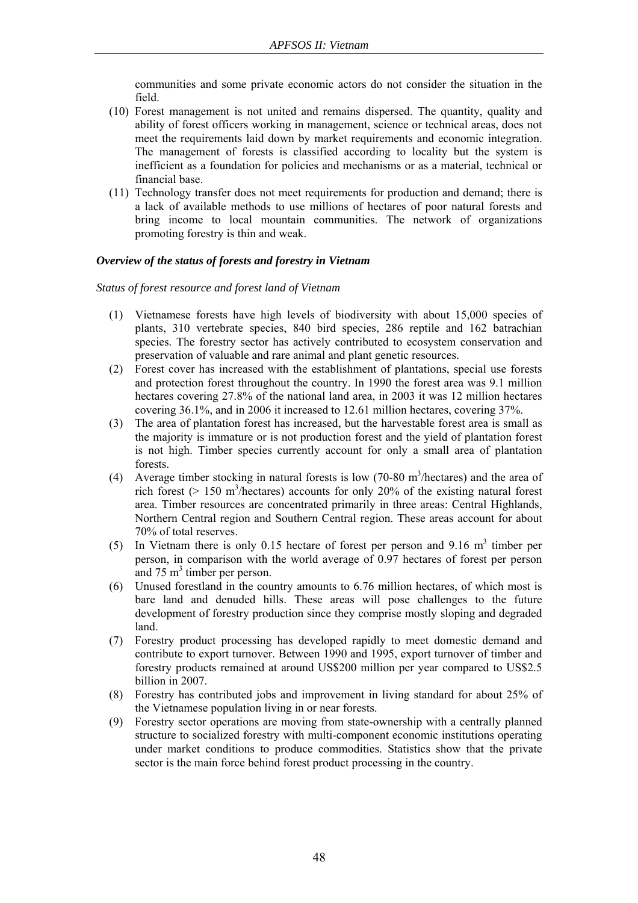communities and some private economic actors do not consider the situation in the field.

(10) Forest management is not united and remains dispersed. The quantity, quality and ability of forest officers working in management, science or technical areas, does not meet the requirements laid down by market requirements and economic integration. The management of forests is classified according to locality but the system is inefficient as a foundation for policies and mechanisms or as a material, technical or financial base.

(11) Technology transfer does not meet requirements for production and demand; there is a lack of available methods to use millions of hectares of poor natural forests and bring income to local mountain communities. The network of organizations promoting forestry is thin and weak.

***Overview of the status of forests and forestry in Vietnam***

*Status of forest resource and forest land of Vietnam*

(1) Vietnamese forests have high levels of biodiversity with about 15,000 species of plants, 310 vertebrate species, 840 bird species, 286 reptile and 162 batrachian species. The forestry sector has actively contributed to ecosystem conservation and preservation of valuable and rare animal and plant genetic resources.

(2) Forest cover has increased with the establishment of plantations, special use forests and protection forest throughout the country. In 1990 the forest area was 9.1 million hectares covering 27.8% of the national land area, in 2003 it was 12 million hectares covering 36.1%, and in 2006 it increased to 12.61 million hectares, covering 37%.

(3) The area of plantation forest has increased, but the harvestable forest area is small as the majority is immature or is not production forest and the yield of plantation forest is not high. Timber species currently account for only a small area of plantation forests.

(4) Average timber stocking in natural forests is low (70-80 $m^3$/hectares) and the area of rich forest (> 150 $m^3$/hectares) accounts for only 20% of the existing natural forest area. Timber resources are concentrated primarily in three areas: Central Highlands, Northern Central region and Southern Central region. These areas account for about 70% of total reserves.

(5) In Vietnam there is only 0.15 hectare of forest per person and 9.16 $m^3$ timber per person, in comparison with the world average of 0.97 hectares of forest per person and 75 $m^3$ timber per person.

(6) Unused forestland in the country amounts to 6.76 million hectares, of which most is bare land and denuded hills. These areas will pose challenges to the future development of forestry production since they comprise mostly sloping and degraded land.

(7) Forestry product processing has developed rapidly to meet domestic demand and contribute to export turnover. Between 1990 and 1995, export turnover of timber and forestry products remained at around US$200 million per year compared to US$2.5 billion in 2007.

(8) Forestry has contributed jobs and improvement in living standard for about 25% of the Vietnamese population living in or near forests.

(9) Forestry sector operations are moving from state-ownership with a centrally planned structure to socialized forestry with multi-component economic institutions operating under market conditions to produce commodities. Statistics show that the private sector is the main force behind forest product processing in the country.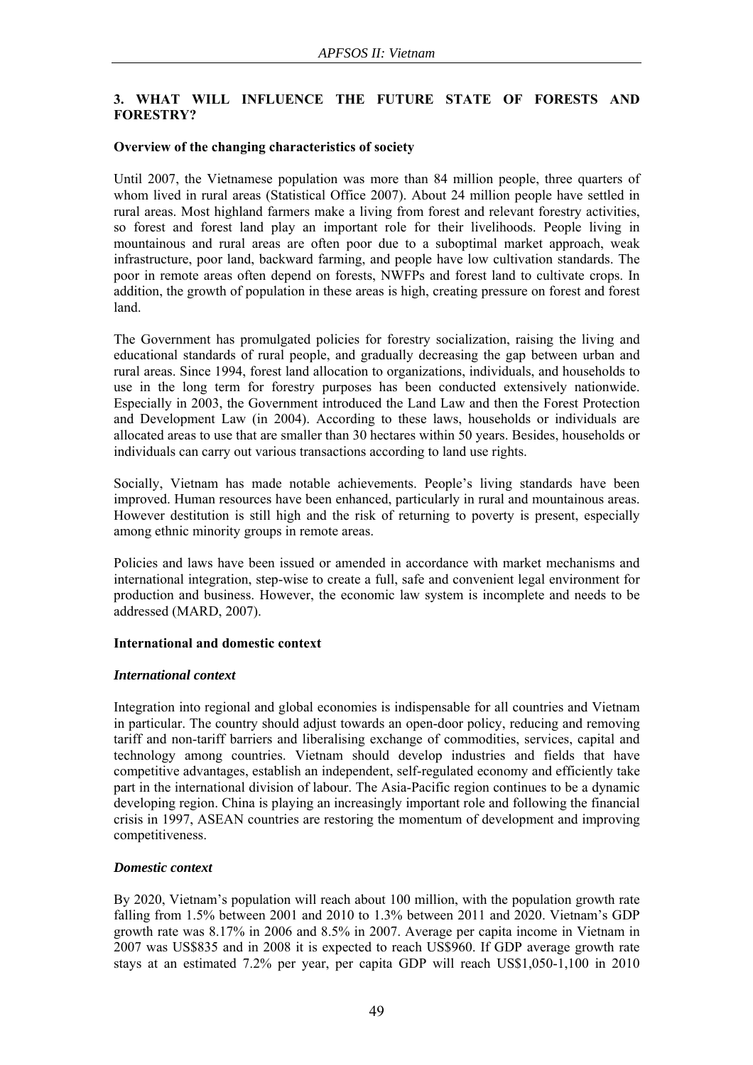## 3. WHAT WILL INFLUENCE THE FUTURE STATE OF FORESTS AND FORESTRY?

### Overview of the changing characteristics of society

Until 2007, the Vietnamese population was more than 84 million people, three quarters of whom lived in rural areas (Statistical Office 2007). About 24 million people have settled in rural areas. Most highland farmers make a living from forest and relevant forestry activities, so forest and forest land play an important role for their livelihoods. People living in mountainous and rural areas are often poor due to a suboptimal market approach, weak infrastructure, poor land, backward farming, and people have low cultivation standards. The poor in remote areas often depend on forests, NWFPs and forest land to cultivate crops. In addition, the growth of population in these areas is high, creating pressure on forest and forest land.

The Government has promulgated policies for forestry socialization, raising the living and educational standards of rural people, and gradually decreasing the gap between urban and rural areas. Since 1994, forest land allocation to organizations, individuals, and households to use in the long term for forestry purposes has been conducted extensively nationwide. Especially in 2003, the Government introduced the Land Law and then the Forest Protection and Development Law (in 2004). According to these laws, households or individuals are allocated areas to use that are smaller than 30 hectares within 50 years. Besides, households or individuals can carry out various transactions according to land use rights.

Socially, Vietnam has made notable achievements. People's living standards have been improved. Human resources have been enhanced, particularly in rural and mountainous areas. However destitution is still high and the risk of returning to poverty is present, especially among ethnic minority groups in remote areas.

Policies and laws have been issued or amended in accordance with market mechanisms and international integration, step-wise to create a full, safe and convenient legal environment for production and business. However, the economic law system is incomplete and needs to be addressed (MARD, 2007).

### International and domestic context

#### *International context*

Integration into regional and global economies is indispensable for all countries and Vietnam in particular. The country should adjust towards an open-door policy, reducing and removing tariff and non-tariff barriers and liberalising exchange of commodities, services, capital and technology among countries. Vietnam should develop industries and fields that have competitive advantages, establish an independent, self-regulated economy and efficiently take part in the international division of labour. The Asia-Pacific region continues to be a dynamic developing region. China is playing an increasingly important role and following the financial crisis in 1997, ASEAN countries are restoring the momentum of development and improving competitiveness.

#### *Domestic context*

By 2020, Vietnam's population will reach about 100 million, with the population growth rate falling from 1.5% between 2001 and 2010 to 1.3% between 2011 and 2020. Vietnam's GDP growth rate was 8.17% in 2006 and 8.5% in 2007. Average per capita income in Vietnam in 2007 was US$835 and in 2008 it is expected to reach US$960. If GDP average growth rate stays at an estimated 7.2% per year, per capita GDP will reach US$1,050-1,100 in 2010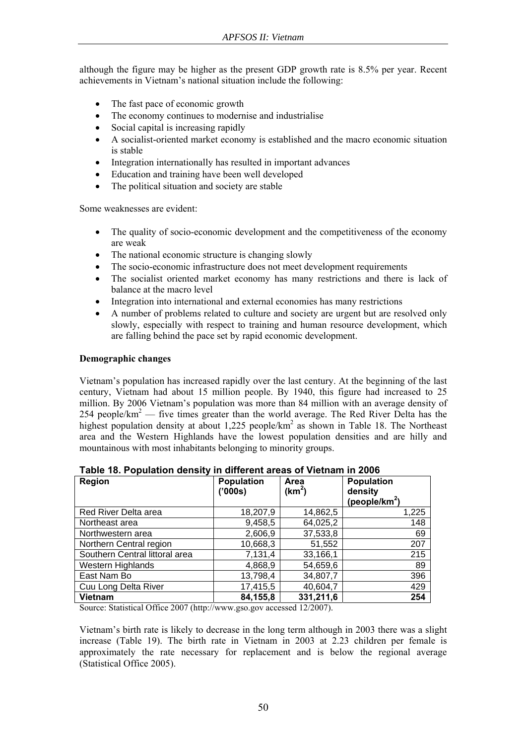although the figure may be higher as the present GDP growth rate is 8.5% per year. Recent achievements in Vietnam's national situation include the following:

- The fast pace of economic growth
- The economy continues to modernise and industrialise
- Social capital is increasing rapidly
- A socialist-oriented market economy is established and the macro economic situation is stable
- Integration internationally has resulted in important advances
- Education and training have been well developed
- The political situation and society are stable

Some weaknesses are evident:

- The quality of socio-economic development and the competitiveness of the economy are weak
- The national economic structure is changing slowly
- The socio-economic infrastructure does not meet development requirements
- The socialist oriented market economy has many restrictions and there is lack of balance at the macro level
- Integration into international and external economies has many restrictions
- A number of problems related to culture and society are urgent but are resolved only slowly, especially with respect to training and human resource development, which are falling behind the pace set by rapid economic development.

**Demographic changes**

Vietnam's population has increased rapidly over the last century. At the beginning of the last century, Vietnam had about 15 million people. By 1940, this figure had increased to 25 million. By 2006 Vietnam's population was more than 84 million with an average density of 254 people/km$^2$ — five times greater than the world average. The Red River Delta has the highest population density at about 1,225 people/km$^2$ as shown in Table 18. The Northeast area and the Western Highlands have the lowest population densities and are hilly and mountainous with most inhabitants belonging to minority groups.

**Table 18. Population density in different areas of Vietnam in 2006**

| Region | Population ('000s) | Area (km$^2$) | Population density (people/km$^2$) |
|---|---|---|---|
| Red River Delta area | 18,207,9 | 14,862,5 | 1,225 |
| Northeast area | 9,458,5 | 64,025,2 | 148 |
| Northwestern area | 2,606,9 | 37,533,8 | 69 |
| Northern Central region | 10,668,3 | 51,552 | 207 |
| Southern Central littoral area | 7,131,4 | 33,166,1 | 215 |
| Western Highlands | 4,868,9 | 54,659,6 | 89 |
| East Nam Bo | 13,798,4 | 34,807,7 | 396 |
| Cuu Long Delta River | 17,415,5 | 40,604,7 | 429 |
| **Vietnam** | **84,155,8** | **331,211,6** | **254** |

Source: Statistical Office 2007 (http://www.gso.gov accessed 12/2007).

Vietnam's birth rate is likely to decrease in the long term although in 2003 there was a slight increase (Table 19). The birth rate in Vietnam in 2003 at 2.23 children per female is approximately the rate necessary for replacement and is below the regional average (Statistical Office 2005).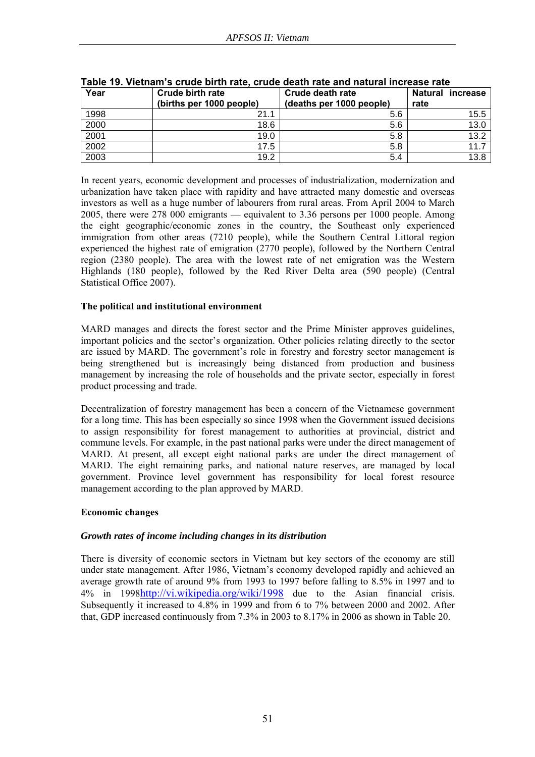**Table 19. Vietnam's crude birth rate, crude death rate and natural increase rate**

| Year | Crude birth rate (births per 1000 people) | Crude death rate (deaths per 1000 people) | Natural increase rate |
|---|---|---|---|
| 1998 | 21.1 | 5.6 | 15.5 |
| 2000 | 18.6 | 5.6 | 13.0 |
| 2001 | 19.0 | 5.8 | 13.2 |
| 2002 | 17.5 | 5.8 | 11.7 |
| 2003 | 19.2 | 5.4 | 13.8 |

In recent years, economic development and processes of industrialization, modernization and urbanization have taken place with rapidity and have attracted many domestic and overseas investors as well as a huge number of labourers from rural areas. From April 2004 to March 2005, there were 278 000 emigrants — equivalent to 3.36 persons per 1000 people. Among the eight geographic/economic zones in the country, the Southeast only experienced immigration from other areas (7210 people), while the Southern Central Littoral region experienced the highest rate of emigration (2770 people), followed by the Northern Central region (2380 people). The area with the lowest rate of net emigration was the Western Highlands (180 people), followed by the Red River Delta area (590 people) (Central Statistical Office 2007).

**The political and institutional environment**

MARD manages and directs the forest sector and the Prime Minister approves guidelines, important policies and the sector's organization. Other policies relating directly to the sector are issued by MARD. The government's role in forestry and forestry sector management is being strengthened but is increasingly being distanced from production and business management by increasing the role of households and the private sector, especially in forest product processing and trade.

Decentralization of forestry management has been a concern of the Vietnamese government for a long time. This has been especially so since 1998 when the Government issued decisions to assign responsibility for forest management to authorities at provincial, district and commune levels. For example, in the past national parks were under the direct management of MARD. At present, all except eight national parks are under the direct management of MARD. The eight remaining parks, and national nature reserves, are managed by local government. Province level government has responsibility for local forest resource management according to the plan approved by MARD.

**Economic changes**

***Growth rates of income including changes in its distribution***

There is diversity of economic sectors in Vietnam but key sectors of the economy are still under state management. After 1986, Vietnam's economy developed rapidly and achieved an average growth rate of around 9% from 1993 to 1997 before falling to 8.5% in 1997 and to 4% in 1998http://vi.wikipedia.org/wiki/1998 due to the Asian financial crisis. Subsequently it increased to 4.8% in 1999 and from 6 to 7% between 2000 and 2002. After that, GDP increased continuously from 7.3% in 2003 to 8.17% in 2006 as shown in Table 20.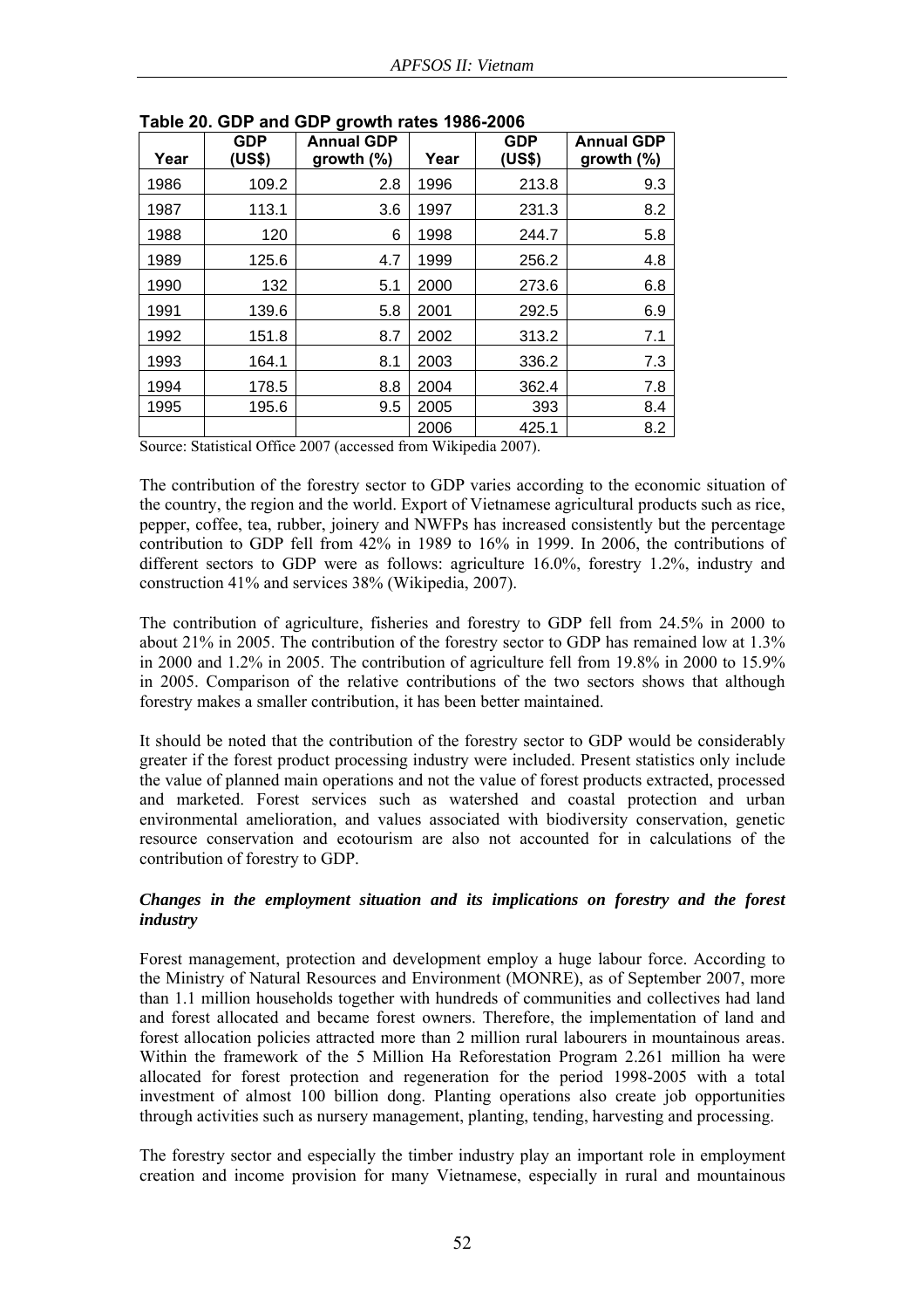**Table 20. GDP and GDP growth rates 1986-2006**

| Year | GDP (US$) | Annual GDP growth (%) | Year | GDP (US$) | Annual GDP growth (%) |
|---|---|---|---|---|---|
| 1986 | 109.2 | 2.8 | 1996 | 213.8 | 9.3 |
| 1987 | 113.1 | 3.6 | 1997 | 231.3 | 8.2 |
| 1988 | 120 | 6 | 1998 | 244.7 | 5.8 |
| 1989 | 125.6 | 4.7 | 1999 | 256.2 | 4.8 |
| 1990 | 132 | 5.1 | 2000 | 273.6 | 6.8 |
| 1991 | 139.6 | 5.8 | 2001 | 292.5 | 6.9 |
| 1992 | 151.8 | 8.7 | 2002 | 313.2 | 7.1 |
| 1993 | 164.1 | 8.1 | 2003 | 336.2 | 7.3 |
| 1994 | 178.5 | 8.8 | 2004 | 362.4 | 7.8 |
| 1995 | 195.6 | 9.5 | 2005 | 393 | 8.4 |
| | | | 2006 | 425.1 | 8.2 |

Source: Statistical Office 2007 (accessed from Wikipedia 2007).

The contribution of the forestry sector to GDP varies according to the economic situation of the country, the region and the world. Export of Vietnamese agricultural products such as rice, pepper, coffee, tea, rubber, joinery and NWFPs has increased consistently but the percentage contribution to GDP fell from 42% in 1989 to 16% in 1999. In 2006, the contributions of different sectors to GDP were as follows: agriculture 16.0%, forestry 1.2%, industry and construction 41% and services 38% (Wikipedia, 2007).

The contribution of agriculture, fisheries and forestry to GDP fell from 24.5% in 2000 to about 21% in 2005. The contribution of the forestry sector to GDP has remained low at 1.3% in 2000 and 1.2% in 2005. The contribution of agriculture fell from 19.8% in 2000 to 15.9% in 2005. Comparison of the relative contributions of the two sectors shows that although forestry makes a smaller contribution, it has been better maintained.

It should be noted that the contribution of the forestry sector to GDP would be considerably greater if the forest product processing industry were included. Present statistics only include the value of planned main operations and not the value of forest products extracted, processed and marketed. Forest services such as watershed and coastal protection and urban environmental amelioration, and values associated with biodiversity conservation, genetic resource conservation and ecotourism are also not accounted for in calculations of the contribution of forestry to GDP.

***Changes in the employment situation and its implications on forestry and the forest industry***

Forest management, protection and development employ a huge labour force. According to the Ministry of Natural Resources and Environment (MONRE), as of September 2007, more than 1.1 million households together with hundreds of communities and collectives had land and forest allocated and became forest owners. Therefore, the implementation of land and forest allocation policies attracted more than 2 million rural labourers in mountainous areas. Within the framework of the 5 Million Ha Reforestation Program 2.261 million ha were allocated for forest protection and regeneration for the period 1998-2005 with a total investment of almost 100 billion dong. Planting operations also create job opportunities through activities such as nursery management, planting, tending, harvesting and processing.

The forestry sector and especially the timber industry play an important role in employment creation and income provision for many Vietnamese, especially in rural and mountainous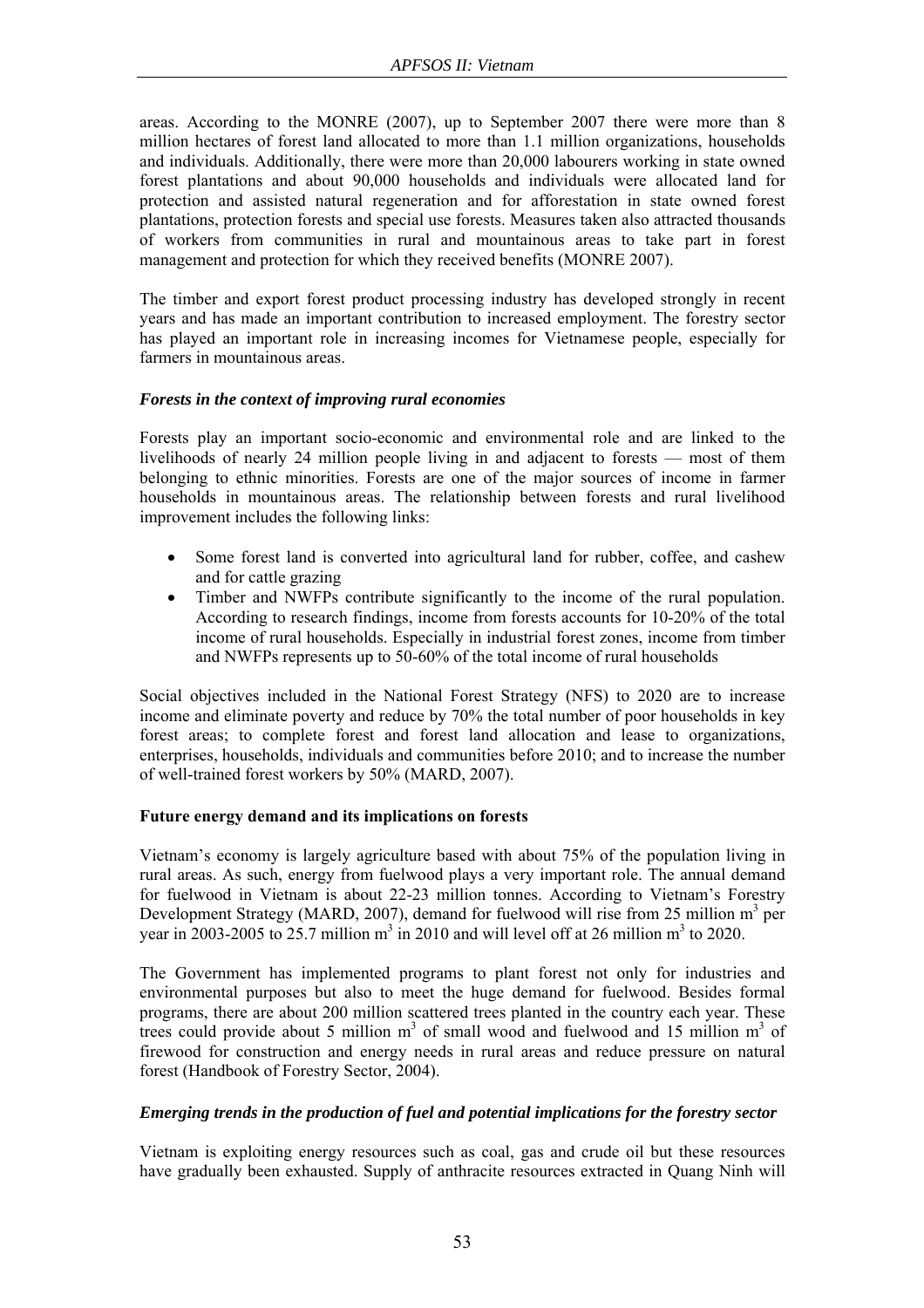areas. According to the MONRE (2007), up to September 2007 there were more than 8 million hectares of forest land allocated to more than 1.1 million organizations, households and individuals. Additionally, there were more than 20,000 labourers working in state owned forest plantations and about 90,000 households and individuals were allocated land for protection and assisted natural regeneration and for afforestation in state owned forest plantations, protection forests and special use forests. Measures taken also attracted thousands of workers from communities in rural and mountainous areas to take part in forest management and protection for which they received benefits (MONRE 2007).

The timber and export forest product processing industry has developed strongly in recent years and has made an important contribution to increased employment. The forestry sector has played an important role in increasing incomes for Vietnamese people, especially for farmers in mountainous areas.

#### *Forests in the context of improving rural economies*

Forests play an important socio-economic and environmental role and are linked to the livelihoods of nearly 24 million people living in and adjacent to forests — most of them belonging to ethnic minorities. Forests are one of the major sources of income in farmer households in mountainous areas. The relationship between forests and rural livelihood improvement includes the following links:

- Some forest land is converted into agricultural land for rubber, coffee, and cashew and for cattle grazing
- Timber and NWFPs contribute significantly to the income of the rural population. According to research findings, income from forests accounts for 10-20% of the total income of rural households. Especially in industrial forest zones, income from timber and NWFPs represents up to 50-60% of the total income of rural households

Social objectives included in the National Forest Strategy (NFS) to 2020 are to increase income and eliminate poverty and reduce by 70% the total number of poor households in key forest areas; to complete forest and forest land allocation and lease to organizations, enterprises, households, individuals and communities before 2010; and to increase the number of well-trained forest workers by 50% (MARD, 2007).

### Future energy demand and its implications on forests

Vietnam's economy is largely agriculture based with about 75% of the population living in rural areas. As such, energy from fuelwood plays a very important role. The annual demand for fuelwood in Vietnam is about 22-23 million tonnes. According to Vietnam's Forestry Development Strategy (MARD, 2007), demand for fuelwood will rise from 25 million $m^3$ per year in 2003-2005 to 25.7 million $m^3$ in 2010 and will level off at 26 million $m^3$ to 2020.

The Government has implemented programs to plant forest not only for industries and environmental purposes but also to meet the huge demand for fuelwood. Besides formal programs, there are about 200 million scattered trees planted in the country each year. These trees could provide about 5 million $m^3$ of small wood and fuelwood and 15 million $m^3$ of firewood for construction and energy needs in rural areas and reduce pressure on natural forest (Handbook of Forestry Sector, 2004).

#### *Emerging trends in the production of fuel and potential implications for the forestry sector*

Vietnam is exploiting energy resources such as coal, gas and crude oil but these resources have gradually been exhausted. Supply of anthracite resources extracted in Quang Ninh will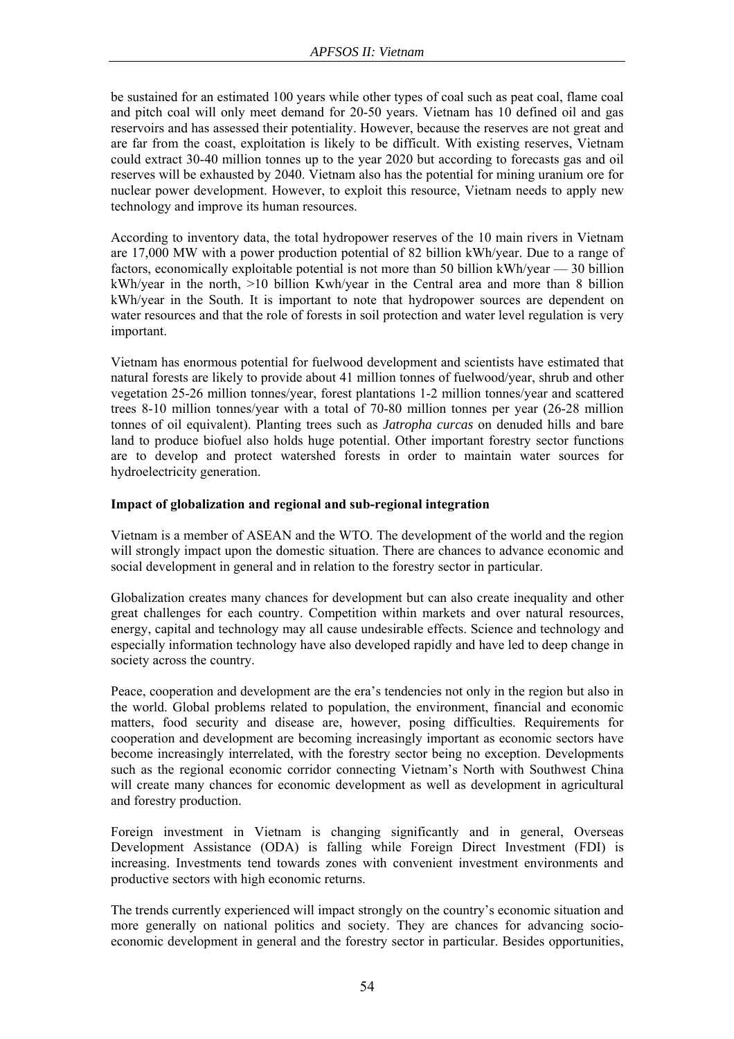be sustained for an estimated 100 years while other types of coal such as peat coal, flame coal and pitch coal will only meet demand for 20-50 years. Vietnam has 10 defined oil and gas reservoirs and has assessed their potentiality. However, because the reserves are not great and are far from the coast, exploitation is likely to be difficult. With existing reserves, Vietnam could extract 30-40 million tonnes up to the year 2020 but according to forecasts gas and oil reserves will be exhausted by 2040. Vietnam also has the potential for mining uranium ore for nuclear power development. However, to exploit this resource, Vietnam needs to apply new technology and improve its human resources.

According to inventory data, the total hydropower reserves of the 10 main rivers in Vietnam are 17,000 MW with a power production potential of 82 billion kWh/year. Due to a range of factors, economically exploitable potential is not more than 50 billion kWh/year — 30 billion kWh/year in the north, >10 billion Kwh/year in the Central area and more than 8 billion kWh/year in the South. It is important to note that hydropower sources are dependent on water resources and that the role of forests in soil protection and water level regulation is very important.

Vietnam has enormous potential for fuelwood development and scientists have estimated that natural forests are likely to provide about 41 million tonnes of fuelwood/year, shrub and other vegetation 25-26 million tonnes/year, forest plantations 1-2 million tonnes/year and scattered trees 8-10 million tonnes/year with a total of 70-80 million tonnes per year (26-28 million tonnes of oil equivalent). Planting trees such as *Jatropha curcas* on denuded hills and bare land to produce biofuel also holds huge potential. Other important forestry sector functions are to develop and protect watershed forests in order to maintain water sources for hydroelectricity generation.

**Impact of globalization and regional and sub-regional integration**

Vietnam is a member of ASEAN and the WTO. The development of the world and the region will strongly impact upon the domestic situation. There are chances to advance economic and social development in general and in relation to the forestry sector in particular.

Globalization creates many chances for development but can also create inequality and other great challenges for each country. Competition within markets and over natural resources, energy, capital and technology may all cause undesirable effects. Science and technology and especially information technology have also developed rapidly and have led to deep change in society across the country.

Peace, cooperation and development are the era's tendencies not only in the region but also in the world. Global problems related to population, the environment, financial and economic matters, food security and disease are, however, posing difficulties. Requirements for cooperation and development are becoming increasingly important as economic sectors have become increasingly interrelated, with the forestry sector being no exception. Developments such as the regional economic corridor connecting Vietnam's North with Southwest China will create many chances for economic development as well as development in agricultural and forestry production.

Foreign investment in Vietnam is changing significantly and in general, Overseas Development Assistance (ODA) is falling while Foreign Direct Investment (FDI) is increasing. Investments tend towards zones with convenient investment environments and productive sectors with high economic returns.

The trends currently experienced will impact strongly on the country's economic situation and more generally on national politics and society. They are chances for advancing socio-economic development in general and the forestry sector in particular. Besides opportunities,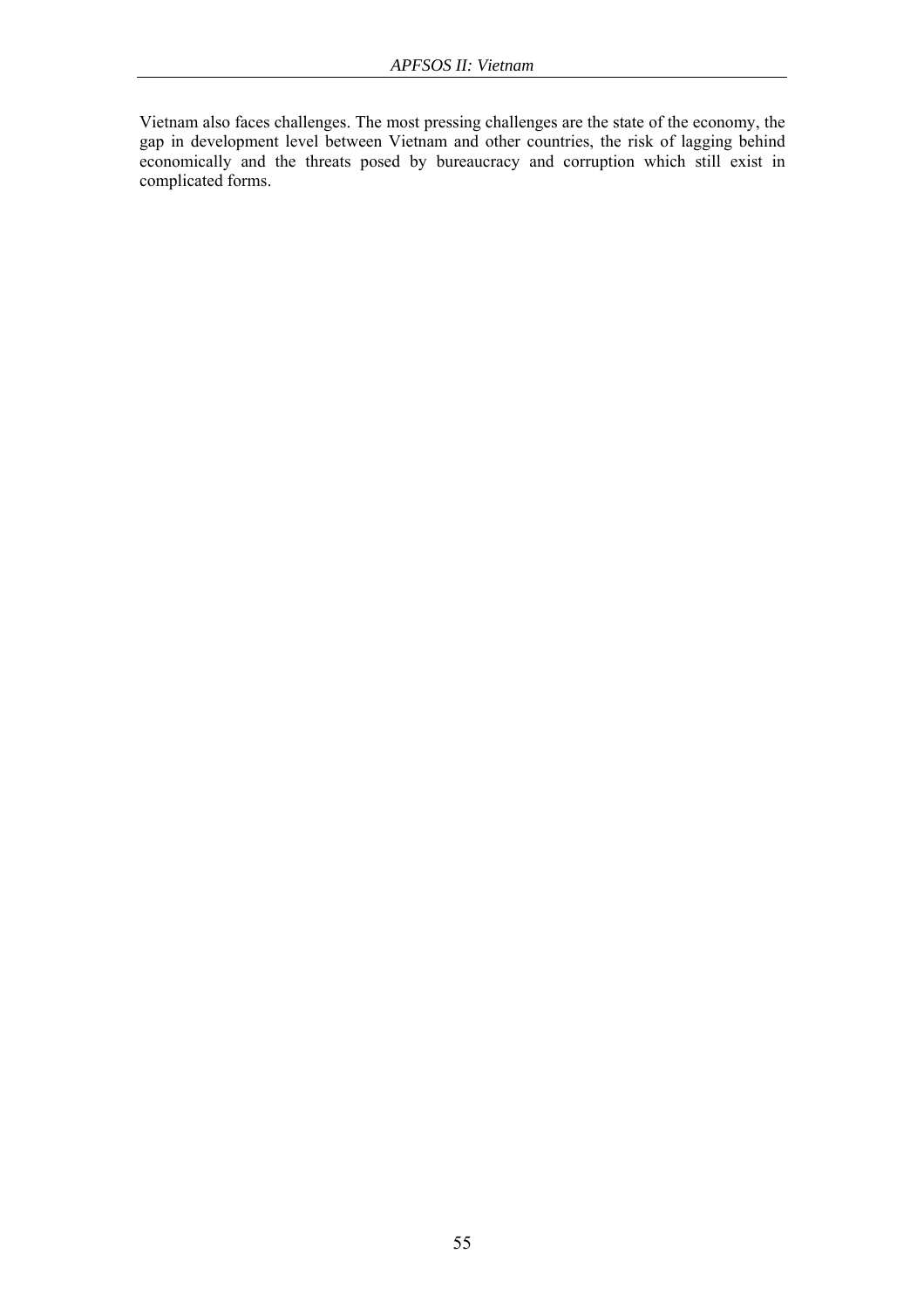Vietnam also faces challenges. The most pressing challenges are the state of the economy, the gap in development level between Vietnam and other countries, the risk of lagging behind economically and the threats posed by bureaucracy and corruption which still exist in complicated forms.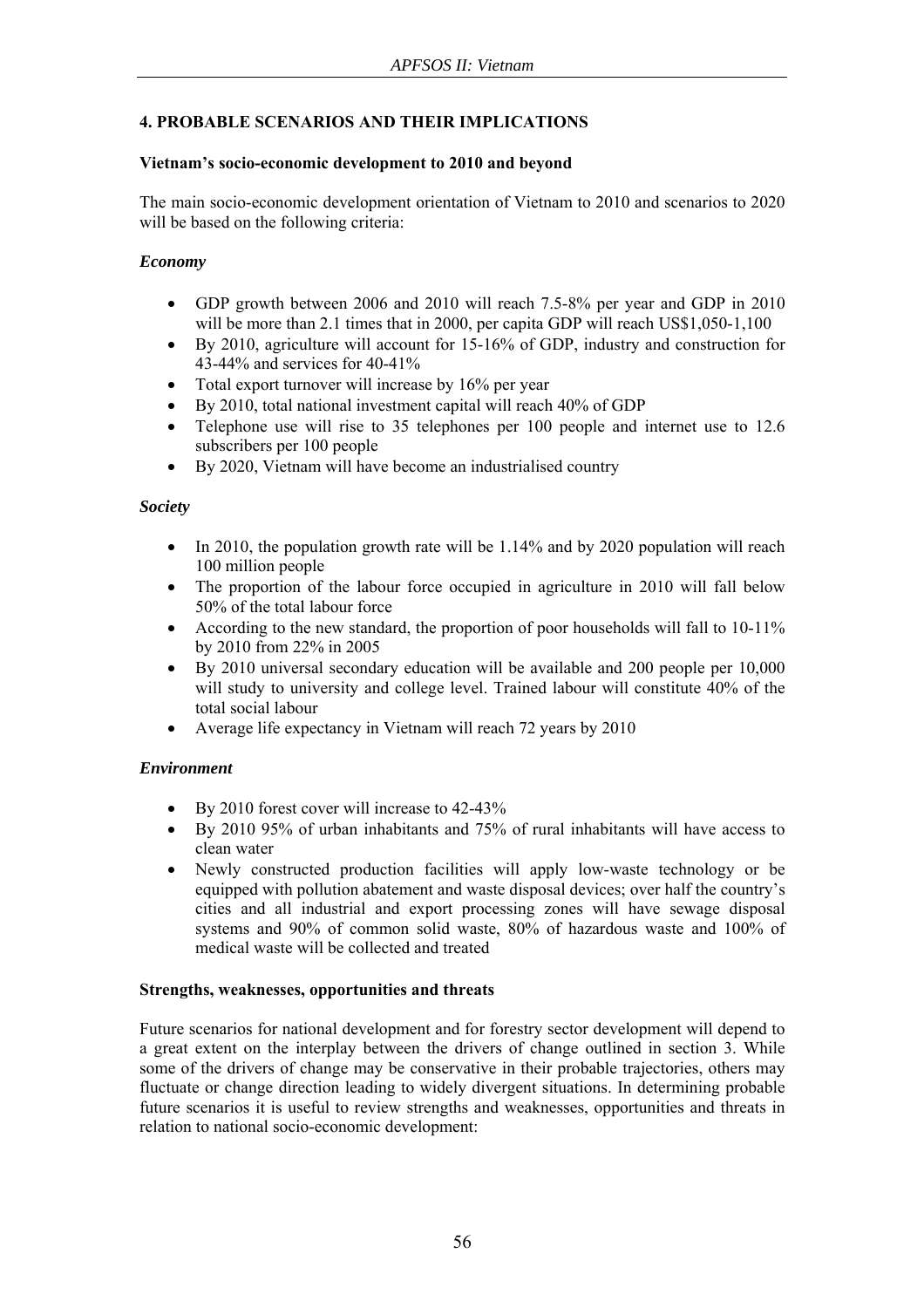## 4. PROBABLE SCENARIOS AND THEIR IMPLICATIONS

### Vietnam's socio-economic development to 2010 and beyond

The main socio-economic development orientation of Vietnam to 2010 and scenarios to 2020 will be based on the following criteria:

#### *Economy*

- GDP growth between 2006 and 2010 will reach 7.5-8% per year and GDP in 2010 will be more than 2.1 times that in 2000, per capita GDP will reach US$1,050-1,100
- By 2010, agriculture will account for 15-16% of GDP, industry and construction for 43-44% and services for 40-41%
- Total export turnover will increase by 16% per year
- By 2010, total national investment capital will reach 40% of GDP
- Telephone use will rise to 35 telephones per 100 people and internet use to 12.6 subscribers per 100 people
- By 2020, Vietnam will have become an industrialised country

#### *Society*

- In 2010, the population growth rate will be 1.14% and by 2020 population will reach 100 million people
- The proportion of the labour force occupied in agriculture in 2010 will fall below 50% of the total labour force
- According to the new standard, the proportion of poor households will fall to 10-11% by 2010 from 22% in 2005
- By 2010 universal secondary education will be available and 200 people per 10,000 will study to university and college level. Trained labour will constitute 40% of the total social labour
- Average life expectancy in Vietnam will reach 72 years by 2010

#### *Environment*

- By 2010 forest cover will increase to 42-43%
- By 2010 95% of urban inhabitants and 75% of rural inhabitants will have access to clean water
- Newly constructed production facilities will apply low-waste technology or be equipped with pollution abatement and waste disposal devices; over half the country's cities and all industrial and export processing zones will have sewage disposal systems and 90% of common solid waste, 80% of hazardous waste and 100% of medical waste will be collected and treated

### Strengths, weaknesses, opportunities and threats

Future scenarios for national development and for forestry sector development will depend to a great extent on the interplay between the drivers of change outlined in section 3. While some of the drivers of change may be conservative in their probable trajectories, others may fluctuate or change direction leading to widely divergent situations. In determining probable future scenarios it is useful to review strengths and weaknesses, opportunities and threats in relation to national socio-economic development: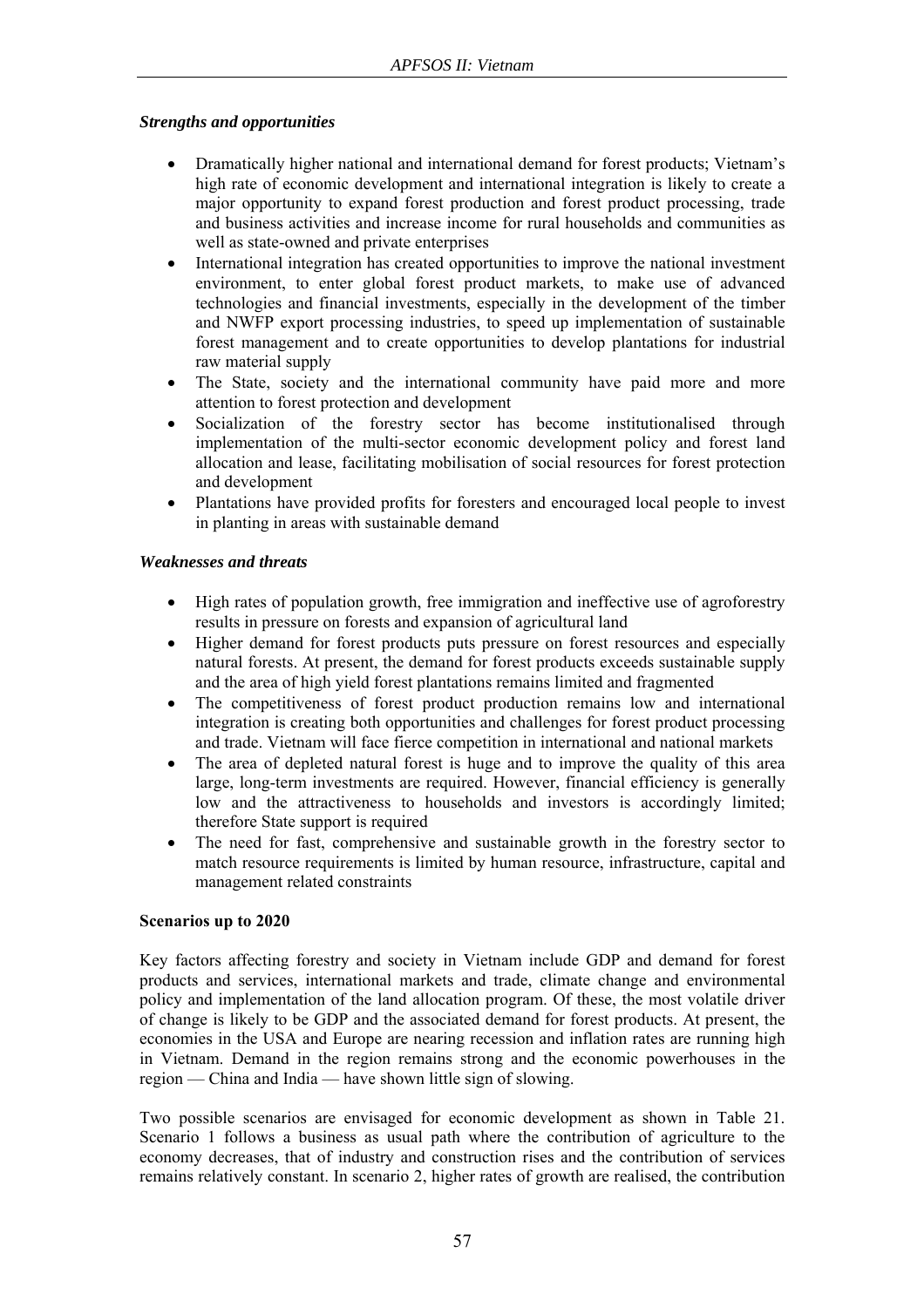***Strengths and opportunities***

- Dramatically higher national and international demand for forest products; Vietnam's high rate of economic development and international integration is likely to create a major opportunity to expand forest production and forest product processing, trade and business activities and increase income for rural households and communities as well as state-owned and private enterprises
- International integration has created opportunities to improve the national investment environment, to enter global forest product markets, to make use of advanced technologies and financial investments, especially in the development of the timber and NWFP export processing industries, to speed up implementation of sustainable forest management and to create opportunities to develop plantations for industrial raw material supply
- The State, society and the international community have paid more and more attention to forest protection and development
- Socialization of the forestry sector has become institutionalised through implementation of the multi-sector economic development policy and forest land allocation and lease, facilitating mobilisation of social resources for forest protection and development
- Plantations have provided profits for foresters and encouraged local people to invest in planting in areas with sustainable demand

***Weaknesses and threats***

- High rates of population growth, free immigration and ineffective use of agroforestry results in pressure on forests and expansion of agricultural land
- Higher demand for forest products puts pressure on forest resources and especially natural forests. At present, the demand for forest products exceeds sustainable supply and the area of high yield forest plantations remains limited and fragmented
- The competitiveness of forest product production remains low and international integration is creating both opportunities and challenges for forest product processing and trade. Vietnam will face fierce competition in international and national markets
- The area of depleted natural forest is huge and to improve the quality of this area large, long-term investments are required. However, financial efficiency is generally low and the attractiveness to households and investors is accordingly limited; therefore State support is required
- The need for fast, comprehensive and sustainable growth in the forestry sector to match resource requirements is limited by human resource, infrastructure, capital and management related constraints

**Scenarios up to 2020**

Key factors affecting forestry and society in Vietnam include GDP and demand for forest products and services, international markets and trade, climate change and environmental policy and implementation of the land allocation program. Of these, the most volatile driver of change is likely to be GDP and the associated demand for forest products. At present, the economies in the USA and Europe are nearing recession and inflation rates are running high in Vietnam. Demand in the region remains strong and the economic powerhouses in the region — China and India — have shown little sign of slowing.

Two possible scenarios are envisaged for economic development as shown in Table 21. Scenario 1 follows a business as usual path where the contribution of agriculture to the economy decreases, that of industry and construction rises and the contribution of services remains relatively constant. In scenario 2, higher rates of growth are realised, the contribution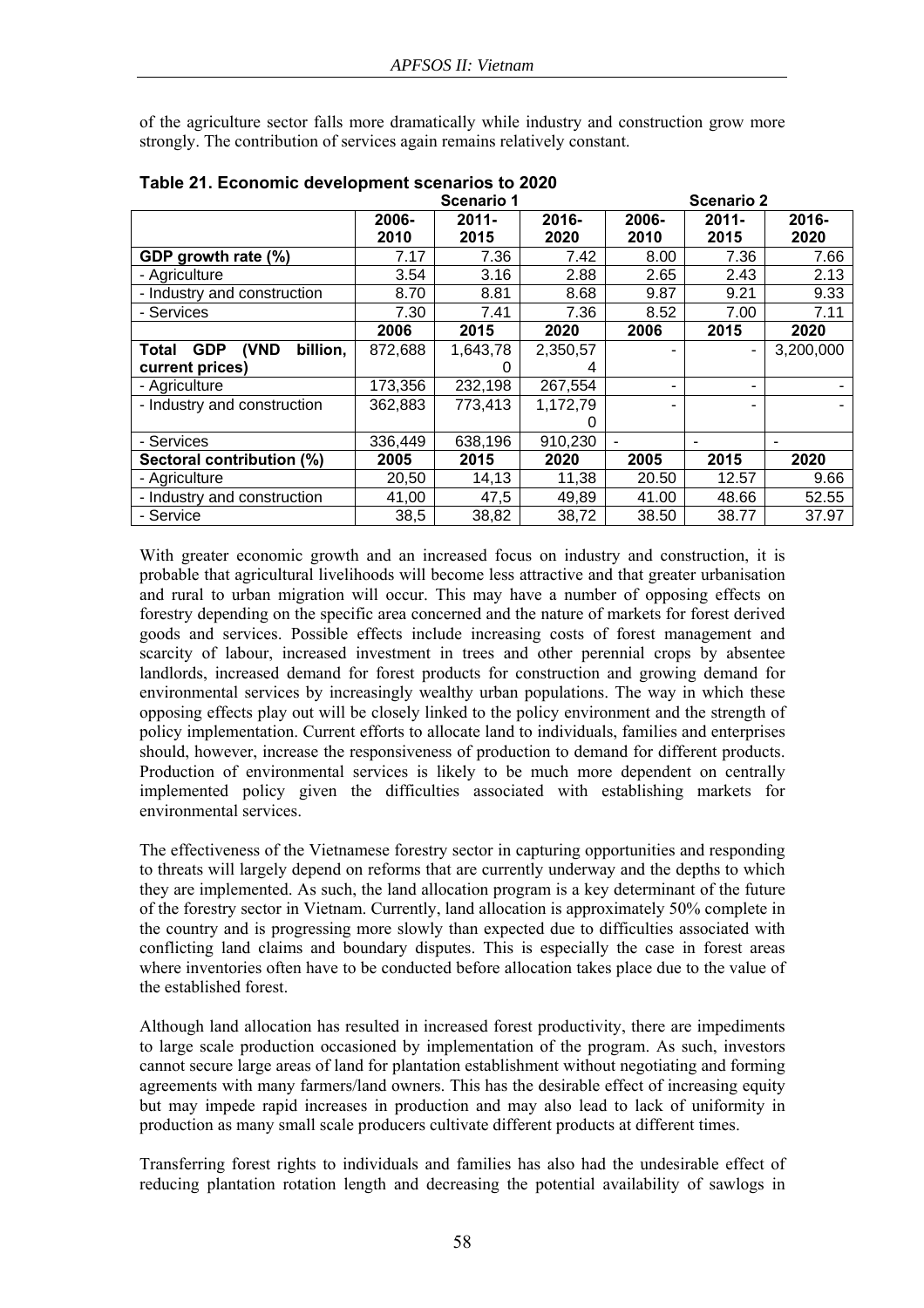of the agriculture sector falls more dramatically while industry and construction grow more strongly. The contribution of services again remains relatively constant.

**Table 21. Economic development scenarios to 2020**

| | Scenario 1 | | | Scenario 2 | | |
|---|---|---|---|---|---|---|
| | 2006-2010 | 2011-2015 | 2016-2020 | 2006-2010 | 2011-2015 | 2016-2020 |
| **GDP growth rate (%)** | 7.17 | 7.36 | 7.42 | 8.00 | 7.36 | 7.66 |
| - Agriculture | 3.54 | 3.16 | 2.88 | 2.65 | 2.43 | 2.13 |
| - Industry and construction | 8.70 | 8.81 | 8.68 | 9.87 | 9.21 | 9.33 |
| - Services | 7.30 | 7.41 | 7.36 | 8.52 | 7.00 | 7.11 |
| | **2006** | **2015** | **2020** | **2006** | **2015** | **2020** |
| **Total GDP (VND billion, current prices)** | 872,688 | 1,643,780 | 2,350,574 | - | - | 3,200,000 |
| - Agriculture | 173,356 | 232,198 | 267,554 | - | - | - |
| - Industry and construction | 362,883 | 773,413 | 1,172,790 | - | - | - |
| - Services | 336,449 | 638,196 | 910,230 | - | - | - |
| **Sectoral contribution (%)** | **2005** | **2015** | **2020** | **2005** | **2015** | **2020** |
| - Agriculture | 20,50 | 14,13 | 11,38 | 20.50 | 12.57 | 9.66 |
| - Industry and construction | 41,00 | 47,5 | 49,89 | 41.00 | 48.66 | 52.55 |
| - Service | 38,5 | 38,82 | 38,72 | 38.50 | 38.77 | 37.97 |

With greater economic growth and an increased focus on industry and construction, it is probable that agricultural livelihoods will become less attractive and that greater urbanisation and rural to urban migration will occur. This may have a number of opposing effects on forestry depending on the specific area concerned and the nature of markets for forest derived goods and services. Possible effects include increasing costs of forest management and scarcity of labour, increased investment in trees and other perennial crops by absentee landlords, increased demand for forest products for construction and growing demand for environmental services by increasingly wealthy urban populations. The way in which these opposing effects play out will be closely linked to the policy environment and the strength of policy implementation. Current efforts to allocate land to individuals, families and enterprises should, however, increase the responsiveness of production to demand for different products. Production of environmental services is likely to be much more dependent on centrally implemented policy given the difficulties associated with establishing markets for environmental services.

The effectiveness of the Vietnamese forestry sector in capturing opportunities and responding to threats will largely depend on reforms that are currently underway and the depths to which they are implemented. As such, the land allocation program is a key determinant of the future of the forestry sector in Vietnam. Currently, land allocation is approximately 50% complete in the country and is progressing more slowly than expected due to difficulties associated with conflicting land claims and boundary disputes. This is especially the case in forest areas where inventories often have to be conducted before allocation takes place due to the value of the established forest.

Although land allocation has resulted in increased forest productivity, there are impediments to large scale production occasioned by implementation of the program. As such, investors cannot secure large areas of land for plantation establishment without negotiating and forming agreements with many farmers/land owners. This has the desirable effect of increasing equity but may impede rapid increases in production and may also lead to lack of uniformity in production as many small scale producers cultivate different products at different times.

Transferring forest rights to individuals and families has also had the undesirable effect of reducing plantation rotation length and decreasing the potential availability of sawlogs in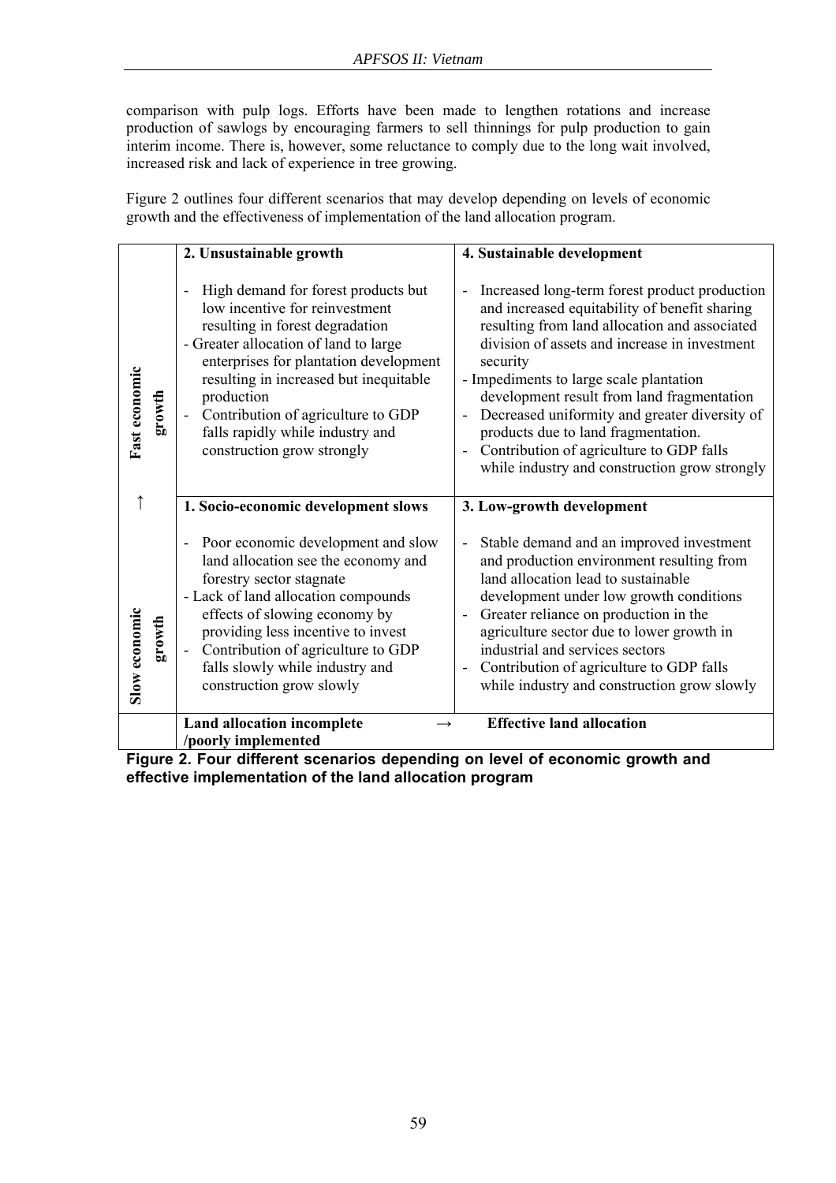comparison with pulp logs. Efforts have been made to lengthen rotations and increase production of sawlogs by encouraging farmers to sell thinnings for pulp production to gain interim income. There is, however, some reluctance to comply due to the long wait involved, increased risk and lack of experience in tree growing.

Figure 2 outlines four different scenarios that may develop depending on levels of economic growth and the effectiveness of implementation of the land allocation program.

| | | |
|---|---|---|
| **Fast economic growth** | **2. Unsustainable growth**<br><br>- High demand for forest products but low incentive for reinvestment resulting in forest degradation<br>- Greater allocation of land to large enterprises for plantation development resulting in increased but inequitable production<br>- Contribution of agriculture to GDP falls rapidly while industry and construction grow strongly | **4. Sustainable development**<br><br>- Increased long-term forest product production and increased equitability of benefit sharing resulting from land allocation and associated division of assets and increase in investment security<br>- Impediments to large scale plantation development result from land fragmentation<br>- Decreased uniformity and greater diversity of products due to land fragmentation.<br>- Contribution of agriculture to GDP falls while industry and construction grow strongly |
| ↑ **Slow economic growth** | **1. Socio-economic development slows**<br><br>- Poor economic development and slow land allocation see the economy and forestry sector stagnate<br>- Lack of land allocation compounds effects of slowing economy by providing less incentive to invest<br>- Contribution of agriculture to GDP falls slowly while industry and construction grow slowly | **3. Low-growth development**<br><br>- Stable demand and an improved investment and production environment resulting from land allocation lead to sustainable development under low growth conditions<br>- Greater reliance on production in the agriculture sector due to lower growth in industrial and services sectors<br>- Contribution of agriculture to GDP falls while industry and construction grow slowly |
| | **Land allocation incomplete /poorly implemented** → | **Effective land allocation** |

**Figure 2. Four different scenarios depending on level of economic growth and effective implementation of the land allocation program**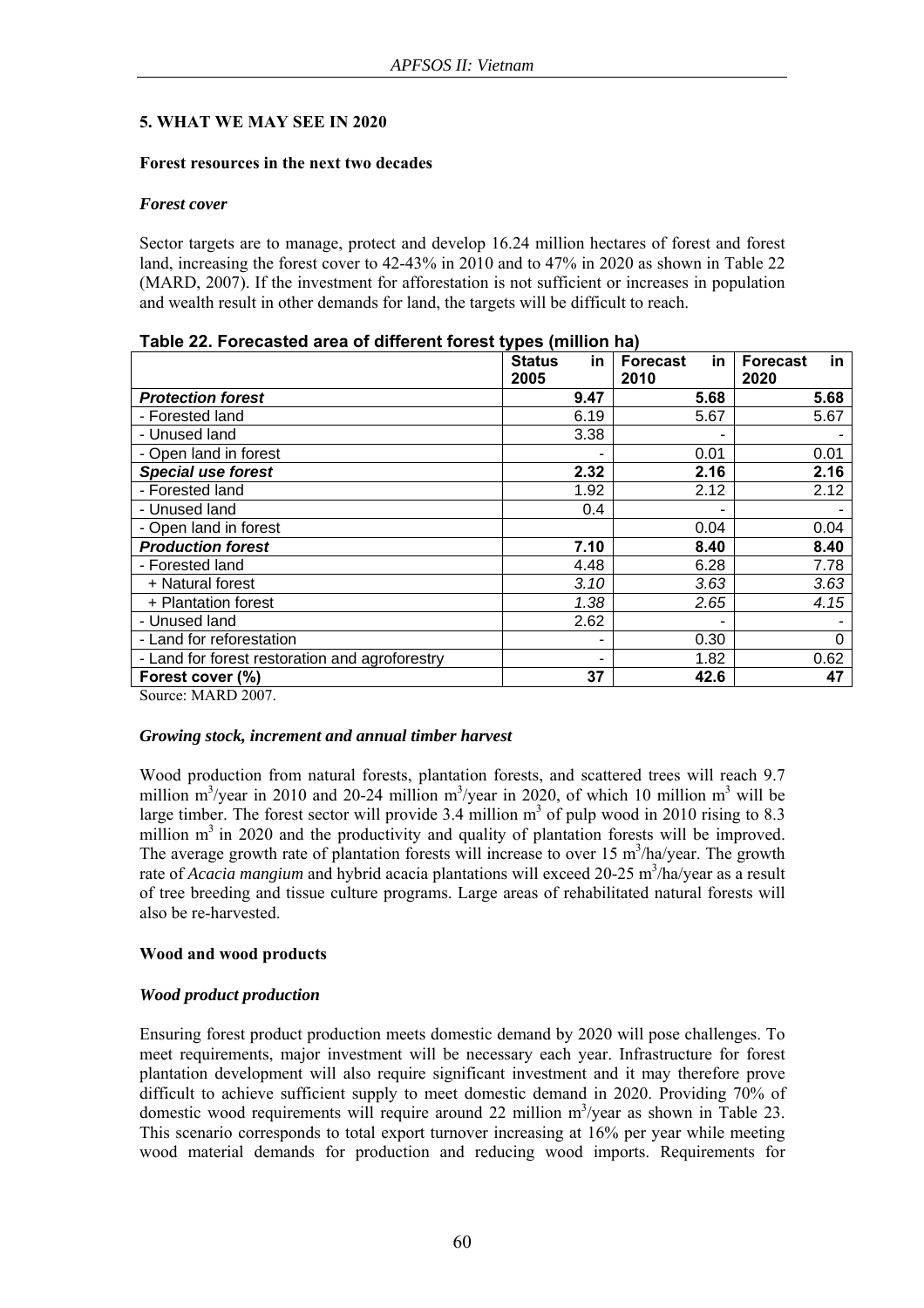## 5. WHAT WE MAY SEE IN 2020

### Forest resources in the next two decades

#### *Forest cover*

Sector targets are to manage, protect and develop 16.24 million hectares of forest and forest land, increasing the forest cover to 42-43% in 2010 and to 47% in 2020 as shown in Table 22 (MARD, 2007). If the investment for afforestation is not sufficient or increases in population and wealth result in other demands for land, the targets will be difficult to reach.

**Table 22. Forecasted area of different forest types (million ha)**

| | Status in 2005 | Forecast in 2010 | Forecast in 2020 |
|---|---|---|---|
| ***Protection forest*** | **9.47** | **5.68** | **5.68** |
| - Forested land | 6.19 | 5.67 | 5.67 |
| - Unused land | 3.38 | - | - |
| - Open land in forest | - | 0.01 | 0.01 |
| ***Special use forest*** | **2.32** | **2.16** | **2.16** |
| - Forested land | 1.92 | 2.12 | 2.12 |
| - Unused land | 0.4 | - | - |
| - Open land in forest | | 0.04 | 0.04 |
| ***Production forest*** | **7.10** | **8.40** | **8.40** |
| - Forested land | 4.48 | 6.28 | 7.78 |
| + Natural forest | *3.10* | *3.63* | *3.63* |
| + Plantation forest | *1.38* | *2.65* | *4.15* |
| - Unused land | 2.62 | - | - |
| - Land for reforestation | - | 0.30 | 0 |
| - Land for forest restoration and agroforestry | - | 1.82 | 0.62 |
| **Forest cover (%)** | **37** | **42.6** | **47** |

Source: MARD 2007.

#### *Growing stock, increment and annual timber harvest*

Wood production from natural forests, plantation forests, and scattered trees will reach 9.7 million $m^3$/year in 2010 and 20-24 million $m^3$/year in 2020, of which 10 million $m^3$ will be large timber. The forest sector will provide 3.4 million $m^3$ of pulp wood in 2010 rising to 8.3 million $m^3$ in 2020 and the productivity and quality of plantation forests will be improved. The average growth rate of plantation forests will increase to over 15 $m^3$/ha/year. The growth rate of *Acacia mangium* and hybrid acacia plantations will exceed 20-25 $m^3$/ha/year as a result of tree breeding and tissue culture programs. Large areas of rehabilitated natural forests will also be re-harvested.

### Wood and wood products

#### *Wood product production*

Ensuring forest product production meets domestic demand by 2020 will pose challenges. To meet requirements, major investment will be necessary each year. Infrastructure for forest plantation development will also require significant investment and it may therefore prove difficult to achieve sufficient supply to meet domestic demand in 2020. Providing 70% of domestic wood requirements will require around 22 million $m^3$/year as shown in Table 23. This scenario corresponds to total export turnover increasing at 16% per year while meeting wood material demands for production and reducing wood imports. Requirements for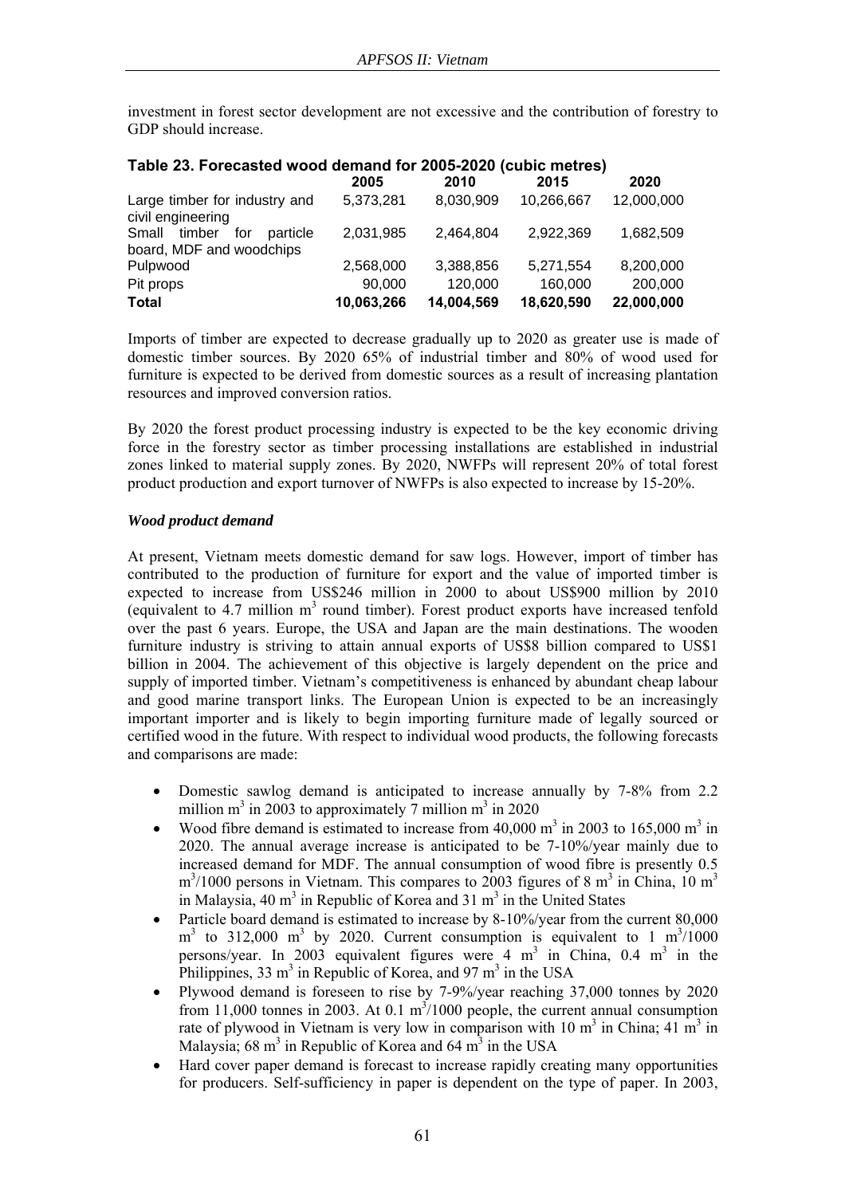investment in forest sector development are not excessive and the contribution of forestry to GDP should increase.

**Table 23. Forecasted wood demand for 2005-2020 (cubic metres)**

| | 2005 | 2010 | 2015 | 2020 |
|---|---|---|---|---|
| Large timber for industry and civil engineering | 5,373,281 | 8,030,909 | 10,266,667 | 12,000,000 |
| Small timber for particle board, MDF and woodchips | 2,031,985 | 2,464,804 | 2,922,369 | 1,682,509 |
| Pulpwood | 2,568,000 | 3,388,856 | 5,271,554 | 8,200,000 |
| Pit props | 90,000 | 120,000 | 160,000 | 200,000 |
| **Total** | **10,063,266** | **14,004,569** | **18,620,590** | **22,000,000** |

Imports of timber are expected to decrease gradually up to 2020 as greater use is made of domestic timber sources. By 2020 65% of industrial timber and 80% of wood used for furniture is expected to be derived from domestic sources as a result of increasing plantation resources and improved conversion ratios.

By 2020 the forest product processing industry is expected to be the key economic driving force in the forestry sector as timber processing installations are established in industrial zones linked to material supply zones. By 2020, NWFPs will represent 20% of total forest product production and export turnover of NWFPs is also expected to increase by 15-20%.

***Wood product demand***

At present, Vietnam meets domestic demand for saw logs. However, import of timber has contributed to the production of furniture for export and the value of imported timber is expected to increase from US$246 million in 2000 to about US$900 million by 2010 (equivalent to 4.7 million $m^3$ round timber). Forest product exports have increased tenfold over the past 6 years. Europe, the USA and Japan are the main destinations. The wooden furniture industry is striving to attain annual exports of US$8 billion compared to US$1 billion in 2004. The achievement of this objective is largely dependent on the price and supply of imported timber. Vietnam's competitiveness is enhanced by abundant cheap labour and good marine transport links. The European Union is expected to be an increasingly important importer and is likely to begin importing furniture made of legally sourced or certified wood in the future. With respect to individual wood products, the following forecasts and comparisons are made:

- Domestic sawlog demand is anticipated to increase annually by 7-8% from 2.2 million $m^3$ in 2003 to approximately 7 million $m^3$ in 2020
- Wood fibre demand is estimated to increase from 40,000 $m^3$ in 2003 to 165,000 $m^3$ in 2020. The annual average increase is anticipated to be 7-10%/year mainly due to increased demand for MDF. The annual consumption of wood fibre is presently 0.5 $m^3$/1000 persons in Vietnam. This compares to 2003 figures of 8 $m^3$ in China, 10 $m^3$ in Malaysia, 40 $m^3$ in Republic of Korea and 31 $m^3$ in the United States
- Particle board demand is estimated to increase by 8-10%/year from the current 80,000 $m^3$ to 312,000 $m^3$ by 2020. Current consumption is equivalent to 1 $m^3$/1000 persons/year. In 2003 equivalent figures were 4 $m^3$ in China, 0.4 $m^3$ in the Philippines, 33 $m^3$ in Republic of Korea, and 97 $m^3$ in the USA
- Plywood demand is foreseen to rise by 7-9%/year reaching 37,000 tonnes by 2020 from 11,000 tonnes in 2003. At 0.1 $m^3$/1000 people, the current annual consumption rate of plywood in Vietnam is very low in comparison with 10 $m^3$ in China; 41 $m^3$ in Malaysia; 68 $m^3$ in Republic of Korea and 64 $m^3$ in the USA
- Hard cover paper demand is forecast to increase rapidly creating many opportunities for producers. Self-sufficiency in paper is dependent on the type of paper. In 2003,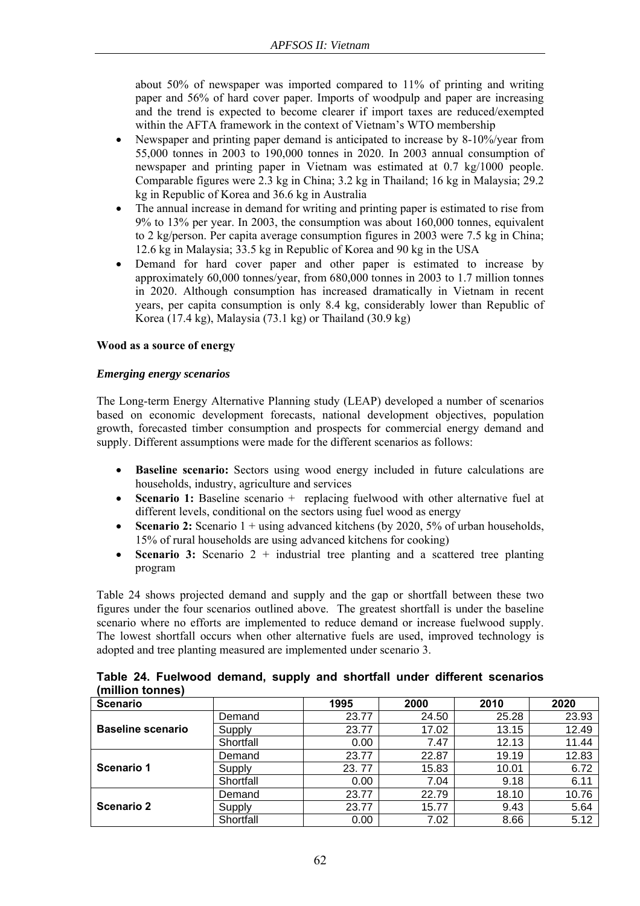about 50% of newspaper was imported compared to 11% of printing and writing paper and 56% of hard cover paper. Imports of woodpulp and paper are increasing and the trend is expected to become clearer if import taxes are reduced/exempted within the AFTA framework in the context of Vietnam's WTO membership

- Newspaper and printing paper demand is anticipated to increase by 8-10%/year from 55,000 tonnes in 2003 to 190,000 tonnes in 2020. In 2003 annual consumption of newspaper and printing paper in Vietnam was estimated at 0.7 kg/1000 people. Comparable figures were 2.3 kg in China; 3.2 kg in Thailand; 16 kg in Malaysia; 29.2 kg in Republic of Korea and 36.6 kg in Australia
- The annual increase in demand for writing and printing paper is estimated to rise from 9% to 13% per year. In 2003, the consumption was about 160,000 tonnes, equivalent to 2 kg/person. Per capita average consumption figures in 2003 were 7.5 kg in China; 12.6 kg in Malaysia; 33.5 kg in Republic of Korea and 90 kg in the USA
- Demand for hard cover paper and other paper is estimated to increase by approximately 60,000 tonnes/year, from 680,000 tonnes in 2003 to 1.7 million tonnes in 2020. Although consumption has increased dramatically in Vietnam in recent years, per capita consumption is only 8.4 kg, considerably lower than Republic of Korea (17.4 kg), Malaysia (73.1 kg) or Thailand (30.9 kg)

**Wood as a source of energy**

***Emerging energy scenarios***

The Long-term Energy Alternative Planning study (LEAP) developed a number of scenarios based on economic development forecasts, national development objectives, population growth, forecasted timber consumption and prospects for commercial energy demand and supply. Different assumptions were made for the different scenarios as follows:

- **Baseline scenario:** Sectors using wood energy included in future calculations are households, industry, agriculture and services
- **Scenario 1:** Baseline scenario + replacing fuelwood with other alternative fuel at different levels, conditional on the sectors using fuel wood as energy
- **Scenario 2:** Scenario 1 + using advanced kitchens (by 2020, 5% of urban households, 15% of rural households are using advanced kitchens for cooking)
- **Scenario 3:** Scenario 2 + industrial tree planting and a scattered tree planting program

Table 24 shows projected demand and supply and the gap or shortfall between these two figures under the four scenarios outlined above. The greatest shortfall is under the baseline scenario where no efforts are implemented to reduce demand or increase fuelwood supply. The lowest shortfall occurs when other alternative fuels are used, improved technology is adopted and tree planting measured are implemented under scenario 3.

**Table 24. Fuelwood demand, supply and shortfall under different scenarios (million tonnes)**

| Scenario | | 1995 | 2000 | 2010 | 2020 |
|---|---|---|---|---|---|
| **Baseline scenario** | Demand | 23.77 | 24.50 | 25.28 | 23.93 |
| | Supply | 23.77 | 17.02 | 13.15 | 12.49 |
| | Shortfall | 0.00 | 7.47 | 12.13 | 11.44 |
| **Scenario 1** | Demand | 23.77 | 22.87 | 19.19 | 12.83 |
| | Supply | 23. 77 | 15.83 | 10.01 | 6.72 |
| | Shortfall | 0.00 | 7.04 | 9.18 | 6.11 |
| **Scenario 2** | Demand | 23.77 | 22.79 | 18.10 | 10.76 |
| | Supply | 23.77 | 15.77 | 9.43 | 5.64 |
| | Shortfall | 0.00 | 7.02 | 8.66 | 5.12 |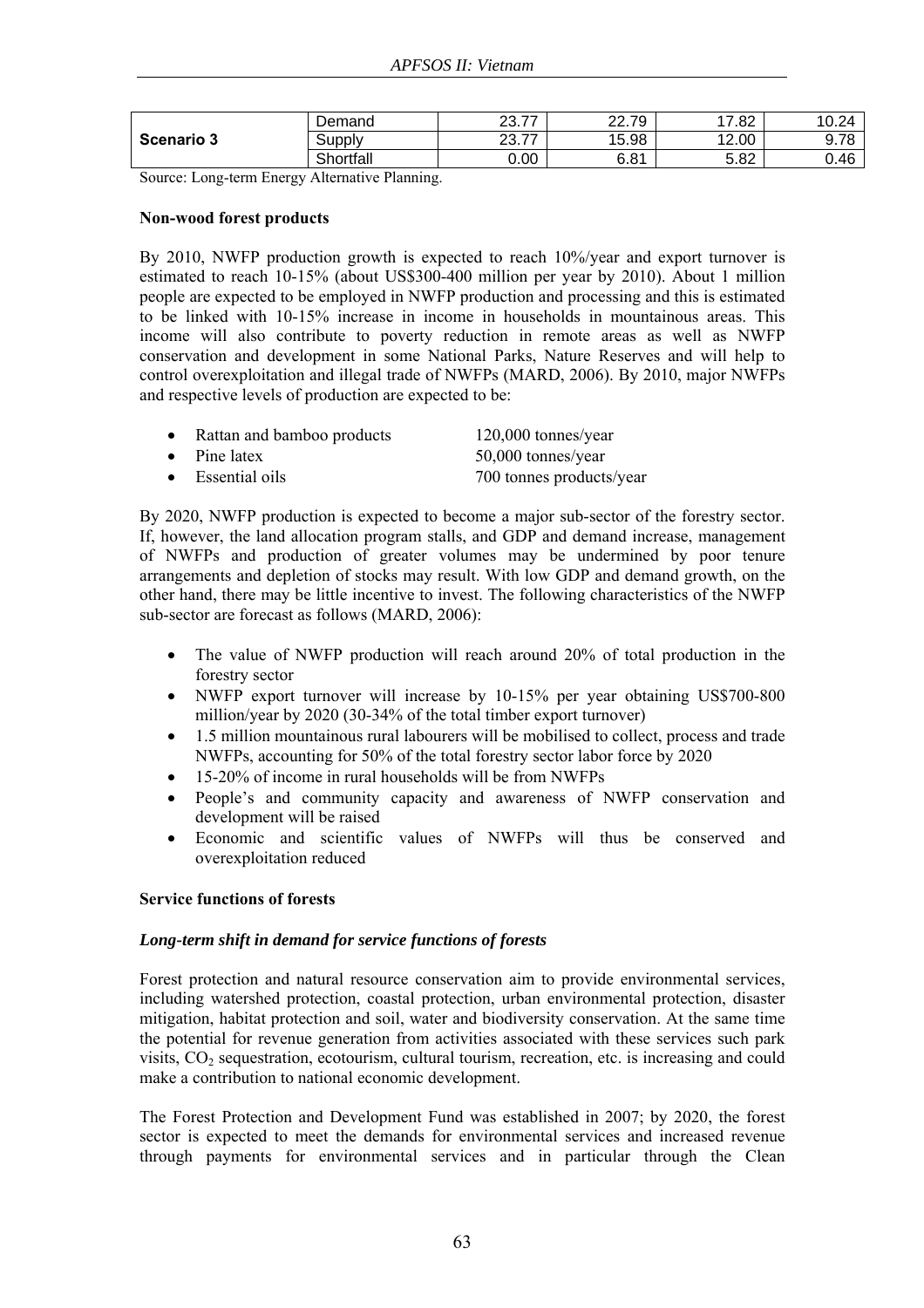| Scenario 3 | Demand | 23.77 | 22.79 | 17.82 | 10.24 |
|---|---|---|---|---|---|
| | Supply | 23.77 | 15.98 | 12.00 | 9.78 |
| | Shortfall | 0.00 | 6.81 | 5.82 | 0.46 |

Source: Long-term Energy Alternative Planning.

**Non-wood forest products**

By 2010, NWFP production growth is expected to reach 10%/year and export turnover is estimated to reach 10-15% (about US$300-400 million per year by 2010). About 1 million people are expected to be employed in NWFP production and processing and this is estimated to be linked with 10-15% increase in income in households in mountainous areas. This income will also contribute to poverty reduction in remote areas as well as NWFP conservation and development in some National Parks, Nature Reserves and will help to control overexploitation and illegal trade of NWFPs (MARD, 2006). By 2010, major NWFPs and respective levels of production are expected to be:

- Rattan and bamboo products 120,000 tonnes/year
- Pine latex 50,000 tonnes/year
- Essential oils 700 tonnes products/year

By 2020, NWFP production is expected to become a major sub-sector of the forestry sector. If, however, the land allocation program stalls, and GDP and demand increase, management of NWFPs and production of greater volumes may be undermined by poor tenure arrangements and depletion of stocks may result. With low GDP and demand growth, on the other hand, there may be little incentive to invest. The following characteristics of the NWFP sub-sector are forecast as follows (MARD, 2006):

- The value of NWFP production will reach around 20% of total production in the forestry sector
- NWFP export turnover will increase by 10-15% per year obtaining US$700-800 million/year by 2020 (30-34% of the total timber export turnover)
- 1.5 million mountainous rural labourers will be mobilised to collect, process and trade NWFPs, accounting for 50% of the total forestry sector labor force by 2020
- 15-20% of income in rural households will be from NWFPs
- People's and community capacity and awareness of NWFP conservation and development will be raised
- Economic and scientific values of NWFPs will thus be conserved and overexploitation reduced

**Service functions of forests**

***Long-term shift in demand for service functions of forests***

Forest protection and natural resource conservation aim to provide environmental services, including watershed protection, coastal protection, urban environmental protection, disaster mitigation, habitat protection and soil, water and biodiversity conservation. At the same time the potential for revenue generation from activities associated with these services such park visits, $CO_2$ sequestration, ecotourism, cultural tourism, recreation, etc. is increasing and could make a contribution to national economic development.

The Forest Protection and Development Fund was established in 2007; by 2020, the forest sector is expected to meet the demands for environmental services and increased revenue through payments for environmental services and in particular through the Clean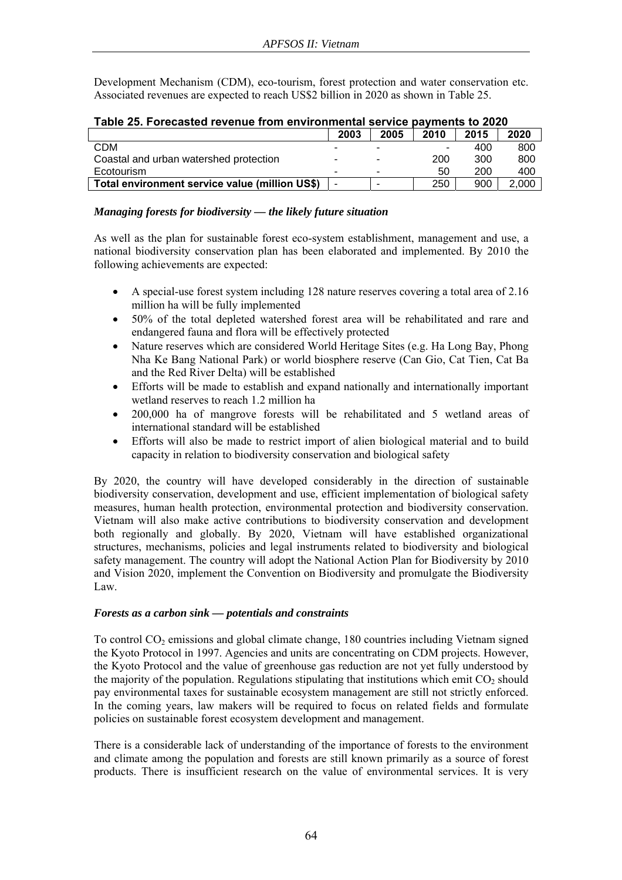Development Mechanism (CDM), eco-tourism, forest protection and water conservation etc. Associated revenues are expected to reach US$2 billion in 2020 as shown in Table 25.

**Table 25. Forecasted revenue from environmental service payments to 2020**

| | 2003 | 2005 | 2010 | 2015 | 2020 |
|---|---|---|---|---|---|
| CDM | - | - | - | 400 | 800 |
| Coastal and urban watershed protection | - | - | 200 | 300 | 800 |
| Ecotourism | - | - | 50 | 200 | 400 |
| **Total environment service value (million US$)** | - | - | 250 | 900 | 2,000 |

***Managing forests for biodiversity — the likely future situation***

As well as the plan for sustainable forest eco-system establishment, management and use, a national biodiversity conservation plan has been elaborated and implemented. By 2010 the following achievements are expected:

- A special-use forest system including 128 nature reserves covering a total area of 2.16 million ha will be fully implemented
- 50% of the total depleted watershed forest area will be rehabilitated and rare and endangered fauna and flora will be effectively protected
- Nature reserves which are considered World Heritage Sites (e.g. Ha Long Bay, Phong Nha Ke Bang National Park) or world biosphere reserve (Can Gio, Cat Tien, Cat Ba and the Red River Delta) will be established
- Efforts will be made to establish and expand nationally and internationally important wetland reserves to reach 1.2 million ha
- 200,000 ha of mangrove forests will be rehabilitated and 5 wetland areas of international standard will be established
- Efforts will also be made to restrict import of alien biological material and to build capacity in relation to biodiversity conservation and biological safety

By 2020, the country will have developed considerably in the direction of sustainable biodiversity conservation, development and use, efficient implementation of biological safety measures, human health protection, environmental protection and biodiversity conservation. Vietnam will also make active contributions to biodiversity conservation and development both regionally and globally. By 2020, Vietnam will have established organizational structures, mechanisms, policies and legal instruments related to biodiversity and biological safety management. The country will adopt the National Action Plan for Biodiversity by 2010 and Vision 2020, implement the Convention on Biodiversity and promulgate the Biodiversity Law.

***Forests as a carbon sink — potentials and constraints***

To control $CO_2$ emissions and global climate change, 180 countries including Vietnam signed the Kyoto Protocol in 1997. Agencies and units are concentrating on CDM projects. However, the Kyoto Protocol and the value of greenhouse gas reduction are not yet fully understood by the majority of the population. Regulations stipulating that institutions which emit $CO_2$ should pay environmental taxes for sustainable ecosystem management are still not strictly enforced. In the coming years, law makers will be required to focus on related fields and formulate policies on sustainable forest ecosystem development and management.

There is a considerable lack of understanding of the importance of forests to the environment and climate among the population and forests are still known primarily as a source of forest products. There is insufficient research on the value of environmental services. It is very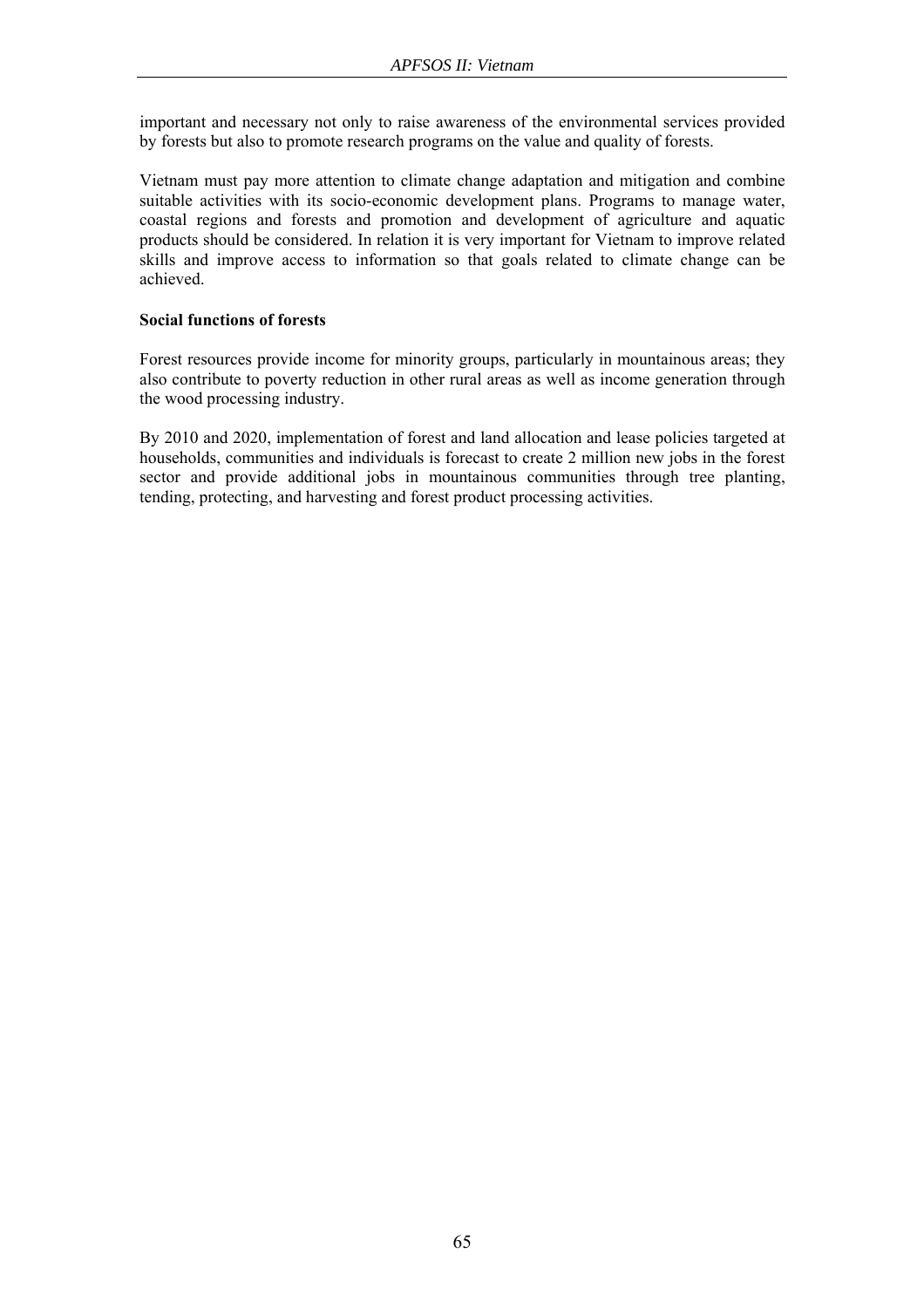important and necessary not only to raise awareness of the environmental services provided by forests but also to promote research programs on the value and quality of forests.

Vietnam must pay more attention to climate change adaptation and mitigation and combine suitable activities with its socio-economic development plans. Programs to manage water, coastal regions and forests and promotion and development of agriculture and aquatic products should be considered. In relation it is very important for Vietnam to improve related skills and improve access to information so that goals related to climate change can be achieved.

**Social functions of forests**

Forest resources provide income for minority groups, particularly in mountainous areas; they also contribute to poverty reduction in other rural areas as well as income generation through the wood processing industry.

By 2010 and 2020, implementation of forest and land allocation and lease policies targeted at households, communities and individuals is forecast to create 2 million new jobs in the forest sector and provide additional jobs in mountainous communities through tree planting, tending, protecting, and harvesting and forest product processing activities.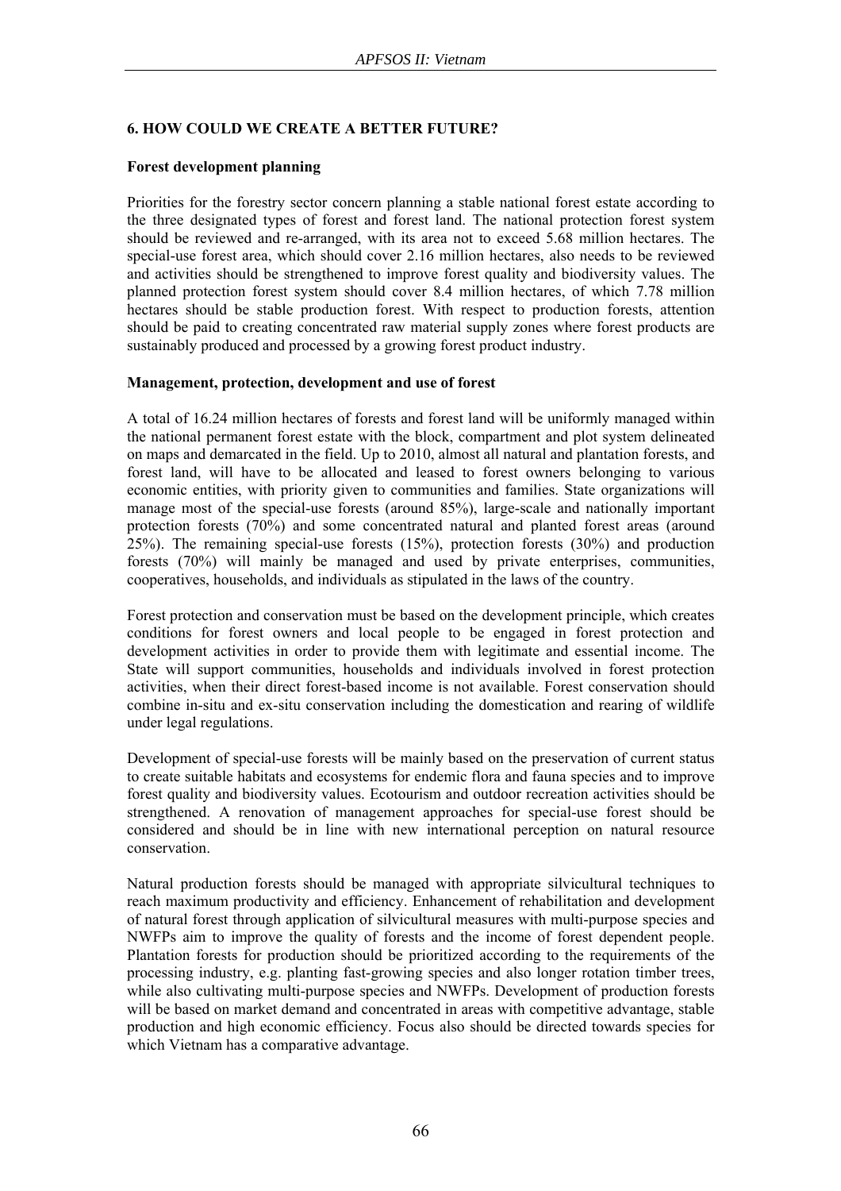## 6. HOW COULD WE CREATE A BETTER FUTURE?

### Forest development planning

Priorities for the forestry sector concern planning a stable national forest estate according to the three designated types of forest and forest land. The national protection forest system should be reviewed and re-arranged, with its area not to exceed 5.68 million hectares. The special-use forest area, which should cover 2.16 million hectares, also needs to be reviewed and activities should be strengthened to improve forest quality and biodiversity values. The planned protection forest system should cover 8.4 million hectares, of which 7.78 million hectares should be stable production forest. With respect to production forests, attention should be paid to creating concentrated raw material supply zones where forest products are sustainably produced and processed by a growing forest product industry.

### Management, protection, development and use of forest

A total of 16.24 million hectares of forests and forest land will be uniformly managed within the national permanent forest estate with the block, compartment and plot system delineated on maps and demarcated in the field. Up to 2010, almost all natural and plantation forests, and forest land, will have to be allocated and leased to forest owners belonging to various economic entities, with priority given to communities and families. State organizations will manage most of the special-use forests (around 85%), large-scale and nationally important protection forests (70%) and some concentrated natural and planted forest areas (around 25%). The remaining special-use forests (15%), protection forests (30%) and production forests (70%) will mainly be managed and used by private enterprises, communities, cooperatives, households, and individuals as stipulated in the laws of the country.

Forest protection and conservation must be based on the development principle, which creates conditions for forest owners and local people to be engaged in forest protection and development activities in order to provide them with legitimate and essential income. The State will support communities, households and individuals involved in forest protection activities, when their direct forest-based income is not available. Forest conservation should combine in-situ and ex-situ conservation including the domestication and rearing of wildlife under legal regulations.

Development of special-use forests will be mainly based on the preservation of current status to create suitable habitats and ecosystems for endemic flora and fauna species and to improve forest quality and biodiversity values. Ecotourism and outdoor recreation activities should be strengthened. A renovation of management approaches for special-use forest should be considered and should be in line with new international perception on natural resource conservation.

Natural production forests should be managed with appropriate silvicultural techniques to reach maximum productivity and efficiency. Enhancement of rehabilitation and development of natural forest through application of silvicultural measures with multi-purpose species and NWFPs aim to improve the quality of forests and the income of forest dependent people. Plantation forests for production should be prioritized according to the requirements of the processing industry, e.g. planting fast-growing species and also longer rotation timber trees, while also cultivating multi-purpose species and NWFPs. Development of production forests will be based on market demand and concentrated in areas with competitive advantage, stable production and high economic efficiency. Focus also should be directed towards species for which Vietnam has a comparative advantage.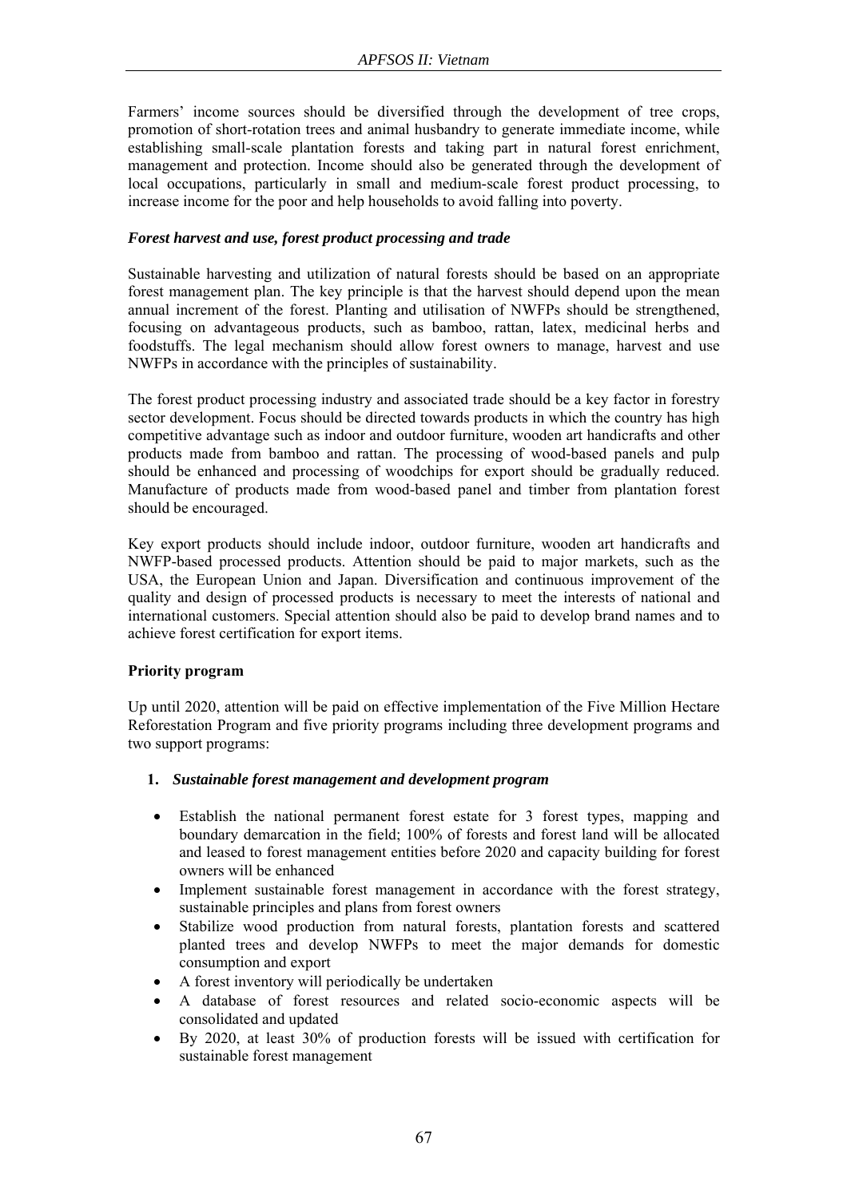Farmers' income sources should be diversified through the development of tree crops, promotion of short-rotation trees and animal husbandry to generate immediate income, while establishing small-scale plantation forests and taking part in natural forest enrichment, management and protection. Income should also be generated through the development of local occupations, particularly in small and medium-scale forest product processing, to increase income for the poor and help households to avoid falling into poverty.

### *Forest harvest and use, forest product processing and trade*

Sustainable harvesting and utilization of natural forests should be based on an appropriate forest management plan. The key principle is that the harvest should depend upon the mean annual increment of the forest. Planting and utilisation of NWFPs should be strengthened, focusing on advantageous products, such as bamboo, rattan, latex, medicinal herbs and foodstuffs. The legal mechanism should allow forest owners to manage, harvest and use NWFPs in accordance with the principles of sustainability.

The forest product processing industry and associated trade should be a key factor in forestry sector development. Focus should be directed towards products in which the country has high competitive advantage such as indoor and outdoor furniture, wooden art handicrafts and other products made from bamboo and rattan. The processing of wood-based panels and pulp should be enhanced and processing of woodchips for export should be gradually reduced. Manufacture of products made from wood-based panel and timber from plantation forest should be encouraged.

Key export products should include indoor, outdoor furniture, wooden art handicrafts and NWFP-based processed products. Attention should be paid to major markets, such as the USA, the European Union and Japan. Diversification and continuous improvement of the quality and design of processed products is necessary to meet the interests of national and international customers. Special attention should also be paid to develop brand names and to achieve forest certification for export items.

### **Priority program**

Up until 2020, attention will be paid on effective implementation of the Five Million Hectare Reforestation Program and five priority programs including three development programs and two support programs:

1. ***Sustainable forest management and development program***

- Establish the national permanent forest estate for 3 forest types, mapping and boundary demarcation in the field; 100% of forests and forest land will be allocated and leased to forest management entities before 2020 and capacity building for forest owners will be enhanced
- Implement sustainable forest management in accordance with the forest strategy, sustainable principles and plans from forest owners
- Stabilize wood production from natural forests, plantation forests and scattered planted trees and develop NWFPs to meet the major demands for domestic consumption and export
- A forest inventory will periodically be undertaken
- A database of forest resources and related socio-economic aspects will be consolidated and updated
- By 2020, at least 30% of production forests will be issued with certification for sustainable forest management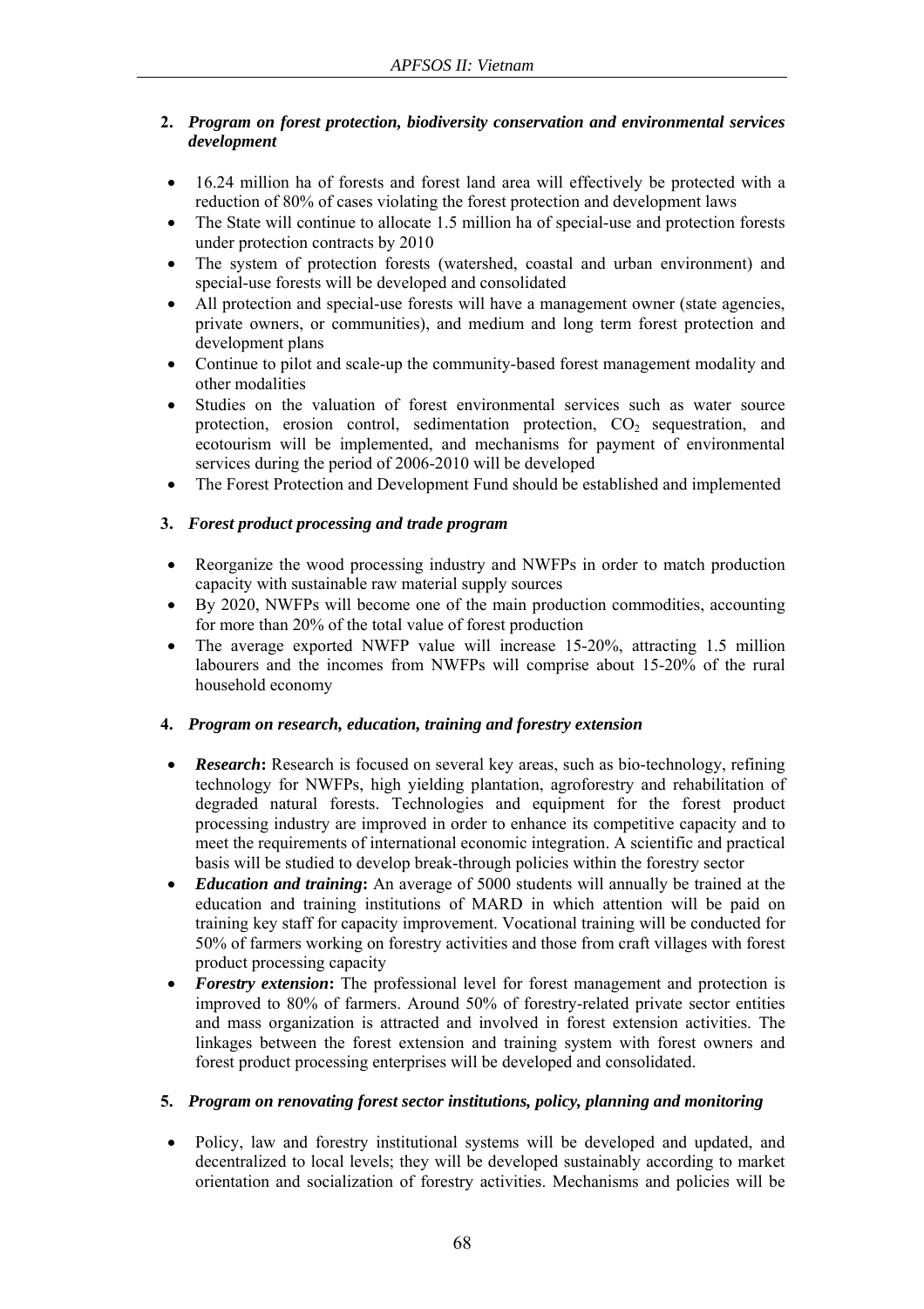**2. *Program on forest protection, biodiversity conservation and environmental services development***

- 16.24 million ha of forests and forest land area will effectively be protected with a reduction of 80% of cases violating the forest protection and development laws
- The State will continue to allocate 1.5 million ha of special-use and protection forests under protection contracts by 2010
- The system of protection forests (watershed, coastal and urban environment) and special-use forests will be developed and consolidated
- All protection and special-use forests will have a management owner (state agencies, private owners, or communities), and medium and long term forest protection and development plans
- Continue to pilot and scale-up the community-based forest management modality and other modalities
- Studies on the valuation of forest environmental services such as water source protection, erosion control, sedimentation protection, $CO_2$ sequestration, and ecotourism will be implemented, and mechanisms for payment of environmental services during the period of 2006-2010 will be developed
- The Forest Protection and Development Fund should be established and implemented

**3. *Forest product processing and trade program***

- Reorganize the wood processing industry and NWFPs in order to match production capacity with sustainable raw material supply sources
- By 2020, NWFPs will become one of the main production commodities, accounting for more than 20% of the total value of forest production
- The average exported NWFP value will increase 15-20%, attracting 1.5 million labourers and the incomes from NWFPs will comprise about 15-20% of the rural household economy

**4. *Program on research, education, training and forestry extension***

- ***Research*****:** Research is focused on several key areas, such as bio-technology, refining technology for NWFPs, high yielding plantation, agroforestry and rehabilitation of degraded natural forests. Technologies and equipment for the forest product processing industry are improved in order to enhance its competitive capacity and to meet the requirements of international economic integration. A scientific and practical basis will be studied to develop break-through policies within the forestry sector
- ***Education and training*****:** An average of 5000 students will annually be trained at the education and training institutions of MARD in which attention will be paid on training key staff for capacity improvement. Vocational training will be conducted for 50% of farmers working on forestry activities and those from craft villages with forest product processing capacity
- ***Forestry extension*****:** The professional level for forest management and protection is improved to 80% of farmers. Around 50% of forestry-related private sector entities and mass organization is attracted and involved in forest extension activities. The linkages between the forest extension and training system with forest owners and forest product processing enterprises will be developed and consolidated.

**5. *Program on renovating forest sector institutions, policy, planning and monitoring***

- Policy, law and forestry institutional systems will be developed and updated, and decentralized to local levels; they will be developed sustainably according to market orientation and socialization of forestry activities. Mechanisms and policies will be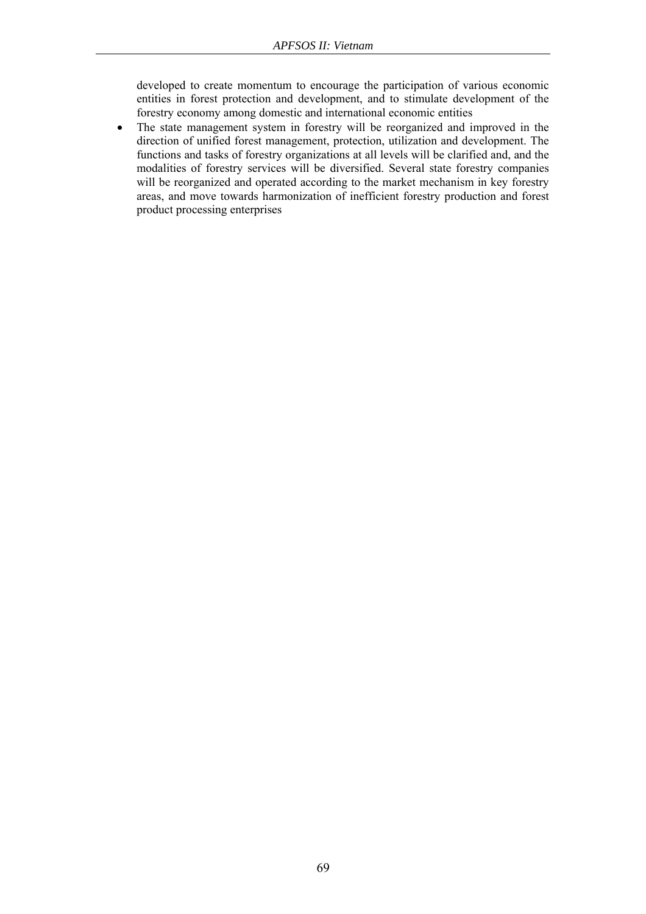developed to create momentum to encourage the participation of various economic entities in forest protection and development, and to stimulate development of the forestry economy among domestic and international economic entities

- The state management system in forestry will be reorganized and improved in the direction of unified forest management, protection, utilization and development. The functions and tasks of forestry organizations at all levels will be clarified and, and the modalities of forestry services will be diversified. Several state forestry companies will be reorganized and operated according to the market mechanism in key forestry areas, and move towards harmonization of inefficient forestry production and forest product processing enterprises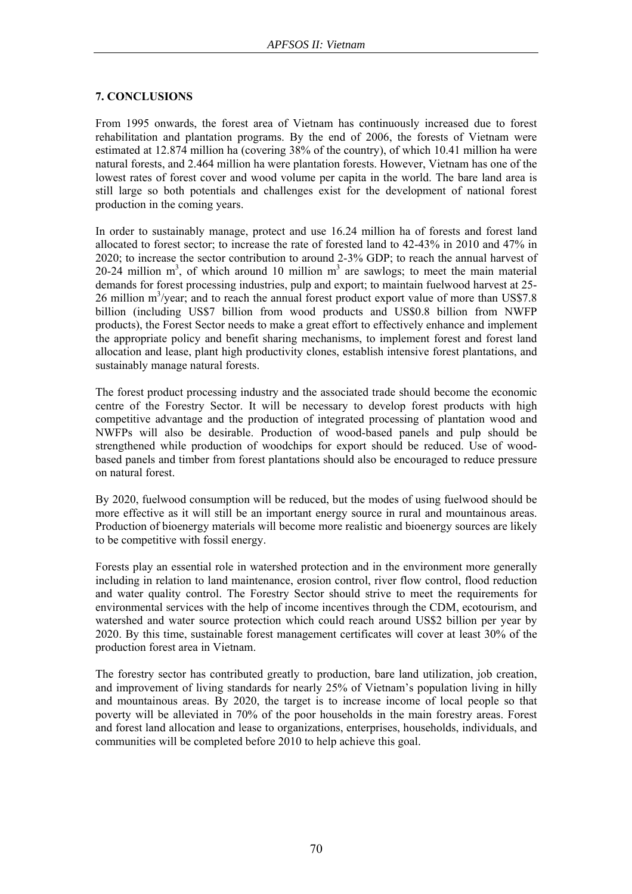## 7. CONCLUSIONS

From 1995 onwards, the forest area of Vietnam has continuously increased due to forest rehabilitation and plantation programs. By the end of 2006, the forests of Vietnam were estimated at 12.874 million ha (covering 38% of the country), of which 10.41 million ha were natural forests, and 2.464 million ha were plantation forests. However, Vietnam has one of the lowest rates of forest cover and wood volume per capita in the world. The bare land area is still large so both potentials and challenges exist for the development of national forest production in the coming years.

In order to sustainably manage, protect and use 16.24 million ha of forests and forest land allocated to forest sector; to increase the rate of forested land to 42-43% in 2010 and 47% in 2020; to increase the sector contribution to around 2-3% GDP; to reach the annual harvest of 20-24 million $m^3$, of which around 10 million $m^3$ are sawlogs; to meet the main material demands for forest processing industries, pulp and export; to maintain fuelwood harvest at 25-26 million $m^3$/year; and to reach the annual forest product export value of more than US$7.8 billion (including US$7 billion from wood products and US$0.8 billion from NWFP products), the Forest Sector needs to make a great effort to effectively enhance and implement the appropriate policy and benefit sharing mechanisms, to implement forest and forest land allocation and lease, plant high productivity clones, establish intensive forest plantations, and sustainably manage natural forests.

The forest product processing industry and the associated trade should become the economic centre of the Forestry Sector. It will be necessary to develop forest products with high competitive advantage and the production of integrated processing of plantation wood and NWFPs will also be desirable. Production of wood-based panels and pulp should be strengthened while production of woodchips for export should be reduced. Use of wood-based panels and timber from forest plantations should also be encouraged to reduce pressure on natural forest.

By 2020, fuelwood consumption will be reduced, but the modes of using fuelwood should be more effective as it will still be an important energy source in rural and mountainous areas. Production of bioenergy materials will become more realistic and bioenergy sources are likely to be competitive with fossil energy.

Forests play an essential role in watershed protection and in the environment more generally including in relation to land maintenance, erosion control, river flow control, flood reduction and water quality control. The Forestry Sector should strive to meet the requirements for environmental services with the help of income incentives through the CDM, ecotourism, and watershed and water source protection which could reach around US$2 billion per year by 2020. By this time, sustainable forest management certificates will cover at least 30% of the production forest area in Vietnam.

The forestry sector has contributed greatly to production, bare land utilization, job creation, and improvement of living standards for nearly 25% of Vietnam's population living in hilly and mountainous areas. By 2020, the target is to increase income of local people so that poverty will be alleviated in 70% of the poor households in the main forestry areas. Forest and forest land allocation and lease to organizations, enterprises, households, individuals, and communities will be completed before 2010 to help achieve this goal.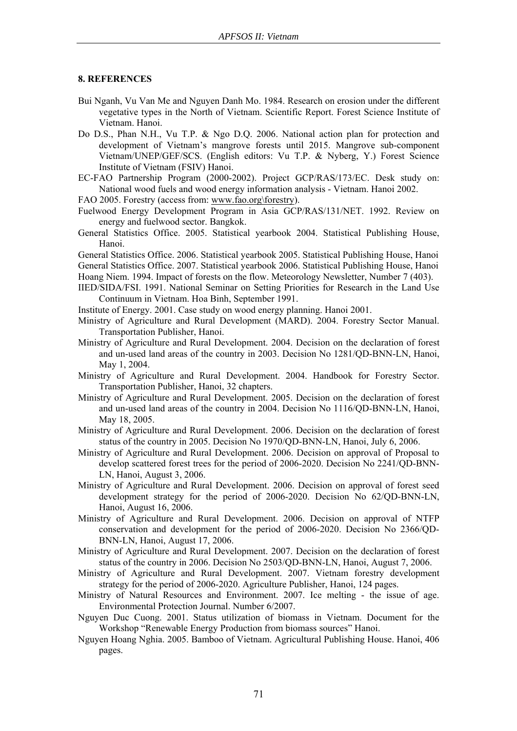## 8. REFERENCES

Bui Nganh, Vu Van Me and Nguyen Danh Mo. 1984. Research on erosion under the different vegetative types in the North of Vietnam. Scientific Report. Forest Science Institute of Vietnam. Hanoi.

Do D.S., Phan N.H., Vu T.P. & Ngo D.Q. 2006. National action plan for protection and development of Vietnam's mangrove forests until 2015. Mangrove sub-component Vietnam/UNEP/GEF/SCS. (English editors: Vu T.P. & Nyberg, Y.) Forest Science Institute of Vietnam (FSIV) Hanoi.

EC-FAO Partnership Program (2000-2002). Project GCP/RAS/173/EC. Desk study on: National wood fuels and wood energy information analysis - Vietnam. Hanoi 2002.

FAO 2005. Forestry (access from: www.fao.org\forestry).

Fuelwood Energy Development Program in Asia GCP/RAS/131/NET. 1992. Review on energy and fuelwood sector. Bangkok.

General Statistics Office. 2005. Statistical yearbook 2004. Statistical Publishing House, Hanoi.

General Statistics Office. 2006. Statistical yearbook 2005. Statistical Publishing House, Hanoi

General Statistics Office. 2007. Statistical yearbook 2006. Statistical Publishing House, Hanoi

Hoang Niem. 1994. Impact of forests on the flow. Meteorology Newsletter, Number 7 (403).

IIED/SIDA/FSI. 1991. National Seminar on Setting Priorities for Research in the Land Use Continuum in Vietnam. Hoa Binh, September 1991.

Institute of Energy. 2001. Case study on wood energy planning. Hanoi 2001.

Ministry of Agriculture and Rural Development (MARD). 2004. Forestry Sector Manual. Transportation Publisher, Hanoi.

Ministry of Agriculture and Rural Development. 2004. Decision on the declaration of forest and un-used land areas of the country in 2003. Decision No 1281/QD-BNN-LN, Hanoi, May 1, 2004.

Ministry of Agriculture and Rural Development. 2004. Handbook for Forestry Sector. Transportation Publisher, Hanoi, 32 chapters.

Ministry of Agriculture and Rural Development. 2005. Decision on the declaration of forest and un-used land areas of the country in 2004. Decision No 1116/QD-BNN-LN, Hanoi, May 18, 2005.

Ministry of Agriculture and Rural Development. 2006. Decision on the declaration of forest status of the country in 2005. Decision No 1970/QD-BNN-LN, Hanoi, July 6, 2006.

Ministry of Agriculture and Rural Development. 2006. Decision on approval of Proposal to develop scattered forest trees for the period of 2006-2020. Decision No 2241/QD-BNN-LN, Hanoi, August 3, 2006.

Ministry of Agriculture and Rural Development. 2006. Decision on approval of forest seed development strategy for the period of 2006-2020. Decision No 62/QD-BNN-LN, Hanoi, August 16, 2006.

Ministry of Agriculture and Rural Development. 2006. Decision on approval of NTFP conservation and development for the period of 2006-2020. Decision No 2366/QD-BNN-LN, Hanoi, August 17, 2006.

Ministry of Agriculture and Rural Development. 2007. Decision on the declaration of forest status of the country in 2006. Decision No 2503/QD-BNN-LN, Hanoi, August 7, 2006.

Ministry of Agriculture and Rural Development. 2007. Vietnam forestry development strategy for the period of 2006-2020. Agriculture Publisher, Hanoi, 124 pages.

Ministry of Natural Resources and Environment. 2007. Ice melting - the issue of age. Environmental Protection Journal. Number 6/2007.

Nguyen Duc Cuong. 2001. Status utilization of biomass in Vietnam. Document for the Workshop "Renewable Energy Production from biomass sources" Hanoi.

Nguyen Hoang Nghia. 2005. Bamboo of Vietnam. Agricultural Publishing House. Hanoi, 406 pages.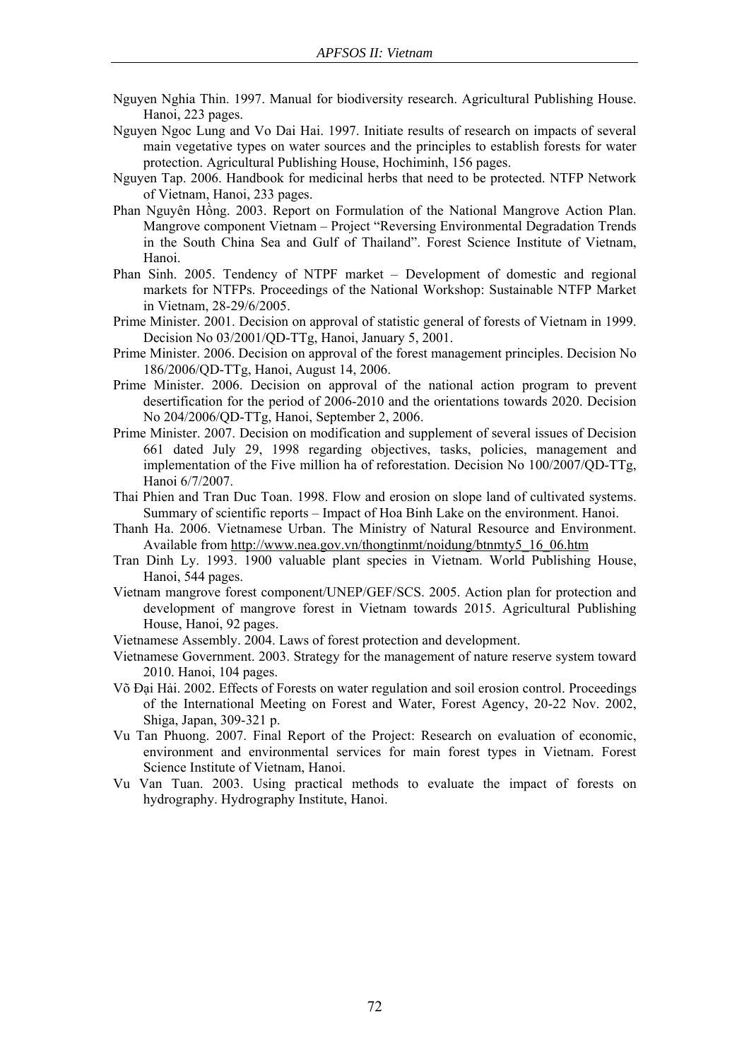Nguyen Nghia Thin. 1997. Manual for biodiversity research. Agricultural Publishing House. Hanoi, 223 pages.

Nguyen Ngoc Lung and Vo Dai Hai. 1997. Initiate results of research on impacts of several main vegetative types on water sources and the principles to establish forests for water protection. Agricultural Publishing House, Hochiminh, 156 pages.

Nguyen Tap. 2006. Handbook for medicinal herbs that need to be protected. NTFP Network of Vietnam, Hanoi, 233 pages.

Phan Nguyên Hồng. 2003. Report on Formulation of the National Mangrove Action Plan. Mangrove component Vietnam – Project "Reversing Environmental Degradation Trends in the South China Sea and Gulf of Thailand". Forest Science Institute of Vietnam, Hanoi.

Phan Sinh. 2005. Tendency of NTPF market – Development of domestic and regional markets for NTFPs. Proceedings of the National Workshop: Sustainable NTFP Market in Vietnam, 28-29/6/2005.

Prime Minister. 2001. Decision on approval of statistic general of forests of Vietnam in 1999. Decision No 03/2001/QD-TTg, Hanoi, January 5, 2001.

Prime Minister. 2006. Decision on approval of the forest management principles. Decision No 186/2006/QD-TTg, Hanoi, August 14, 2006.

Prime Minister. 2006. Decision on approval of the national action program to prevent desertification for the period of 2006-2010 and the orientations towards 2020. Decision No 204/2006/QD-TTg, Hanoi, September 2, 2006.

Prime Minister. 2007. Decision on modification and supplement of several issues of Decision 661 dated July 29, 1998 regarding objectives, tasks, policies, management and implementation of the Five million ha of reforestation. Decision No 100/2007/QD-TTg, Hanoi 6/7/2007.

Thai Phien and Tran Duc Toan. 1998. Flow and erosion on slope land of cultivated systems. Summary of scientific reports – Impact of Hoa Binh Lake on the environment. Hanoi.

Thanh Ha. 2006. Vietnamese Urban. The Ministry of Natural Resource and Environment. Available from http://www.nea.gov.vn/thongtinmt/noidung/btnmty5_16_06.htm

Tran Dinh Ly. 1993. 1900 valuable plant species in Vietnam. World Publishing House, Hanoi, 544 pages.

Vietnam mangrove forest component/UNEP/GEF/SCS. 2005. Action plan for protection and development of mangrove forest in Vietnam towards 2015. Agricultural Publishing House, Hanoi, 92 pages.

Vietnamese Assembly. 2004. Laws of forest protection and development.

Vietnamese Government. 2003. Strategy for the management of nature reserve system toward 2010. Hanoi, 104 pages.

Võ Đại Hải. 2002. Effects of Forests on water regulation and soil erosion control. Proceedings of the International Meeting on Forest and Water, Forest Agency, 20-22 Nov. 2002, Shiga, Japan, 309-321 p.

Vu Tan Phuong. 2007. Final Report of the Project: Research on evaluation of economic, environment and environmental services for main forest types in Vietnam. Forest Science Institute of Vietnam, Hanoi.

Vu Van Tuan. 2003. Using practical methods to evaluate the impact of forests on hydrography. Hydrography Institute, Hanoi.